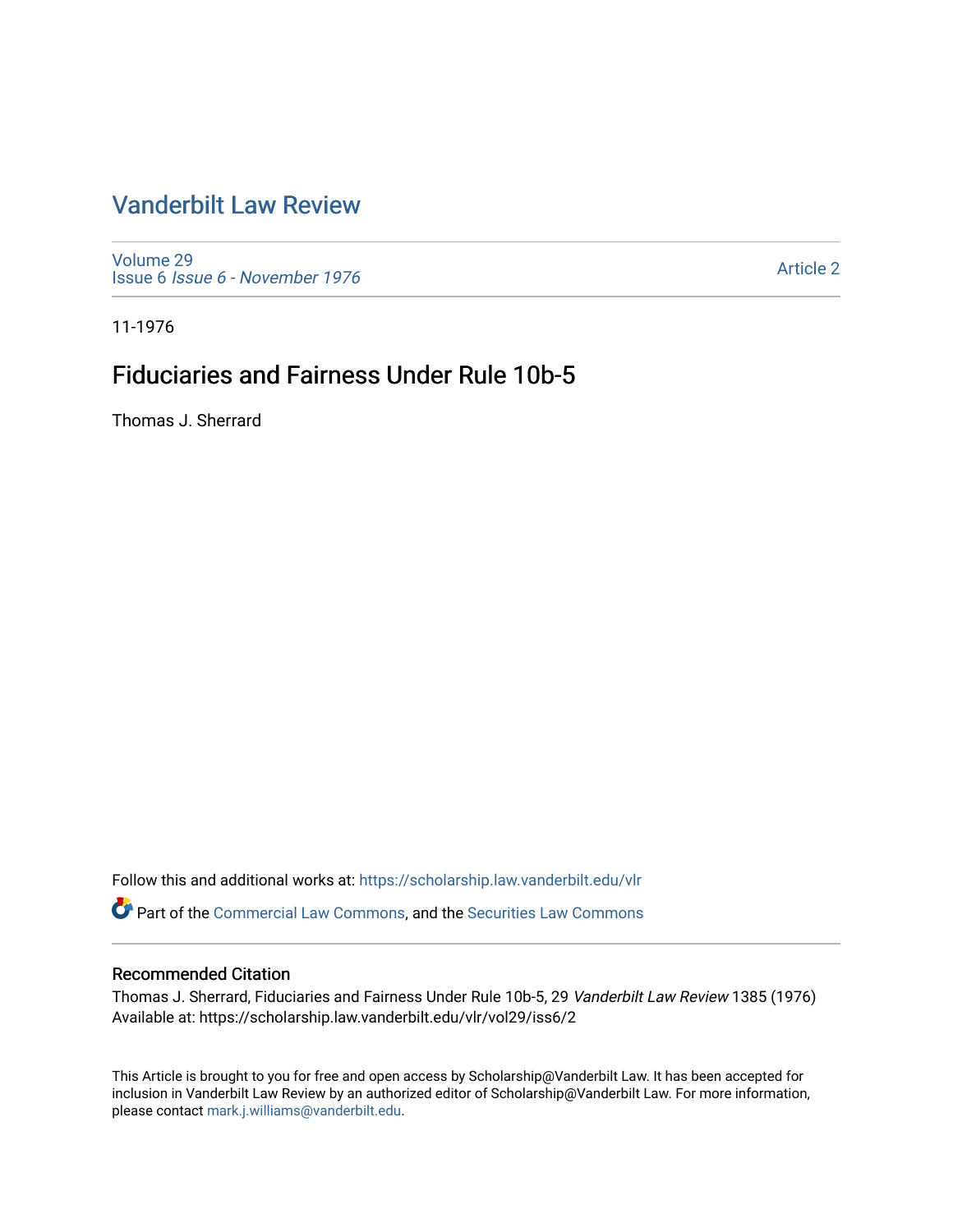# Vanderbilt Law Review

Volume 29
Issue 6 *Issue 6 - November 1976*

Article 2

11-1976

## Fiduciaries and Fairness Under Rule 10b-5

Thomas J. Sherrard

Follow this and additional works at: https://scholarship.law.vanderbilt.edu/vlr

Part of the Commercial Law Commons, and the Securities Law Commons

### Recommended Citation

Thomas J. Sherrard, Fiduciaries and Fairness Under Rule 10b-5, 29 *Vanderbilt Law Review* 1385 (1976)
Available at: https://scholarship.law.vanderbilt.edu/vlr/vol29/iss6/2

This Article is brought to you for free and open access by Scholarship@Vanderbilt Law. It has been accepted for inclusion in Vanderbilt Law Review by an authorized editor of Scholarship@Vanderbilt Law. For more information, please contact mark.j.williams@vanderbilt.edu.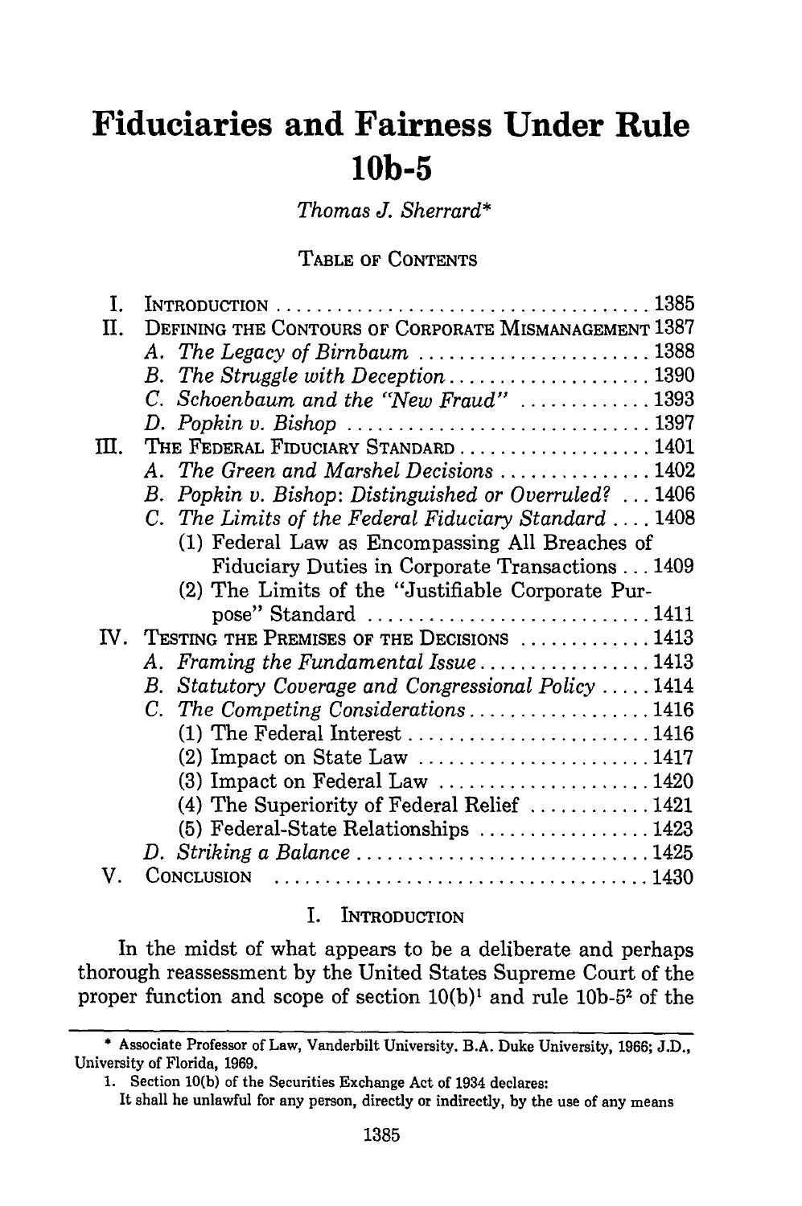# Fiduciaries and Fairness Under Rule 10b-5

*Thomas J. Sherrard**

TABLE OF CONTENTS

- I. INTRODUCTION .................................... 1385
- II. DEFINING THE CONTOURS OF CORPORATE MISMANAGEMENT 1387
  - A. *The Legacy of Birnbaum* ...................... 1388
  - B. *The Struggle with Deception* ................... 1390
  - C. *Schoenbaum and the "New Fraud"* ............ 1393
  - D. *Popkin v. Bishop* ............................ 1397
- III. THE FEDERAL FIDUCIARY STANDARD .................. 1401
  - A. *The Green and Marshel Decisions* .............. 1402
  - B. *Popkin v. Bishop: Distinguished or Overruled?* ... 1406
  - C. *The Limits of the Federal Fiduciary Standard* .... 1408
    - (1) Federal Law as Encompassing All Breaches of Fiduciary Duties in Corporate Transactions ... 1409
    - (2) The Limits of the "Justifiable Corporate Purpose" Standard .......................... 1411
- IV. TESTING THE PREMISES OF THE DECISIONS ............ 1413
  - A. *Framing the Fundamental Issue* ................ 1413
  - B. *Statutory Coverage and Congressional Policy* ..... 1414
  - C. *The Competing Considerations* ................. 1416
    - (1) The Federal Interest ....................... 1416
    - (2) Impact on State Law ...................... 1417
    - (3) Impact on Federal Law ..................... 1420
    - (4) The Superiority of Federal Relief ........... 1421
    - (5) Federal-State Relationships ................ 1423
  - D. *Striking a Balance* ........................... 1425
- V. CONCLUSION .................................... 1430

## I. INTRODUCTION

In the midst of what appears to be a deliberate and perhaps thorough reassessment by the United States Supreme Court of the proper function and scope of section 10(b)[1] and rule 10b-5[2] of the

---

\* Associate Professor of Law, Vanderbilt University. B.A. Duke University, 1966; J.D., University of Florida, 1969.

1. Section 10(b) of the Securities Exchange Act of 1934 declares:

It shall he unlawful for any person, directly or indirectly, by the use of any means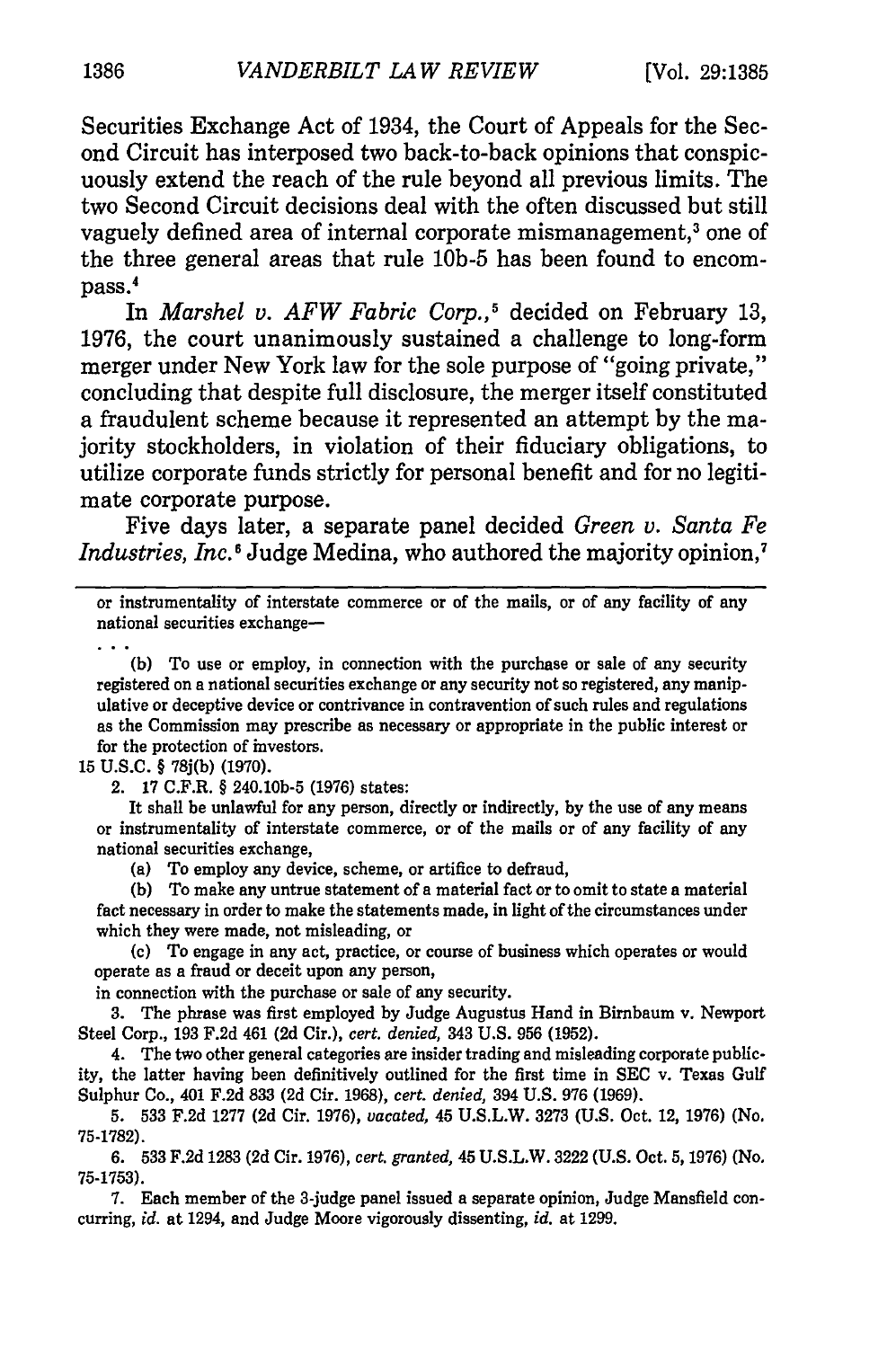Securities Exchange Act of 1934, the Court of Appeals for the Second Circuit has interposed two back-to-back opinions that conspicuously extend the reach of the rule beyond all previous limits. The two Second Circuit decisions deal with the often discussed but still vaguely defined area of internal corporate mismanagement,[3] one of the three general areas that rule 10b-5 has been found to encompass.[4]

In *Marshel v. AFW Fabric Corp.*,[5] decided on February 13, 1976, the court unanimously sustained a challenge to long-form merger under New York law for the sole purpose of "going private," concluding that despite full disclosure, the merger itself constituted a fraudulent scheme because it represented an attempt by the majority stockholders, in violation of their fiduciary obligations, to utilize corporate funds strictly for personal benefit and for no legitimate corporate purpose.

Five days later, a separate panel decided *Green v. Santa Fe Industries, Inc.*[6] Judge Medina, who authored the majority opinion,[7]

---

or instrumentality of interstate commerce or of the mails, or of any facility of any national securities exchange—

. . .

(b) To use or employ, in connection with the purchase or sale of any security registered on a national securities exchange or any security not so registered, any manipulative or deceptive device or contrivance in contravention of such rules and regulations as the Commission may prescribe as necessary or appropriate in the public interest or for the protection of investors.

15 U.S.C. § 78j(b) (1970).

2. 17 C.F.R. § 240.10b-5 (1976) states:

It shall be unlawful for any person, directly or indirectly, by the use of any means or instrumentality of interstate commerce, or of the mails or of any facility of any national securities exchange,

(a) To employ any device, scheme, or artifice to defraud,

(b) To make any untrue statement of a material fact or to omit to state a material fact necessary in order to make the statements made, in light of the circumstances under which they were made, not misleading, or

(c) To engage in any act, practice, or course of business which operates or would operate as a fraud or deceit upon any person,

in connection with the purchase or sale of any security.

3. The phrase was first employed by Judge Augustus Hand in Birnbaum v. Newport Steel Corp., 193 F.2d 461 (2d Cir.), *cert. denied*, 343 U.S. 956 (1952).

4. The two other general categories are insider trading and misleading corporate publicity, the latter having been definitively outlined for the first time in SEC v. Texas Gulf Sulphur Co., 401 F.2d 833 (2d Cir. 1968), *cert. denied*, 394 U.S. 976 (1969).

5. 533 F.2d 1277 (2d Cir. 1976), *vacated*, 45 U.S.L.W. 3273 (U.S. Oct. 12, 1976) (No. 75-1782).

6. 533 F.2d 1283 (2d Cir. 1976), *cert. granted*, 45 U.S.L.W. 3222 (U.S. Oct. 5, 1976) (No. 75-1753).

7. Each member of the 3-judge panel issued a separate opinion, Judge Mansfield concurring, *id.* at 1294, and Judge Moore vigorously dissenting, *id.* at 1299.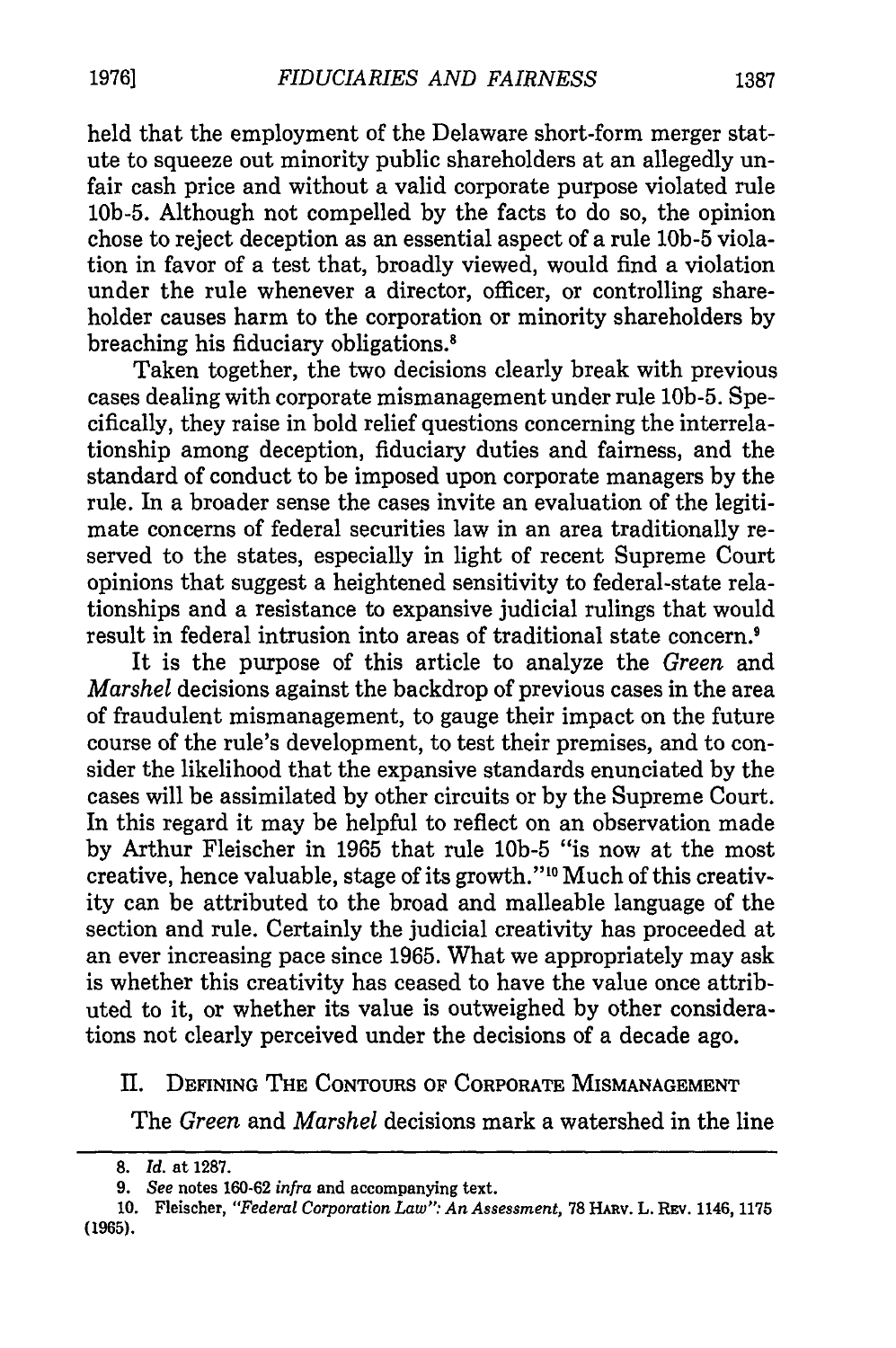held that the employment of the Delaware short-form merger statute to squeeze out minority public shareholders at an allegedly unfair cash price and without a valid corporate purpose violated rule 10b-5. Although not compelled by the facts to do so, the opinion chose to reject deception as an essential aspect of a rule 10b-5 violation in favor of a test that, broadly viewed, would find a violation under the rule whenever a director, officer, or controlling shareholder causes harm to the corporation or minority shareholders by breaching his fiduciary obligations.[8]

Taken together, the two decisions clearly break with previous cases dealing with corporate mismanagement under rule 10b-5. Specifically, they raise in bold relief questions concerning the interrelationship among deception, fiduciary duties and fairness, and the standard of conduct to be imposed upon corporate managers by the rule. In a broader sense the cases invite an evaluation of the legitimate concerns of federal securities law in an area traditionally reserved to the states, especially in light of recent Supreme Court opinions that suggest a heightened sensitivity to federal-state relationships and a resistance to expansive judicial rulings that would result in federal intrusion into areas of traditional state concern.[9]

It is the purpose of this article to analyze the *Green* and *Marshel* decisions against the backdrop of previous cases in the area of fraudulent mismanagement, to gauge their impact on the future course of the rule's development, to test their premises, and to consider the likelihood that the expansive standards enunciated by the cases will be assimilated by other circuits or by the Supreme Court. In this regard it may be helpful to reflect on an observation made by Arthur Fleischer in 1965 that rule 10b-5 "is now at the most creative, hence valuable, stage of its growth."[10] Much of this creativity can be attributed to the broad and malleable language of the section and rule. Certainly the judicial creativity has proceeded at an ever increasing pace since 1965. What we appropriately may ask is whether this creativity has ceased to have the value once attributed to it, or whether its value is outweighed by other considerations not clearly perceived under the decisions of a decade ago.

## II. Defining The Contours of Corporate Mismanagement

The *Green* and *Marshel* decisions mark a watershed in the line

---

8. *Id.* at 1287.

9. *See* notes 160-62 *infra* and accompanying text.

10. Fleischer, *"Federal Corporation Law": An Assessment*, 78 Harv. L. Rev. 1146, 1175 (1965).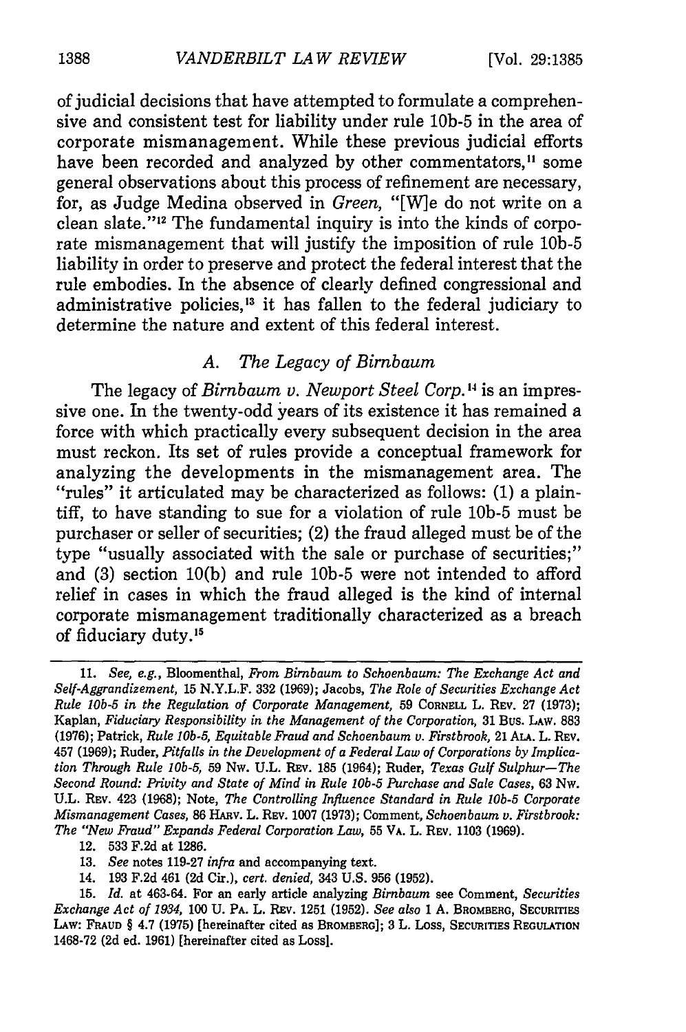of judicial decisions that have attempted to formulate a comprehensive and consistent test for liability under rule 10b-5 in the area of corporate mismanagement. While these previous judicial efforts have been recorded and analyzed by other commentators,[11] some general observations about this process of refinement are necessary, for, as Judge Medina observed in *Green*, "[W]e do not write on a clean slate."[12] The fundamental inquiry is into the kinds of corporate mismanagement that will justify the imposition of rule 10b-5 liability in order to preserve and protect the federal interest that the rule embodies. In the absence of clearly defined congressional and administrative policies,[13] it has fallen to the federal judiciary to determine the nature and extent of this federal interest.

### *A. The Legacy of Birnbaum*

The legacy of *Birnbaum v. Newport Steel Corp.*[14] is an impressive one. In the twenty-odd years of its existence it has remained a force with which practically every subsequent decision in the area must reckon. Its set of rules provide a conceptual framework for analyzing the developments in the mismanagement area. The "rules" it articulated may be characterized as follows: (1) a plaintiff, to have standing to sue for a violation of rule 10b-5 must be purchaser or seller of securities; (2) the fraud alleged must be of the type "usually associated with the sale or purchase of securities;" and (3) section 10(b) and rule 10b-5 were not intended to afford relief in cases in which the fraud alleged is the kind of internal corporate mismanagement traditionally characterized as a breach of fiduciary duty.[15]

---

11. *See, e.g.*, Bloomenthal, *From Birnbaum to Schoenbaum: The Exchange Act and Self-Aggrandizement*, 15 N.Y.L.F. 332 (1969); Jacobs, *The Role of Securities Exchange Act Rule 10b-5 in the Regulation of Corporate Management*, 59 CORNELL L. REV. 27 (1973); Kaplan, *Fiduciary Responsibility in the Management of the Corporation*, 31 BUS. LAW. 883 (1976); Patrick, *Rule 10b-5, Equitable Fraud and Schoenbaum v. Firstbrook*, 21 ALA. L. REV. 457 (1969); Ruder, *Pitfalls in the Development of a Federal Law of Corporations by Implication Through Rule 10b-5*, 59 NW. U.L. REV. 185 (1964); Ruder, *Texas Gulf Sulphur—The Second Round: Privity and State of Mind in Rule 10b-5 Purchase and Sale Cases*, 63 NW. U.L. REV. 423 (1968); Note, *The Controlling Influence Standard in Rule 10b-5 Corporate Mismanagement Cases*, 86 HARV. L. REV. 1007 (1973); Comment, *Schoenbaum v. Firstbrook: The "New Fraud" Expands Federal Corporation Law*, 55 VA. L. REV. 1103 (1969).

12. 533 F.2d at 1286.

13. *See* notes 119-27 *infra* and accompanying text.

14. 193 F.2d 461 (2d Cir.), *cert. denied*, 343 U.S. 956 (1952).

15. *Id.* at 463-64. For an early article analyzing *Birnbaum* see Comment, *Securities Exchange Act of 1934*, 100 U. PA. L. REV. 1251 (1952). *See also* 1 A. BROMBERG, SECURITIES LAW: FRAUD § 4.7 (1975) [hereinafter cited as BROMBERG]; 3 L. LOSS, SECURITIES REGULATION 1468-72 (2d ed. 1961) [hereinafter cited as LOSS].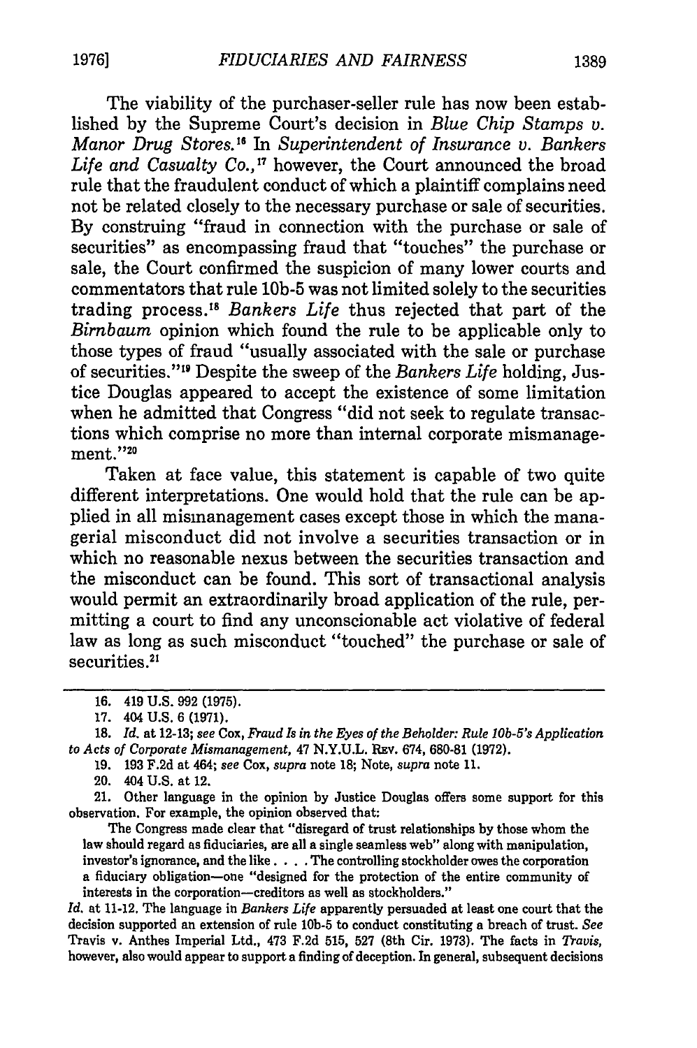The viability of the purchaser-seller rule has now been established by the Supreme Court's decision in *Blue Chip Stamps v. Manor Drug Stores.*[16] In *Superintendent of Insurance v. Bankers Life and Casualty Co.*,[17] however, the Court announced the broad rule that the fraudulent conduct of which a plaintiff complains need not be related closely to the necessary purchase or sale of securities. By construing "fraud in connection with the purchase or sale of securities" as encompassing fraud that "touches" the purchase or sale, the Court confirmed the suspicion of many lower courts and commentators that rule 10b-5 was not limited solely to the securities trading process.[18] *Bankers Life* thus rejected that part of the *Birnbaum* opinion which found the rule to be applicable only to those types of fraud "usually associated with the sale or purchase of securities."[19] Despite the sweep of the *Bankers Life* holding, Justice Douglas appeared to accept the existence of some limitation when he admitted that Congress "did not seek to regulate transactions which comprise no more than internal corporate mismanagement."[20]

Taken at face value, this statement is capable of two quite different interpretations. One would hold that the rule can be applied in all mismanagement cases except those in which the managerial misconduct did not involve a securities transaction or in which no reasonable nexus between the securities transaction and the misconduct can be found. This sort of transactional analysis would permit an extraordinarily broad application of the rule, permitting a court to find any unconscionable act violative of federal law as long as such misconduct "touched" the purchase or sale of securities.[21]

---

16. 419 U.S. 992 (1975).

17. 404 U.S. 6 (1971).

18. *Id.* at 12-13; *see* Cox, *Fraud Is in the Eyes of the Beholder: Rule 10b-5's Application to Acts of Corporate Mismanagement*, 47 N.Y.U.L. Rev. 674, 680-81 (1972).

19. 193 F.2d at 464; *see* Cox, *supra* note 18; Note, *supra* note 11.

20. 404 U.S. at 12.

21. Other language in the opinion by Justice Douglas offers some support for this observation. For example, the opinion observed that:

> The Congress made clear that "disregard of trust relationships by those whom the law should regard as fiduciaries, are all a single seamless web" along with manipulation, investor's ignorance, and the like. . . . The controlling stockholder owes the corporation a fiduciary obligation—one "designed for the protection of the entire community of interests in the corporation—creditors as well as stockholders."

*Id.* at 11-12. The language in *Bankers Life* apparently persuaded at least one court that the decision supported an extension of rule 10b-5 to conduct constituting a breach of trust. *See* Travis v. Anthes Imperial Ltd., 473 F.2d 515, 527 (8th Cir. 1973). The facts in *Travis*, however, also would appear to support a finding of deception. In general, subsequent decisions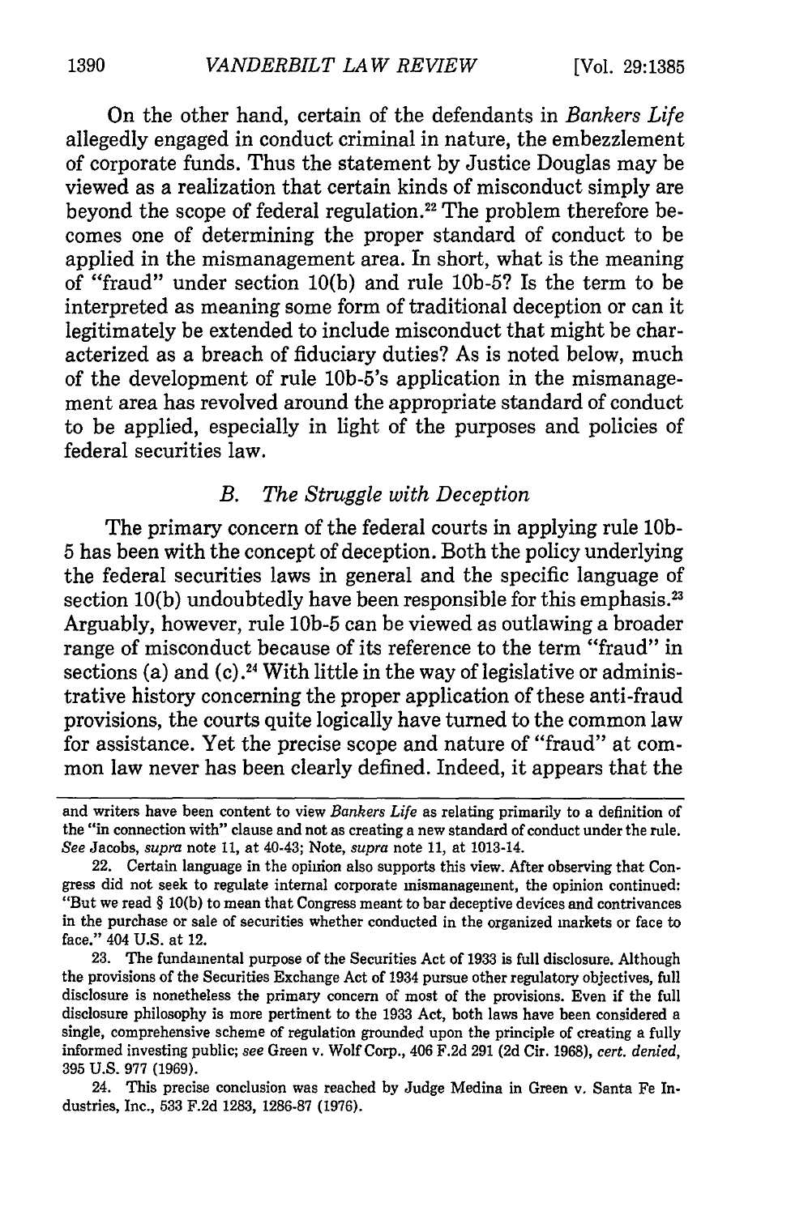On the other hand, certain of the defendants in *Bankers Life* allegedly engaged in conduct criminal in nature, the embezzlement of corporate funds. Thus the statement by Justice Douglas may be viewed as a realization that certain kinds of misconduct simply are beyond the scope of federal regulation.[22] The problem therefore becomes one of determining the proper standard of conduct to be applied in the mismanagement area. In short, what is the meaning of "fraud" under section 10(b) and rule 10b-5? Is the term to be interpreted as meaning some form of traditional deception or can it legitimately be extended to include misconduct that might be characterized as a breach of fiduciary duties? As is noted below, much of the development of rule 10b-5's application in the mismanagement area has revolved around the appropriate standard of conduct to be applied, especially in light of the purposes and policies of federal securities law.

### *B. The Struggle with Deception*

The primary concern of the federal courts in applying rule 10b-5 has been with the concept of deception. Both the policy underlying the federal securities laws in general and the specific language of section 10(b) undoubtedly have been responsible for this emphasis.[23] Arguably, however, rule 10b-5 can be viewed as outlawing a broader range of misconduct because of its reference to the term "fraud" in sections (a) and (c).[24] With little in the way of legislative or administrative history concerning the proper application of these anti-fraud provisions, the courts quite logically have turned to the common law for assistance. Yet the precise scope and nature of "fraud" at common law never has been clearly defined. Indeed, it appears that the

---

and writers have been content to view *Bankers Life* as relating primarily to a definition of the "in connection with" clause and not as creating a new standard of conduct under the rule. *See* Jacobs, *supra* note 11, at 40-43; Note, *supra* note 11, at 1013-14.

22. Certain language in the opinion also supports this view. After observing that Congress did not seek to regulate internal corporate mismanagement, the opinion continued: "But we read § 10(b) to mean that Congress meant to bar deceptive devices and contrivances in the purchase or sale of securities whether conducted in the organized markets or face to face." 404 U.S. at 12.

23. The fundamental purpose of the Securities Act of 1933 is full disclosure. Although the provisions of the Securities Exchange Act of 1934 pursue other regulatory objectives, full disclosure is nonetheless the primary concern of most of the provisions. Even if the full disclosure philosophy is more pertinent to the 1933 Act, both laws have been considered a single, comprehensive scheme of regulation grounded upon the principle of creating a fully informed investing public; *see* Green v. Wolf Corp., 406 F.2d 291 (2d Cir. 1968), *cert. denied*, 395 U.S. 977 (1969).

24. This precise conclusion was reached by Judge Medina in Green v. Santa Fe Industries, Inc., 533 F.2d 1283, 1286-87 (1976).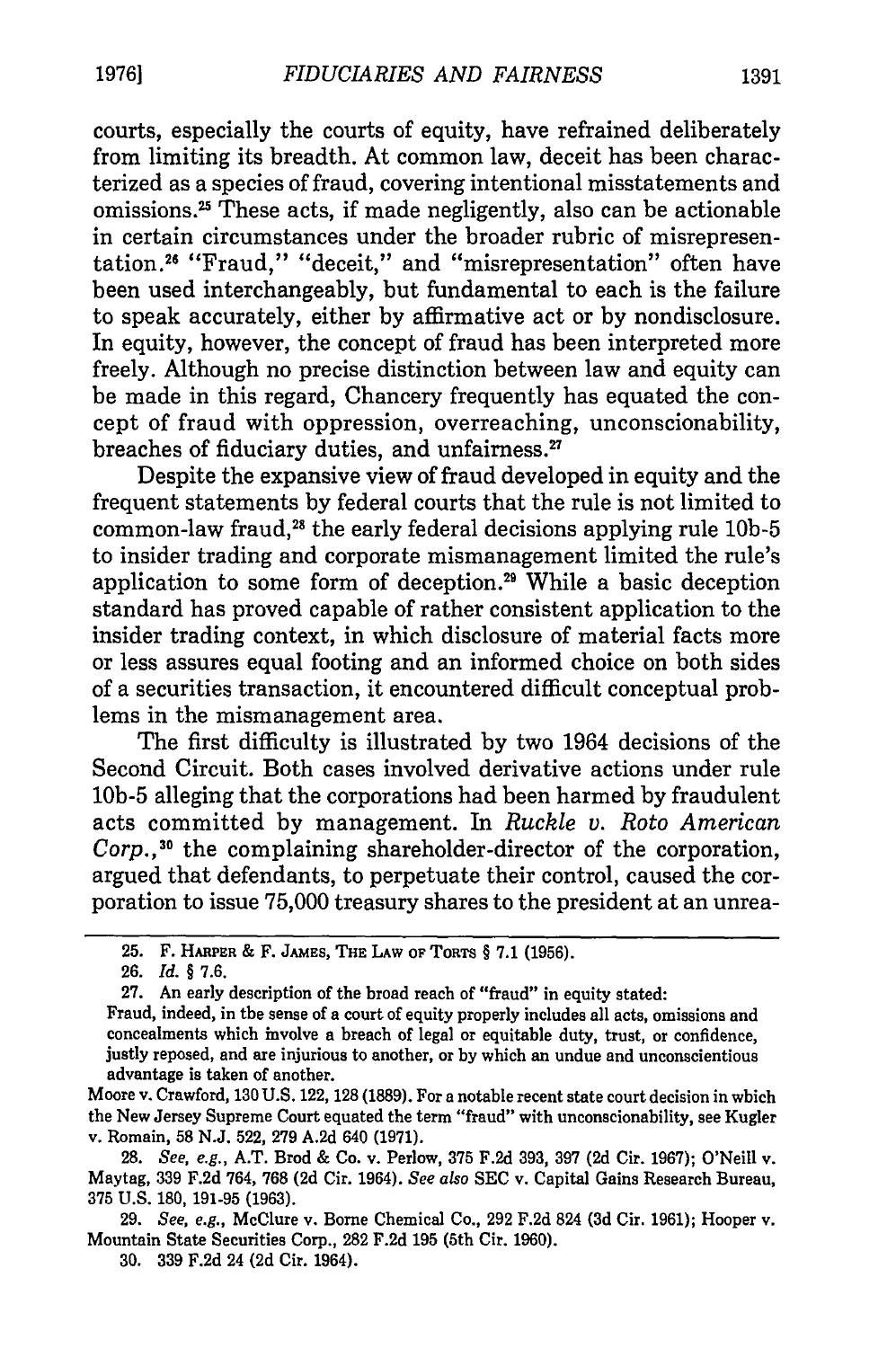courts, especially the courts of equity, have refrained deliberately from limiting its breadth. At common law, deceit has been characterized as a species of fraud, covering intentional misstatements and omissions.[25] These acts, if made negligently, also can be actionable in certain circumstances under the broader rubric of misrepresentation.[26] "Fraud," "deceit," and "misrepresentation" often have been used interchangeably, but fundamental to each is the failure to speak accurately, either by affirmative act or by nondisclosure. In equity, however, the concept of fraud has been interpreted more freely. Although no precise distinction between law and equity can be made in this regard, Chancery frequently has equated the concept of fraud with oppression, overreaching, unconscionability, breaches of fiduciary duties, and unfairness.[27]

Despite the expansive view of fraud developed in equity and the frequent statements by federal courts that the rule is not limited to common-law fraud,[28] the early federal decisions applying rule 10b-5 to insider trading and corporate mismanagement limited the rule's application to some form of deception.[29] While a basic deception standard has proved capable of rather consistent application to the insider trading context, in which disclosure of material facts more or less assures equal footing and an informed choice on both sides of a securities transaction, it encountered difficult conceptual problems in the mismanagement area.

The first difficulty is illustrated by two 1964 decisions of the Second Circuit. Both cases involved derivative actions under rule 10b-5 alleging that the corporations had been harmed by fraudulent acts committed by management. In *Ruckle v. Roto American Corp.*,[30] the complaining shareholder-director of the corporation, argued that defendants, to perpetuate their control, caused the corporation to issue 75,000 treasury shares to the president at an unrea-

---

25. F. Harper & F. James, The Law of Torts § 7.1 (1956).

26. *Id.* § 7.6.

27. An early description of the broad reach of "fraud" in equity stated:

Fraud, indeed, in the sense of a court of equity properly includes all acts, omissions and concealments which involve a breach of legal or equitable duty, trust, or confidence, justly reposed, and are injurious to another, or by which an undue and unconscientious advantage is taken of another.

Moore v. Crawford, 130 U.S. 122, 128 (1889). For a notable recent state court decision in which the New Jersey Supreme Court equated the term "fraud" with unconscionability, see Kugler v. Romain, 58 N.J. 522, 279 A.2d 640 (1971).

28. *See, e.g.*, A.T. Brod & Co. v. Perlow, 375 F.2d 393, 397 (2d Cir. 1967); O'Neill v. Maytag, 339 F.2d 764, 768 (2d Cir. 1964). *See also* SEC v. Capital Gains Research Bureau, 375 U.S. 180, 191-95 (1963).

29. *See, e.g.*, McClure v. Borne Chemical Co., 292 F.2d 824 (3d Cir. 1961); Hooper v. Mountain State Securities Corp., 282 F.2d 195 (5th Cir. 1960).

30. 339 F.2d 24 (2d Cir. 1964).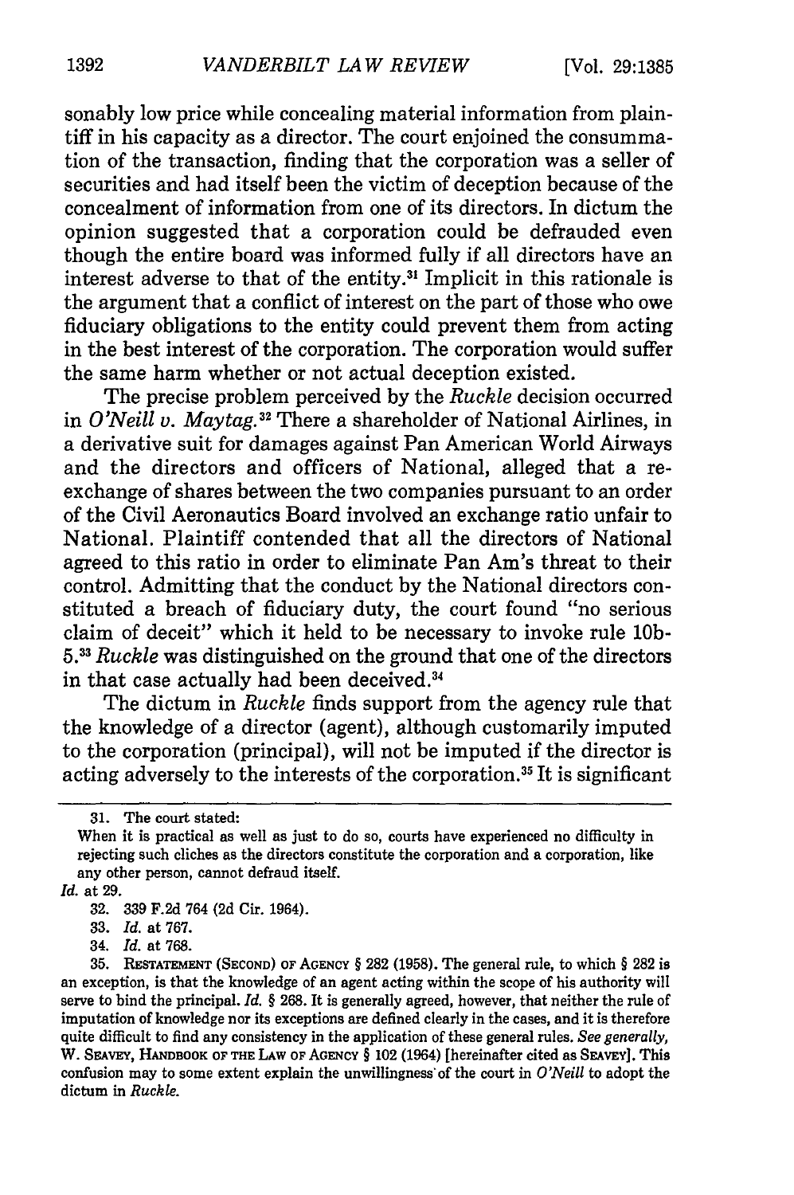sonably low price while concealing material information from plaintiff in his capacity as a director. The court enjoined the consummation of the transaction, finding that the corporation was a seller of securities and had itself been the victim of deception because of the concealment of information from one of its directors. In dictum the opinion suggested that a corporation could be defrauded even though the entire board was informed fully if all directors have an interest adverse to that of the entity.[31] Implicit in this rationale is the argument that a conflict of interest on the part of those who owe fiduciary obligations to the entity could prevent them from acting in the best interest of the corporation. The corporation would suffer the same harm whether or not actual deception existed.

The precise problem perceived by the *Ruckle* decision occurred in *O'Neill v. Maytag.*[32] There a shareholder of National Airlines, in a derivative suit for damages against Pan American World Airways and the directors and officers of National, alleged that a reexchange of shares between the two companies pursuant to an order of the Civil Aeronautics Board involved an exchange ratio unfair to National. Plaintiff contended that all the directors of National agreed to this ratio in order to eliminate Pan Am's threat to their control. Admitting that the conduct by the National directors constituted a breach of fiduciary duty, the court found "no serious claim of deceit" which it held to be necessary to invoke rule 10b-5.[33] *Ruckle* was distinguished on the ground that one of the directors in that case actually had been deceived.[34]

The dictum in *Ruckle* finds support from the agency rule that the knowledge of a director (agent), although customarily imputed to the corporation (principal), will not be imputed if the director is acting adversely to the interests of the corporation.[35] It is significant

---

31. The court stated:

When it is practical as well as just to do so, courts have experienced no difficulty in rejecting such cliches as the directors constitute the corporation and a corporation, like any other person, cannot defraud itself.

*Id.* at 29.

32. 339 F.2d 764 (2d Cir. 1964).

33. *Id.* at 767.

34. *Id.* at 768.

35. RESTATEMENT (SECOND) OF AGENCY § 282 (1958). The general rule, to which § 282 is an exception, is that the knowledge of an agent acting within the scope of his authority will serve to bind the principal. *Id.* § 268. It is generally agreed, however, that neither the rule of imputation of knowledge nor its exceptions are defined clearly in the cases, and it is therefore quite difficult to find any consistency in the application of these general rules. *See generally,* W. SEAVEY, HANDBOOK OF THE LAW OF AGENCY § 102 (1964) [hereinafter cited as SEAVEY]. This confusion may to some extent explain the unwillingness of the court in *O'Neill* to adopt the dictum in *Ruckle.*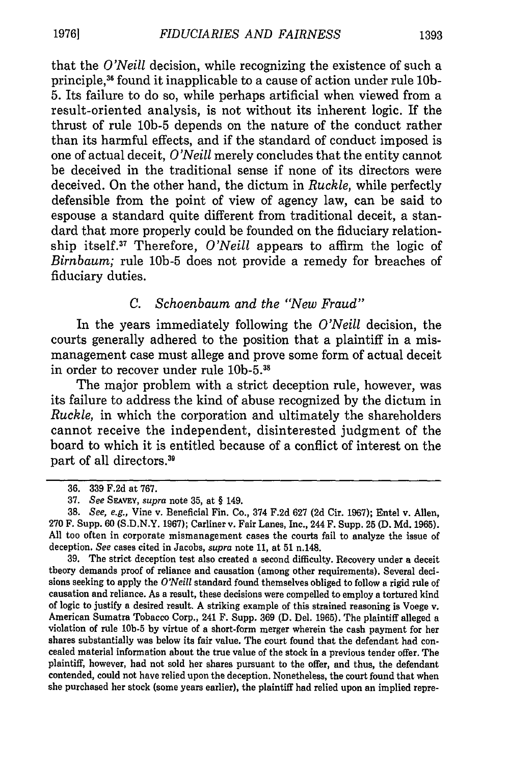that the *O'Neill* decision, while recognizing the existence of such a principle,[36] found it inapplicable to a cause of action under rule 10b-5. Its failure to do so, while perhaps artificial when viewed from a result-oriented analysis, is not without its inherent logic. If the thrust of rule 10b-5 depends on the nature of the conduct rather than its harmful effects, and if the standard of conduct imposed is one of actual deceit, *O'Neill* merely concludes that the entity cannot be deceived in the traditional sense if none of its directors were deceived. On the other hand, the dictum in *Ruckle,* while perfectly defensible from the point of view of agency law, can be said to espouse a standard quite different from traditional deceit, a standard that more properly could be founded on the fiduciary relationship itself.[37] Therefore, *O'Neill* appears to affirm the logic of *Birnbaum;* rule 10b-5 does not provide a remedy for breaches of fiduciary duties.

### C. *Schoenbaum and the "New Fraud"*

In the years immediately following the *O'Neill* decision, the courts generally adhered to the position that a plaintiff in a mismanagement case must allege and prove some form of actual deceit in order to recover under rule 10b-5.[38]

The major problem with a strict deception rule, however, was its failure to address the kind of abuse recognized by the dictum in *Ruckle,* in which the corporation and ultimately the shareholders cannot receive the independent, disinterested judgment of the board to which it is entitled because of a conflict of interest on the part of all directors.[39]

---

36. 339 F.2d at 767.

37. *See* SEAVEY, *supra* note 35, at § 149.

38. *See, e.g.,* Vine v. Beneficial Fin. Co., 374 F.2d 627 (2d Cir. 1967); Entel v. Allen, 270 F. Supp. 60 (S.D.N.Y. 1967); Carliner v. Fair Lanes, Inc., 244 F. Supp. 25 (D. Md. 1965). All too often in corporate mismanagement cases the courts fail to analyze the issue of deception. *See* cases cited in Jacobs, *supra* note 11, at 51 n.148.

39. The strict deception test also created a second difficulty. Recovery under a deceit theory demands proof of reliance and causation (among other requirements). Several decisions seeking to apply the *O'Neill* standard found themselves obliged to follow a rigid rule of causation and reliance. As a result, these decisions were compelled to employ a tortured kind of logic to justify a desired result. A striking example of this strained reasoning is Voege v. American Sumatra Tobacco Corp., 241 F. Supp. 369 (D. Del. 1965). The plaintiff alleged a violation of rule 10b-5 by virtue of a short-form merger wherein the cash payment for her shares substantially was below its fair value. The court found that the defendant had concealed material information about the true value of the stock in a previous tender offer. The plaintiff, however, had not sold her shares pursuant to the offer, and thus, the defendant contended, could not have relied upon the deception. Nonetheless, the court found that when she purchased her stock (some years earlier), the plaintiff had relied upon an implied repre-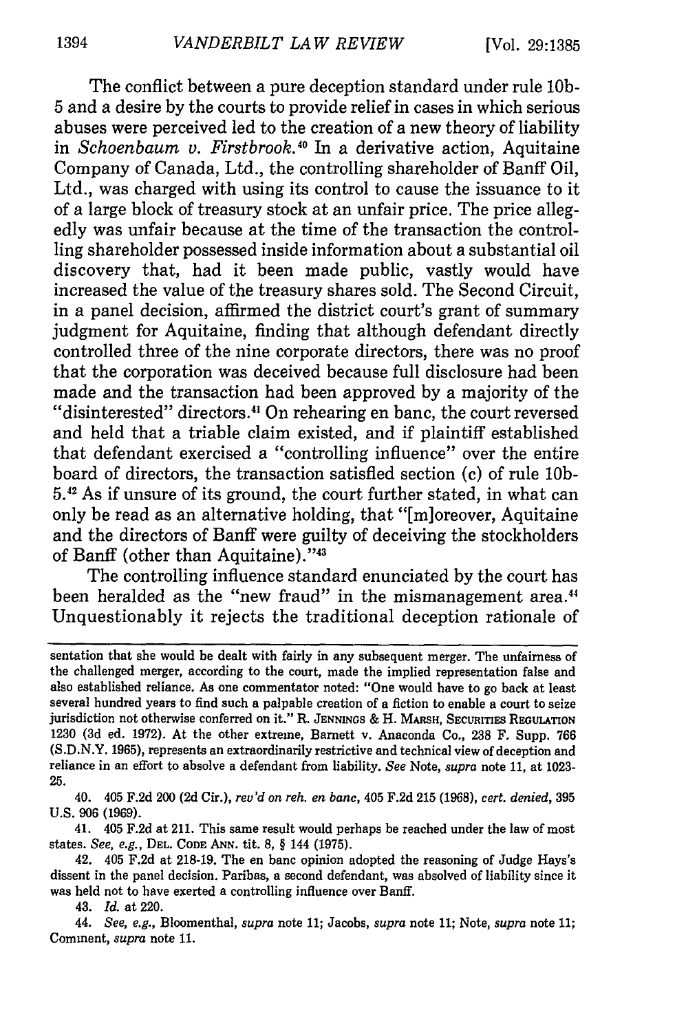The conflict between a pure deception standard under rule 10b-5 and a desire by the courts to provide relief in cases in which serious abuses were perceived led to the creation of a new theory of liability in *Schoenbaum v. Firstbrook*.[40] In a derivative action, Aquitaine Company of Canada, Ltd., the controlling shareholder of Banff Oil, Ltd., was charged with using its control to cause the issuance to it of a large block of treasury stock at an unfair price. The price allegedly was unfair because at the time of the transaction the controlling shareholder possessed inside information about a substantial oil discovery that, had it been made public, vastly would have increased the value of the treasury shares sold. The Second Circuit, in a panel decision, affirmed the district court's grant of summary judgment for Aquitaine, finding that although defendant directly controlled three of the nine corporate directors, there was no proof that the corporation was deceived because full disclosure had been made and the transaction had been approved by a majority of the "disinterested" directors.[41] On rehearing en banc, the court reversed and held that a triable claim existed, and if plaintiff established that defendant exercised a "controlling influence" over the entire board of directors, the transaction satisfied section (c) of rule 10b-5.[42] As if unsure of its ground, the court further stated, in what can only be read as an alternative holding, that "[m]oreover, Aquitaine and the directors of Banff were guilty of deceiving the stockholders of Banff (other than Aquitaine)."[43]

The controlling influence standard enunciated by the court has been heralded as the "new fraud" in the mismanagement area.[44] Unquestionably it rejects the traditional deception rationale of

---

sentation that she would be dealt with fairly in any subsequent merger. The unfairness of the challenged merger, according to the court, made the implied representation false and also established reliance. As one commentator noted: "One would have to go back at least several hundred years to find such a palpable creation of a fiction to enable a court to seize jurisdiction not otherwise conferred on it." R. JENNINGS & H. MARSH, SECURITIES REGULATION 1230 (3d ed. 1972). At the other extreme, Barnett v. Anaconda Co., 238 F. Supp. 766 (S.D.N.Y. 1965), represents an extraordinarily restrictive and technical view of deception and reliance in an effort to absolve a defendant from liability. *See* Note, *supra* note 11, at 1023-25.

40. 405 F.2d 200 (2d Cir.), *rev'd on reh. en banc*, 405 F.2d 215 (1968), *cert. denied*, 395 U.S. 906 (1969).

41. 405 F.2d at 211. This same result would perhaps be reached under the law of most states. *See, e.g.*, DEL. CODE ANN. tit. 8, § 144 (1975).

42. 405 F.2d at 218-19. The en banc opinion adopted the reasoning of Judge Hays's dissent in the panel decision. Paribas, a second defendant, was absolved of liability since it was held not to have exerted a controlling influence over Banff.

43. *Id.* at 220.

44. *See, e.g.*, Bloomenthal, *supra* note 11; Jacobs, *supra* note 11; Note, *supra* note 11; Comment, *supra* note 11.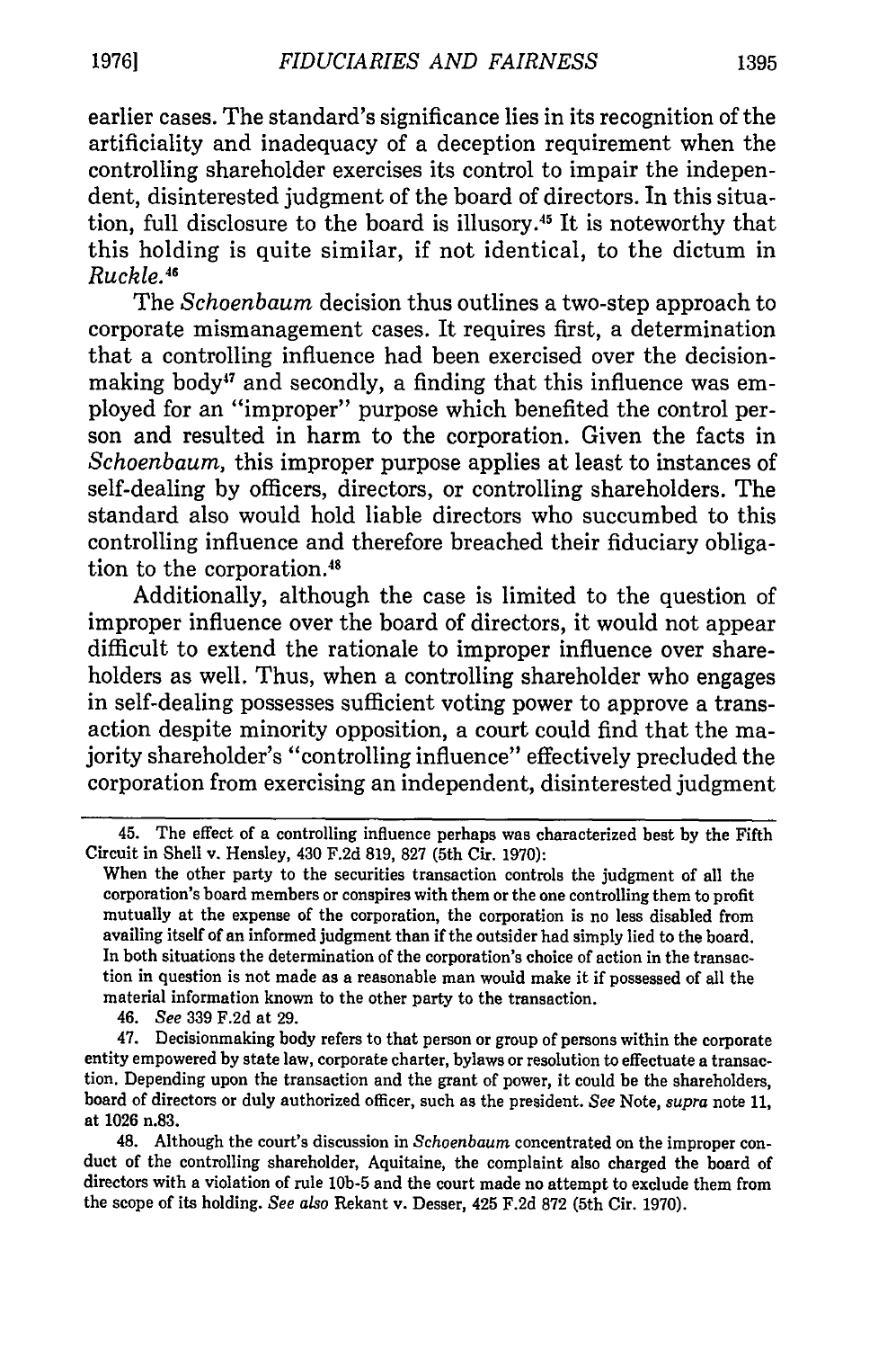earlier cases. The standard's significance lies in its recognition of the artificiality and inadequacy of a deception requirement when the controlling shareholder exercises its control to impair the independent, disinterested judgment of the board of directors. In this situation, full disclosure to the board is illusory.[45] It is noteworthy that this holding is quite similar, if not identical, to the dictum in *Ruckle*.[46]

The *Schoenbaum* decision thus outlines a two-step approach to corporate mismanagement cases. It requires first, a determination that a controlling influence had been exercised over the decisionmaking body[47] and secondly, a finding that this influence was employed for an "improper" purpose which benefited the control person and resulted in harm to the corporation. Given the facts in *Schoenbaum*, this improper purpose applies at least to instances of self-dealing by officers, directors, or controlling shareholders. The standard also would hold liable directors who succumbed to this controlling influence and therefore breached their fiduciary obligation to the corporation.[48]

Additionally, although the case is limited to the question of improper influence over the board of directors, it would not appear difficult to extend the rationale to improper influence over shareholders as well. Thus, when a controlling shareholder who engages in self-dealing possesses sufficient voting power to approve a transaction despite minority opposition, a court could find that the majority shareholder's "controlling influence" effectively precluded the corporation from exercising an independent, disinterested judgment

---

45. The effect of a controlling influence perhaps was characterized best by the Fifth Circuit in Shell v. Hensley, 430 F.2d 819, 827 (5th Cir. 1970):

When the other party to the securities transaction controls the judgment of all the corporation's board members or conspires with them or the one controlling them to profit mutually at the expense of the corporation, the corporation is no less disabled from availing itself of an informed judgment than if the outsider had simply lied to the board. In both situations the determination of the corporation's choice of action in the transaction in question is not made as a reasonable man would make it if possessed of all the material information known to the other party to the transaction.

46. *See* 339 F.2d at 29.

47. Decisionmaking body refers to that person or group of persons within the corporate entity empowered by state law, corporate charter, bylaws or resolution to effectuate a transaction. Depending upon the transaction and the grant of power, it could be the shareholders, board of directors or duly authorized officer, such as the president. *See* Note, *supra* note 11, at 1026 n.83.

48. Although the court's discussion in *Schoenbaum* concentrated on the improper conduct of the controlling shareholder, Aquitaine, the complaint also charged the board of directors with a violation of rule 10b-5 and the court made no attempt to exclude them from the scope of its holding. *See also* Rekant v. Desser, 425 F.2d 872 (5th Cir. 1970).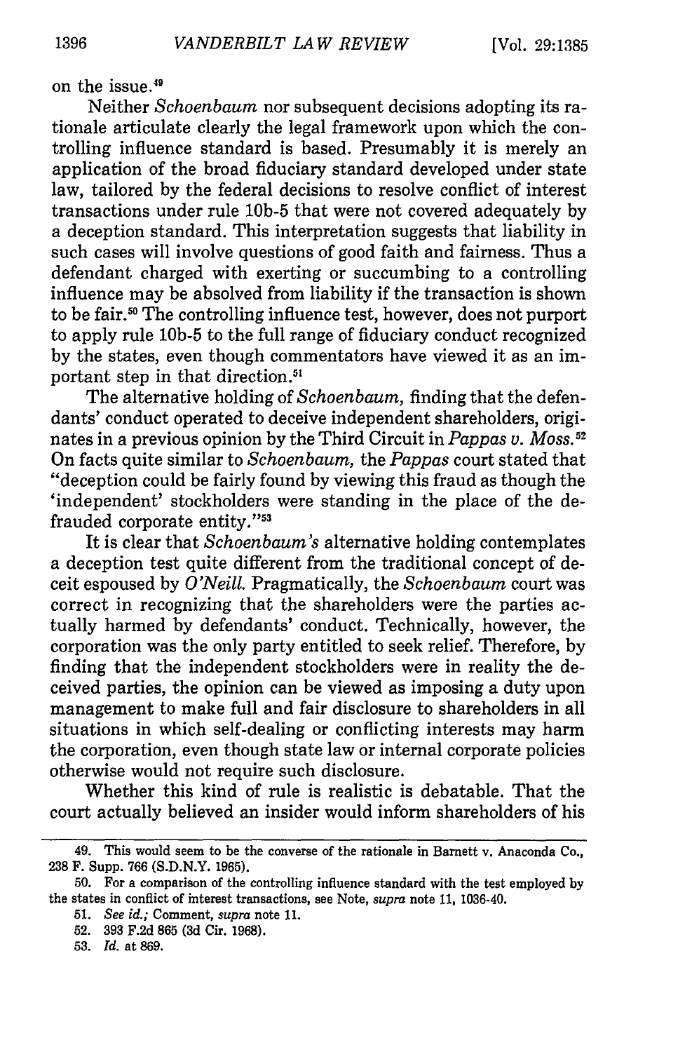on the issue.[49]

Neither *Schoenbaum* nor subsequent decisions adopting its rationale articulate clearly the legal framework upon which the controlling influence standard is based. Presumably it is merely an application of the broad fiduciary standard developed under state law, tailored by the federal decisions to resolve conflict of interest transactions under rule 10b-5 that were not covered adequately by a deception standard. This interpretation suggests that liability in such cases will involve questions of good faith and fairness. Thus a defendant charged with exerting or succumbing to a controlling influence may be absolved from liability if the transaction is shown to be fair.[50] The controlling influence test, however, does not purport to apply rule 10b-5 to the full range of fiduciary conduct recognized by the states, even though commentators have viewed it as an important step in that direction.[51]

The alternative holding of *Schoenbaum,* finding that the defendants' conduct operated to deceive independent shareholders, originates in a previous opinion by the Third Circuit in *Pappas v. Moss.*[52] On facts quite similar to *Schoenbaum,* the *Pappas* court stated that "deception could be fairly found by viewing this fraud as though the 'independent' stockholders were standing in the place of the defrauded corporate entity."[53]

It is clear that *Schoenbaum's* alternative holding contemplates a deception test quite different from the traditional concept of deceit espoused by *O'Neill.* Pragmatically, the *Schoenbaum* court was correct in recognizing that the shareholders were the parties actually harmed by defendants' conduct. Technically, however, the corporation was the only party entitled to seek relief. Therefore, by finding that the independent stockholders were in reality the deceived parties, the opinion can be viewed as imposing a duty upon management to make full and fair disclosure to shareholders in all situations in which self-dealing or conflicting interests may harm the corporation, even though state law or internal corporate policies otherwise would not require such disclosure.

Whether this kind of rule is realistic is debatable. That the court actually believed an insider would inform shareholders of his

---

49. This would seem to be the converse of the rationale in Barnett v. Anaconda Co., 238 F. Supp. 766 (S.D.N.Y. 1965).

50. For a comparison of the controlling influence standard with the test employed by the states in conflict of interest transactions, see Note, *supra* note 11, 1036-40.

51. *See id.;* Comment, *supra* note 11.

52. 393 F.2d 865 (3d Cir. 1968).

53. *Id.* at 869.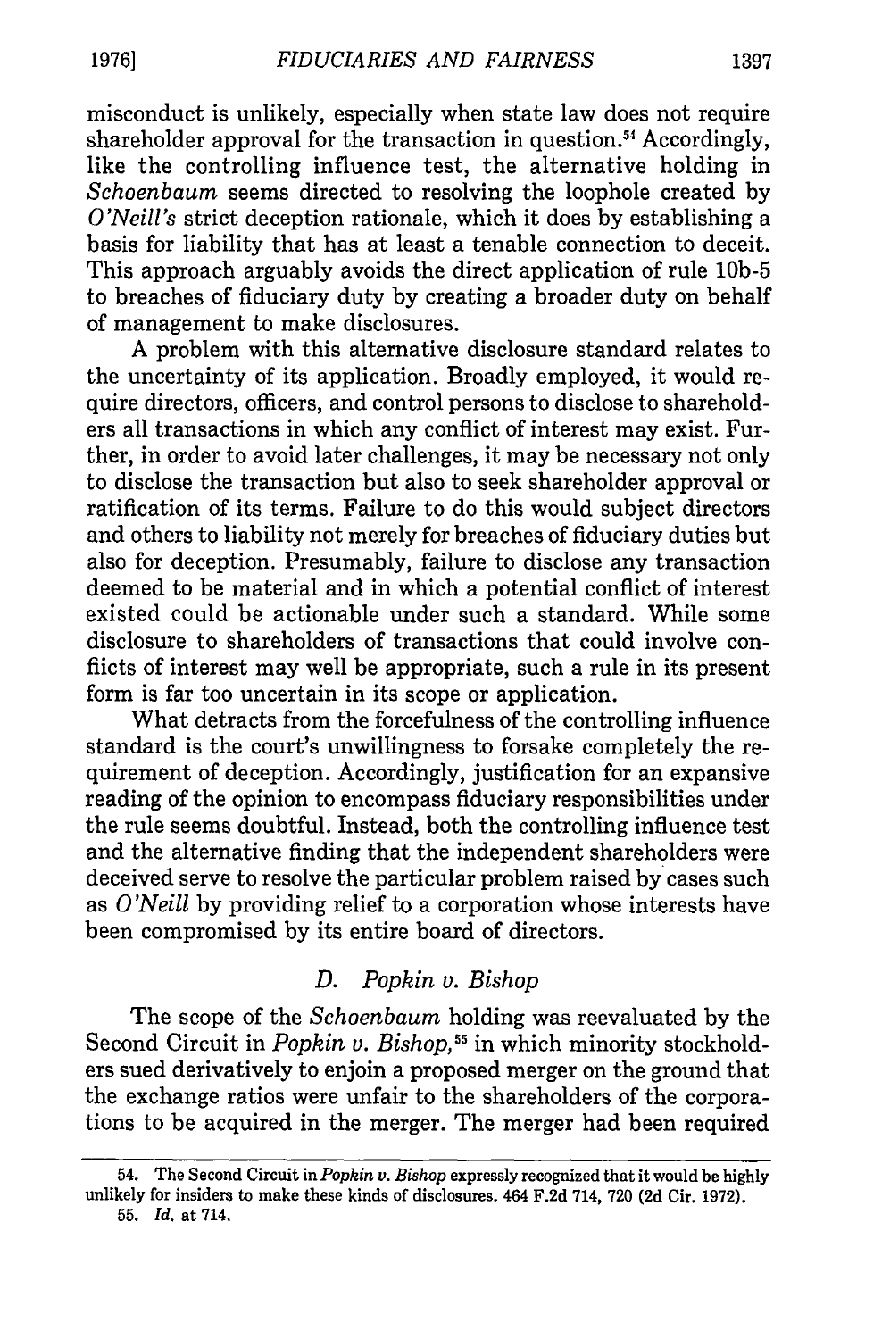misconduct is unlikely, especially when state law does not require shareholder approval for the transaction in question.[54] Accordingly, like the controlling influence test, the alternative holding in *Schoenbaum* seems directed to resolving the loophole created by *O'Neill's* strict deception rationale, which it does by establishing a basis for liability that has at least a tenable connection to deceit. This approach arguably avoids the direct application of rule 10b-5 to breaches of fiduciary duty by creating a broader duty on behalf of management to make disclosures.

A problem with this alternative disclosure standard relates to the uncertainty of its application. Broadly employed, it would require directors, officers, and control persons to disclose to shareholders all transactions in which any conflict of interest may exist. Further, in order to avoid later challenges, it may be necessary not only to disclose the transaction but also to seek shareholder approval or ratification of its terms. Failure to do this would subject directors and others to liability not merely for breaches of fiduciary duties but also for deception. Presumably, failure to disclose any transaction deemed to be material and in which a potential conflict of interest existed could be actionable under such a standard. While some disclosure to shareholders of transactions that could involve conflicts of interest may well be appropriate, such a rule in its present form is far too uncertain in its scope or application.

What detracts from the forcefulness of the controlling influence standard is the court's unwillingness to forsake completely the requirement of deception. Accordingly, justification for an expansive reading of the opinion to encompass fiduciary responsibilities under the rule seems doubtful. Instead, both the controlling influence test and the alternative finding that the independent shareholders were deceived serve to resolve the particular problem raised by cases such as *O'Neill* by providing relief to a corporation whose interests have been compromised by its entire board of directors.

### D. *Popkin v. Bishop*

The scope of the *Schoenbaum* holding was reevaluated by the Second Circuit in *Popkin v. Bishop*,[55] in which minority stockholders sued derivatively to enjoin a proposed merger on the ground that the exchange ratios were unfair to the shareholders of the corporations to be acquired in the merger. The merger had been required

---

54. The Second Circuit in *Popkin v. Bishop* expressly recognized that it would be highly unlikely for insiders to make these kinds of disclosures. 464 F.2d 714, 720 (2d Cir. 1972).

55. *Id.* at 714.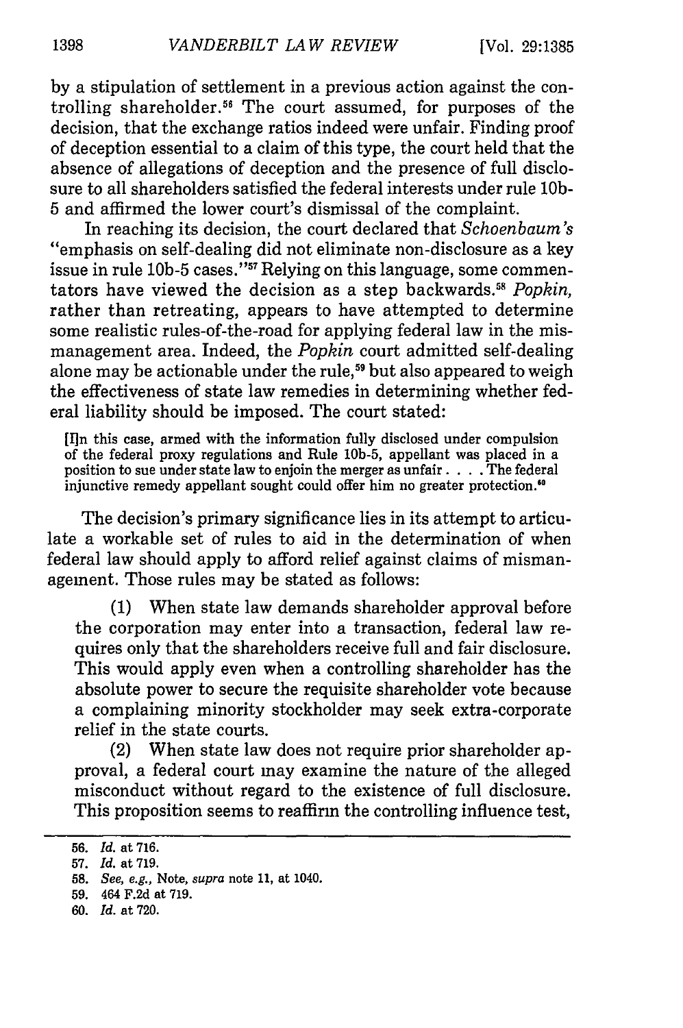by a stipulation of settlement in a previous action against the controlling shareholder.[56] The court assumed, for purposes of the decision, that the exchange ratios indeed were unfair. Finding proof of deception essential to a claim of this type, the court held that the absence of allegations of deception and the presence of full disclosure to all shareholders satisfied the federal interests under rule 10b-5 and affirmed the lower court's dismissal of the complaint.

In reaching its decision, the court declared that *Schoenbaum's* "emphasis on self-dealing did not eliminate non-disclosure as a key issue in rule 10b-5 cases."[57] Relying on this language, some commentators have viewed the decision as a step backwards.[58] *Popkin,* rather than retreating, appears to have attempted to determine some realistic rules-of-the-road for applying federal law in the mismanagement area. Indeed, the *Popkin* court admitted self-dealing alone may be actionable under the rule,[59] but also appeared to weigh the effectiveness of state law remedies in determining whether federal liability should be imposed. The court stated:

> [I]n this case, armed with the information fully disclosed under compulsion of the federal proxy regulations and Rule 10b-5, appellant was placed in a position to sue under state law to enjoin the merger as unfair . . . . The federal injunctive remedy appellant sought could offer him no greater protection.[60]

The decision's primary significance lies in its attempt to articulate a workable set of rules to aid in the determination of when federal law should apply to afford relief against claims of mismanagement. Those rules may be stated as follows:

(1) When state law demands shareholder approval before the corporation may enter into a transaction, federal law requires only that the shareholders receive full and fair disclosure. This would apply even when a controlling shareholder has the absolute power to secure the requisite shareholder vote because a complaining minority stockholder may seek extra-corporate relief in the state courts.

(2) When state law does not require prior shareholder approval, a federal court may examine the nature of the alleged misconduct without regard to the existence of full disclosure. This proposition seems to reaffirm the controlling influence test,

---

56. *Id.* at 716.
57. *Id.* at 719.
58. *See, e.g.,* Note, *supra* note 11, at 1040.
59. 464 F.2d at 719.
60. *Id.* at 720.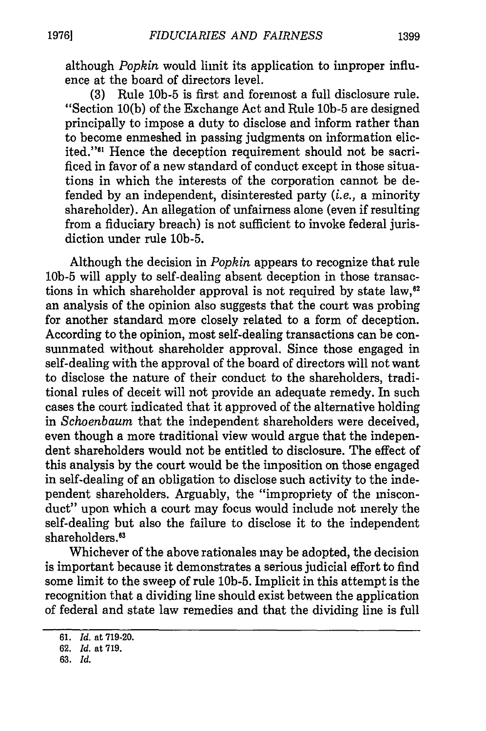although *Popkin* would limit its application to improper influence at the board of directors level.

(3) Rule 10b-5 is first and foremost a full disclosure rule. "Section 10(b) of the Exchange Act and Rule 10b-5 are designed principally to impose a duty to disclose and inform rather than to become enmeshed in passing judgments on information elicited."[61] Hence the deception requirement should not be sacrificed in favor of a new standard of conduct except in those situations in which the interests of the corporation cannot be defended by an independent, disinterested party (*i.e.*, a minority shareholder). An allegation of unfairness alone (even if resulting from a fiduciary breach) is not sufficient to invoke federal jurisdiction under rule 10b-5.

Although the decision in *Popkin* appears to recognize that rule 10b-5 will apply to self-dealing absent deception in those transactions in which shareholder approval is not required by state law,[62] an analysis of the opinion also suggests that the court was probing for another standard more closely related to a form of deception. According to the opinion, most self-dealing transactions can be consummated without shareholder approval. Since those engaged in self-dealing with the approval of the board of directors will not want to disclose the nature of their conduct to the shareholders, traditional rules of deceit will not provide an adequate remedy. In such cases the court indicated that it approved of the alternative holding in *Schoenbaum* that the independent shareholders were deceived, even though a more traditional view would argue that the independent shareholders would not be entitled to disclosure. The effect of this analysis by the court would be the imposition on those engaged in self-dealing of an obligation to disclose such activity to the independent shareholders. Arguably, the "impropriety of the misconduct" upon which a court may focus would include not merely the self-dealing but also the failure to disclose it to the independent shareholders.[63]

Whichever of the above rationales may be adopted, the decision is important because it demonstrates a serious judicial effort to find some limit to the sweep of rule 10b-5. Implicit in this attempt is the recognition that a dividing line should exist between the application of federal and state law remedies and that the dividing line is full

---

61. *Id.* at 719-20.

62. *Id.* at 719.

63. *Id.*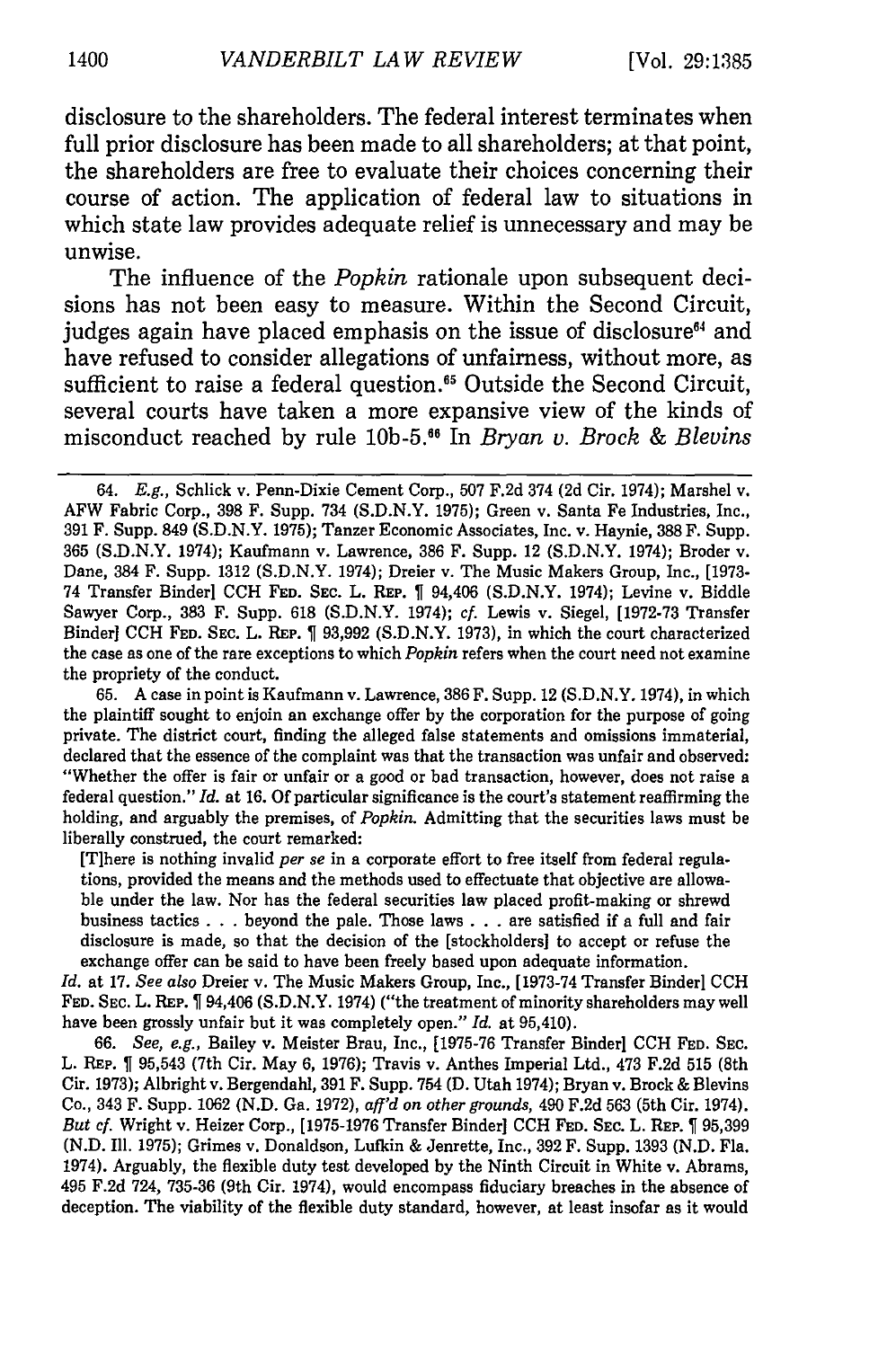disclosure to the shareholders. The federal interest terminates when full prior disclosure has been made to all shareholders; at that point, the shareholders are free to evaluate their choices concerning their course of action. The application of federal law to situations in which state law provides adequate relief is unnecessary and may be unwise.

The influence of the *Popkin* rationale upon subsequent decisions has not been easy to measure. Within the Second Circuit, judges again have placed emphasis on the issue of disclosure[64] and have refused to consider allegations of unfairness, without more, as sufficient to raise a federal question.[65] Outside the Second Circuit, several courts have taken a more expansive view of the kinds of misconduct reached by rule 10b-5.[66] In *Bryan v. Brock & Blevins*

---

64. *E.g.*, Schlick v. Penn-Dixie Cement Corp., 507 F.2d 374 (2d Cir. 1974); Marshel v. AFW Fabric Corp., 398 F. Supp. 734 (S.D.N.Y. 1975); Green v. Santa Fe Industries, Inc., 391 F. Supp. 849 (S.D.N.Y. 1975); Tanzer Economic Associates, Inc. v. Haynie, 388 F. Supp. 365 (S.D.N.Y. 1974); Kaufmann v. Lawrence, 386 F. Supp. 12 (S.D.N.Y. 1974); Broder v. Dane, 384 F. Supp. 1312 (S.D.N.Y. 1974); Dreier v. The Music Makers Group, Inc., [1973-74 Transfer Binder] CCH FED. SEC. L. REP. ¶ 94,406 (S.D.N.Y. 1974); Levine v. Biddle Sawyer Corp., 383 F. Supp. 618 (S.D.N.Y. 1974); *cf.* Lewis v. Siegel, [1972-73 Transfer Binder] CCH FED. SEC. L. REP. ¶ 93,992 (S.D.N.Y. 1973), in which the court characterized the case as one of the rare exceptions to which *Popkin* refers when the court need not examine the propriety of the conduct.

65. A case in point is Kaufmann v. Lawrence, 386 F. Supp. 12 (S.D.N.Y. 1974), in which the plaintiff sought to enjoin an exchange offer by the corporation for the purpose of going private. The district court, finding the alleged false statements and omissions immaterial, declared that the essence of the complaint was that the transaction was unfair and observed: "Whether the offer is fair or unfair or a good or bad transaction, however, does not raise a federal question." *Id.* at 16. Of particular significance is the court's statement reaffirming the holding, and arguably the premises, of *Popkin*. Admitting that the securities laws must be liberally construed, the court remarked:

> [T]here is nothing invalid *per se* in a corporate effort to free itself from federal regulations, provided the means and the methods used to effectuate that objective are allowable under the law. Nor has the federal securities law placed profit-making or shrewd business tactics . . . beyond the pale. Those laws . . . are satisfied if a full and fair disclosure is made, so that the decision of the [stockholders] to accept or refuse the exchange offer can be said to have been freely based upon adequate information.

*Id.* at 17. *See also* Dreier v. The Music Makers Group, Inc., [1973-74 Transfer Binder] CCH FED. SEC. L. REP. ¶ 94,406 (S.D.N.Y. 1974) ("the treatment of minority shareholders may well have been grossly unfair but it was completely open." *Id.* at 95,410).

66. *See, e.g.*, Bailey v. Meister Brau, Inc., [1975-76 Transfer Binder] CCH FED. SEC. L. REP. ¶ 95,543 (7th Cir. May 6, 1976); Travis v. Anthes Imperial Ltd., 473 F.2d 515 (8th Cir. 1973); Albright v. Bergendahl, 391 F. Supp. 754 (D. Utah 1974); Bryan v. Brock & Blevins Co., 343 F. Supp. 1062 (N.D. Ga. 1972), *aff'd on other grounds*, 490 F.2d 563 (5th Cir. 1974). *But cf.* Wright v. Heizer Corp., [1975-1976 Transfer Binder] CCH FED. SEC. L. REP. ¶ 95,399 (N.D. Ill. 1975); Grimes v. Donaldson, Lufkin & Jenrette, Inc., 392 F. Supp. 1393 (N.D. Fla. 1974). Arguably, the flexible duty test developed by the Ninth Circuit in White v. Abrams, 495 F.2d 724, 735-36 (9th Cir. 1974), would encompass fiduciary breaches in the absence of deception. The viability of the flexible duty standard, however, at least insofar as it would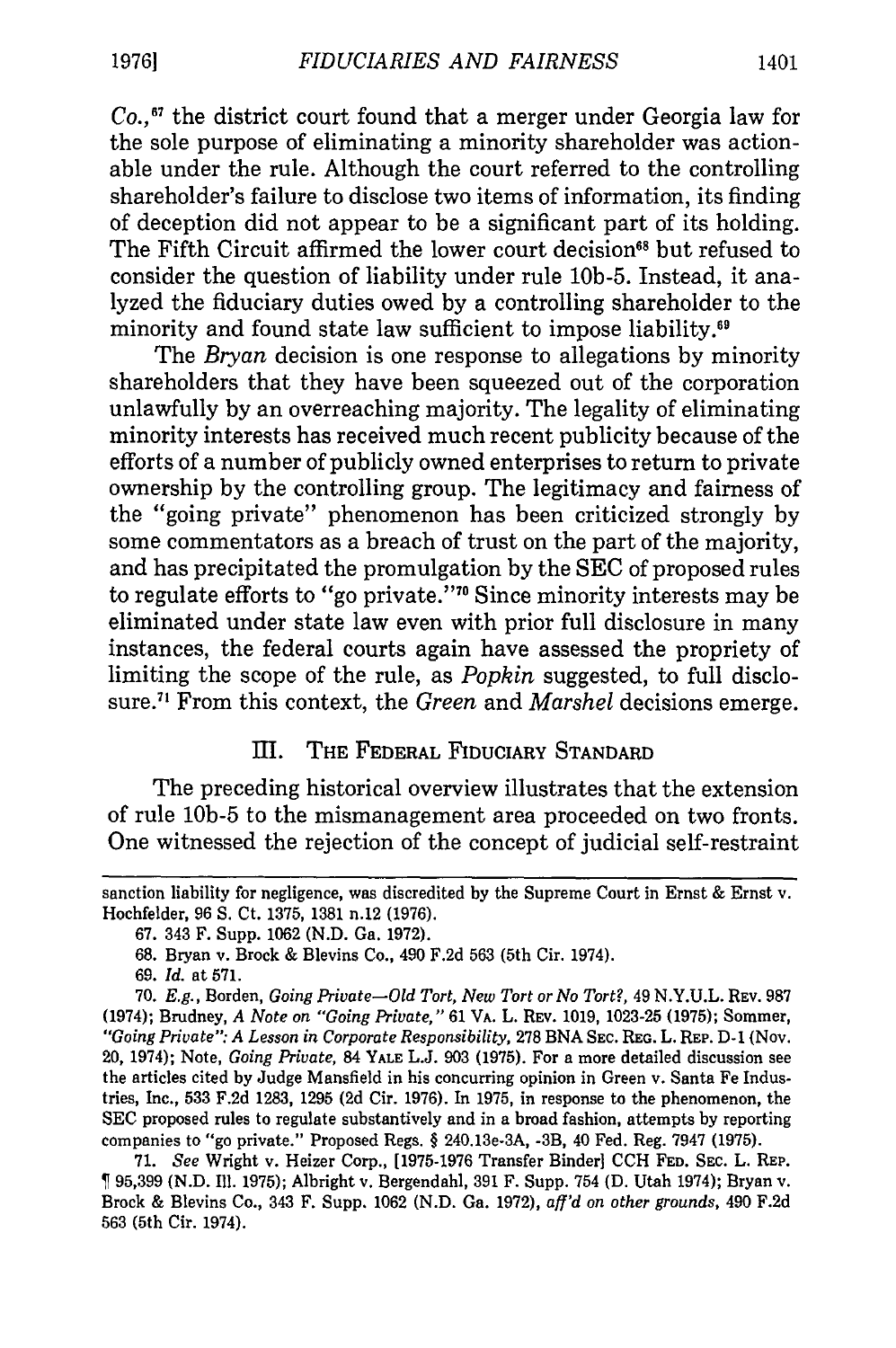*Co.*,[67] the district court found that a merger under Georgia law for the sole purpose of eliminating a minority shareholder was actionable under the rule. Although the court referred to the controlling shareholder's failure to disclose two items of information, its finding of deception did not appear to be a significant part of its holding. The Fifth Circuit affirmed the lower court decision[68] but refused to consider the question of liability under rule 10b-5. Instead, it analyzed the fiduciary duties owed by a controlling shareholder to the minority and found state law sufficient to impose liability.[69]

The *Bryan* decision is one response to allegations by minority shareholders that they have been squeezed out of the corporation unlawfully by an overreaching majority. The legality of eliminating minority interests has received much recent publicity because of the efforts of a number of publicly owned enterprises to return to private ownership by the controlling group. The legitimacy and fairness of the "going private" phenomenon has been criticized strongly by some commentators as a breach of trust on the part of the majority, and has precipitated the promulgation by the SEC of proposed rules to regulate efforts to "go private."[70] Since minority interests may be eliminated under state law even with prior full disclosure in many instances, the federal courts again have assessed the propriety of limiting the scope of the rule, as *Popkin* suggested, to full disclosure.[71] From this context, the *Green* and *Marshel* decisions emerge.

## III. THE FEDERAL FIDUCIARY STANDARD

The preceding historical overview illustrates that the extension of rule 10b-5 to the mismanagement area proceeded on two fronts. One witnessed the rejection of the concept of judicial self-restraint

---

sanction liability for negligence, was discredited by the Supreme Court in Ernst & Ernst v. Hochfelder, 96 S. Ct. 1375, 1381 n.12 (1976).

67. 343 F. Supp. 1062 (N.D. Ga. 1972).

68. Bryan v. Brock & Blevins Co., 490 F.2d 563 (5th Cir. 1974).

69. *Id.* at 571.

70. *E.g.*, Borden, *Going Private—Old Tort, New Tort or No Tort?*, 49 N.Y.U.L. REV. 987 (1974); Brudney, *A Note on "Going Private,"* 61 VA. L. REV. 1019, 1023-25 (1975); Sommer, *"Going Private": A Lesson in Corporate Responsibility*, 278 BNA SEC. REG. L. REP. D-1 (Nov. 20, 1974); Note, *Going Private*, 84 YALE L.J. 903 (1975). For a more detailed discussion see the articles cited by Judge Mansfield in his concurring opinion in Green v. Santa Fe Industries, Inc., 533 F.2d 1283, 1295 (2d Cir. 1976). In 1975, in response to the phenomenon, the SEC proposed rules to regulate substantively and in a broad fashion, attempts by reporting companies to "go private." Proposed Regs. § 240.13e-3A, -3B, 40 Fed. Reg. 7947 (1975).

71. *See* Wright v. Heizer Corp., [1975-1976 Transfer Binder] CCH FED. SEC. L. REP. ¶ 95,399 (N.D. Ill. 1975); Albright v. Bergendahl, 391 F. Supp. 754 (D. Utah 1974); Bryan v. Brock & Blevins Co., 343 F. Supp. 1062 (N.D. Ga. 1972), *aff'd on other grounds*, 490 F.2d 563 (5th Cir. 1974).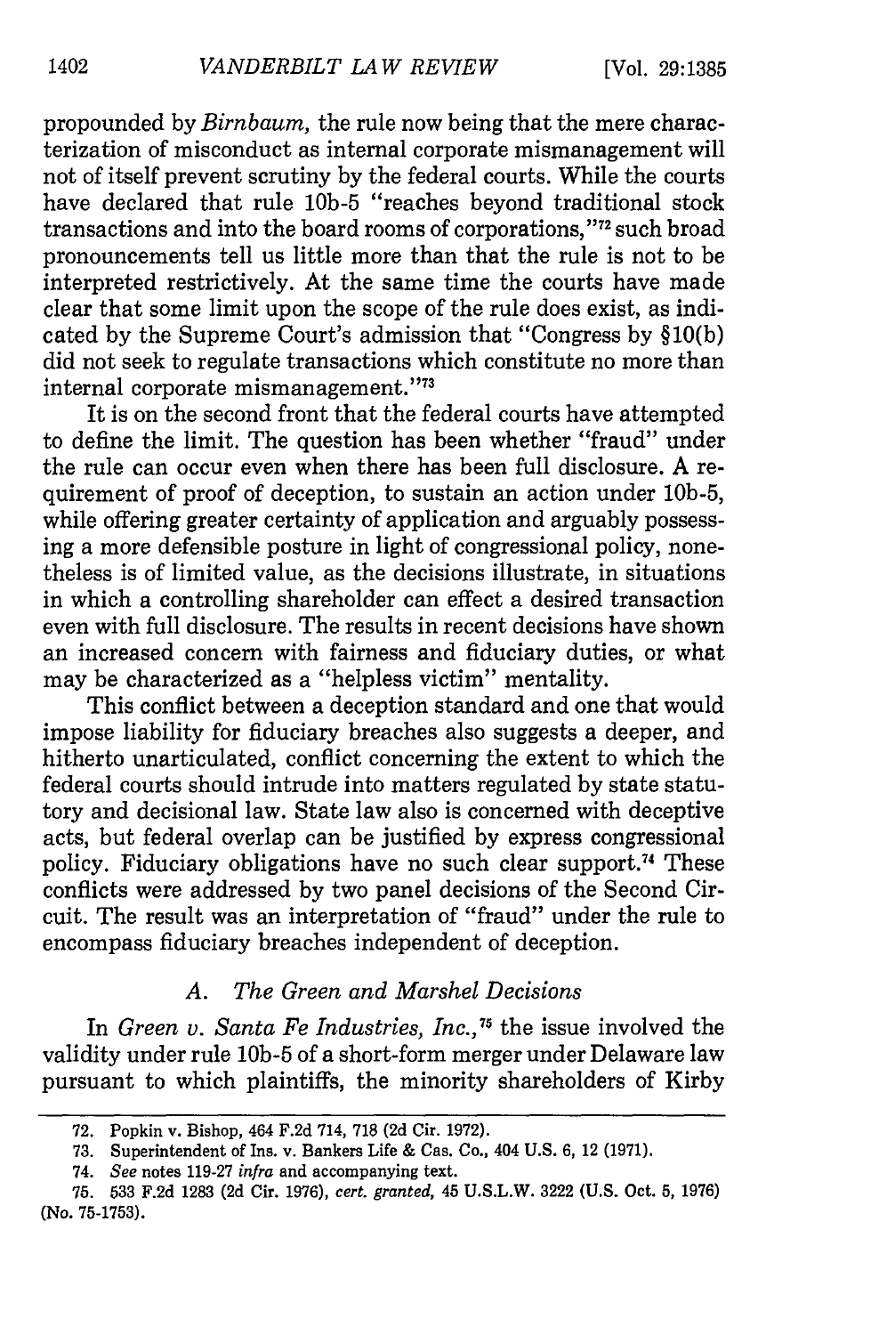propounded by *Birnbaum*, the rule now being that the mere characterization of misconduct as internal corporate mismanagement will not of itself prevent scrutiny by the federal courts. While the courts have declared that rule 10b-5 "reaches beyond traditional stock transactions and into the board rooms of corporations,"[72] such broad pronouncements tell us little more than that the rule is not to be interpreted restrictively. At the same time the courts have made clear that some limit upon the scope of the rule does exist, as indicated by the Supreme Court's admission that "Congress by §10(b) did not seek to regulate transactions which constitute no more than internal corporate mismanagement."[73]

It is on the second front that the federal courts have attempted to define the limit. The question has been whether "fraud" under the rule can occur even when there has been full disclosure. A requirement of proof of deception, to sustain an action under 10b-5, while offering greater certainty of application and arguably possessing a more defensible posture in light of congressional policy, nonetheless is of limited value, as the decisions illustrate, in situations in which a controlling shareholder can effect a desired transaction even with full disclosure. The results in recent decisions have shown an increased concern with fairness and fiduciary duties, or what may be characterized as a "helpless victim" mentality.

This conflict between a deception standard and one that would impose liability for fiduciary breaches also suggests a deeper, and hitherto unarticulated, conflict concerning the extent to which the federal courts should intrude into matters regulated by state statutory and decisional law. State law also is concerned with deceptive acts, but federal overlap can be justified by express congressional policy. Fiduciary obligations have no such clear support.[74] These conflicts were addressed by two panel decisions of the Second Circuit. The result was an interpretation of "fraud" under the rule to encompass fiduciary breaches independent of deception.

### *A. The Green and Marshel Decisions*

In *Green v. Santa Fe Industries, Inc.*,[75] the issue involved the validity under rule 10b-5 of a short-form merger under Delaware law pursuant to which plaintiffs, the minority shareholders of Kirby

---

72. Popkin v. Bishop, 464 F.2d 714, 718 (2d Cir. 1972).

73. Superintendent of Ins. v. Bankers Life & Cas. Co., 404 U.S. 6, 12 (1971).

74. *See* notes 119-27 *infra* and accompanying text.

75. 533 F.2d 1283 (2d Cir. 1976), *cert. granted*, 45 U.S.L.W. 3222 (U.S. Oct. 5, 1976) (No. 75-1753).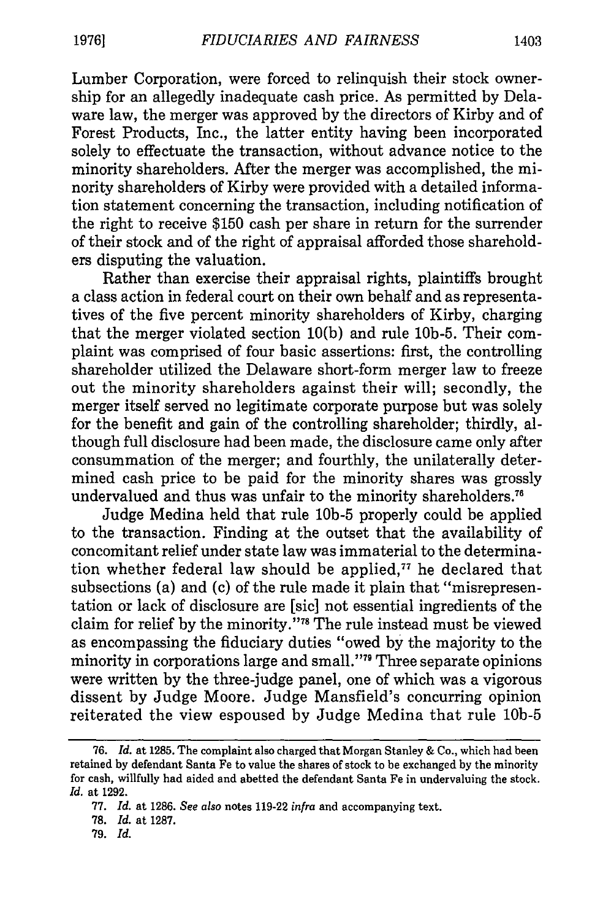Lumber Corporation, were forced to relinquish their stock ownership for an allegedly inadequate cash price. As permitted by Delaware law, the merger was approved by the directors of Kirby and of Forest Products, Inc., the latter entity having been incorporated solely to effectuate the transaction, without advance notice to the minority shareholders. After the merger was accomplished, the minority shareholders of Kirby were provided with a detailed information statement concerning the transaction, including notification of the right to receive $150 cash per share in return for the surrender of their stock and of the right of appraisal afforded those shareholders disputing the valuation.

Rather than exercise their appraisal rights, plaintiffs brought a class action in federal court on their own behalf and as representatives of the five percent minority shareholders of Kirby, charging that the merger violated section 10(b) and rule 10b-5. Their complaint was comprised of four basic assertions: first, the controlling shareholder utilized the Delaware short-form merger law to freeze out the minority shareholders against their will; secondly, the merger itself served no legitimate corporate purpose but was solely for the benefit and gain of the controlling shareholder; thirdly, although full disclosure had been made, the disclosure came only after consummation of the merger; and fourthly, the unilaterally determined cash price to be paid for the minority shares was grossly undervalued and thus was unfair to the minority shareholders.[76]

Judge Medina held that rule 10b-5 properly could be applied to the transaction. Finding at the outset that the availability of concomitant relief under state law was immaterial to the determination whether federal law should be applied,[77] he declared that subsections (a) and (c) of the rule made it plain that "misrepresentation or lack of disclosure are [sic] not essential ingredients of the claim for relief by the minority."[78] The rule instead must be viewed as encompassing the fiduciary duties "owed by the majority to the minority in corporations large and small."[79] Three separate opinions were written by the three-judge panel, one of which was a vigorous dissent by Judge Moore. Judge Mansfield's concurring opinion reiterated the view espoused by Judge Medina that rule 10b-5

---

76. *Id.* at 1285. The complaint also charged that Morgan Stanley & Co., which had been retained by defendant Santa Fe to value the shares of stock to be exchanged by the minority for cash, willfully had aided and abetted the defendant Santa Fe in undervaluing the stock. *Id.* at 1292.

77. *Id.* at 1286. *See also* notes 119-22 *infra* and accompanying text.

78. *Id.* at 1287.

79. *Id.*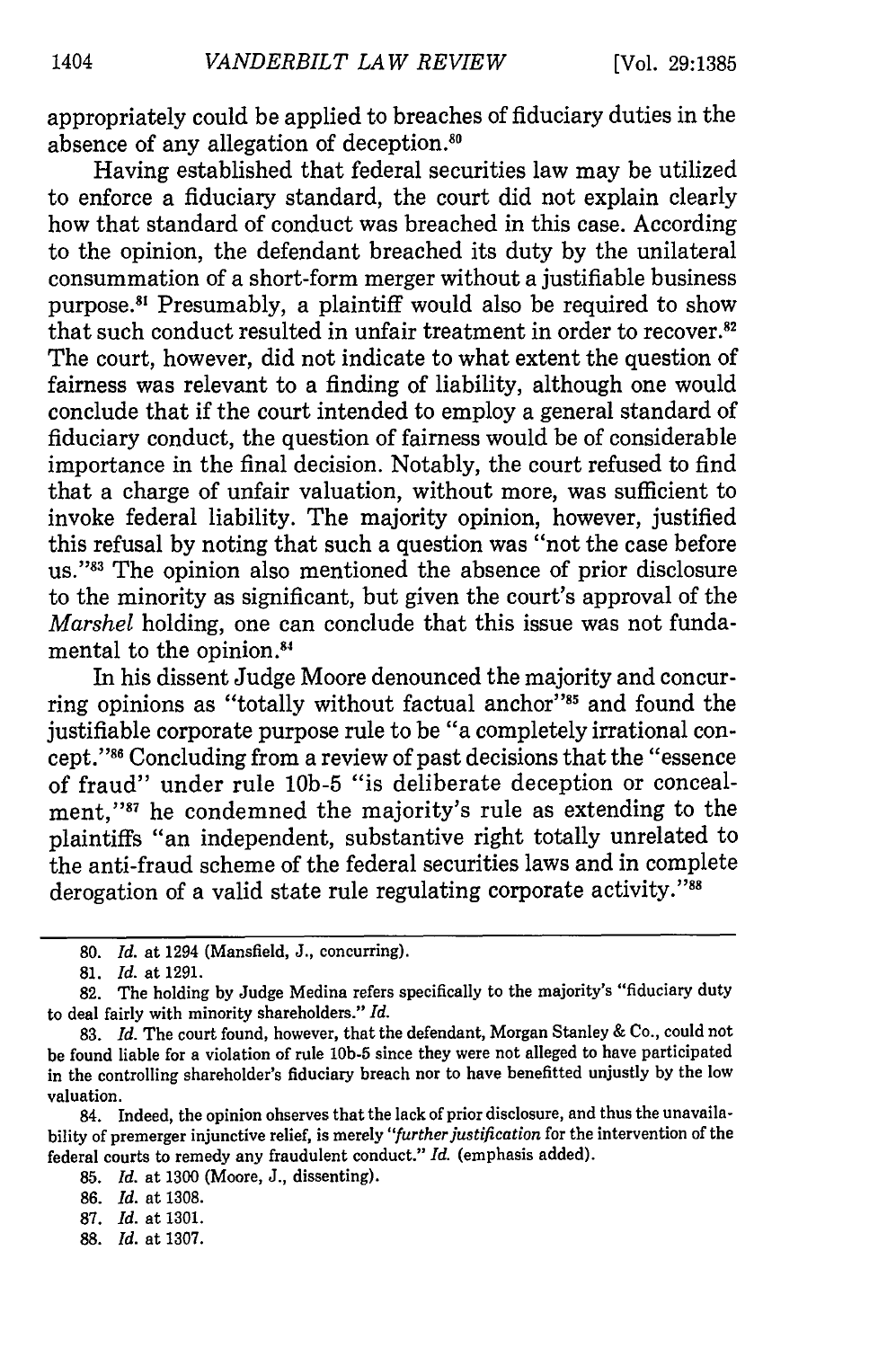appropriately could be applied to breaches of fiduciary duties in the absence of any allegation of deception.[80]

Having established that federal securities law may be utilized to enforce a fiduciary standard, the court did not explain clearly how that standard of conduct was breached in this case. According to the opinion, the defendant breached its duty by the unilateral consummation of a short-form merger without a justifiable business purpose.[81] Presumably, a plaintiff would also be required to show that such conduct resulted in unfair treatment in order to recover.[82] The court, however, did not indicate to what extent the question of fairness was relevant to a finding of liability, although one would conclude that if the court intended to employ a general standard of fiduciary conduct, the question of fairness would be of considerable importance in the final decision. Notably, the court refused to find that a charge of unfair valuation, without more, was sufficient to invoke federal liability. The majority opinion, however, justified this refusal by noting that such a question was "not the case before us."[83] The opinion also mentioned the absence of prior disclosure to the minority as significant, but given the court's approval of the *Marshel* holding, one can conclude that this issue was not fundamental to the opinion.[84]

In his dissent Judge Moore denounced the majority and concurring opinions as "totally without factual anchor"[85] and found the justifiable corporate purpose rule to be "a completely irrational concept."[86] Concluding from a review of past decisions that the "essence of fraud" under rule 10b-5 "is deliberate deception or concealment,"[87] he condemned the majority's rule as extending to the plaintiffs "an independent, substantive right totally unrelated to the anti-fraud scheme of the federal securities laws and in complete derogation of a valid state rule regulating corporate activity."[88]

---

80. *Id.* at 1294 (Mansfield, J., concurring).

81. *Id.* at 1291.

82. The holding by Judge Medina refers specifically to the majority's "fiduciary duty to deal fairly with minority shareholders." *Id.*

83. *Id.* The court found, however, that the defendant, Morgan Stanley & Co., could not be found liable for a violation of rule 10b-5 since they were not alleged to have participated in the controlling shareholder's fiduciary breach nor to have benefitted unjustly by the low valuation.

84. Indeed, the opinion observes that the lack of prior disclosure, and thus the unavailability of premerger injunctive relief, is merely "*further justification* for the intervention of the federal courts to remedy any fraudulent conduct." *Id.* (emphasis added).

85. *Id.* at 1300 (Moore, J., dissenting).

86. *Id.* at 1308.

87. *Id.* at 1301.

88. *Id.* at 1307.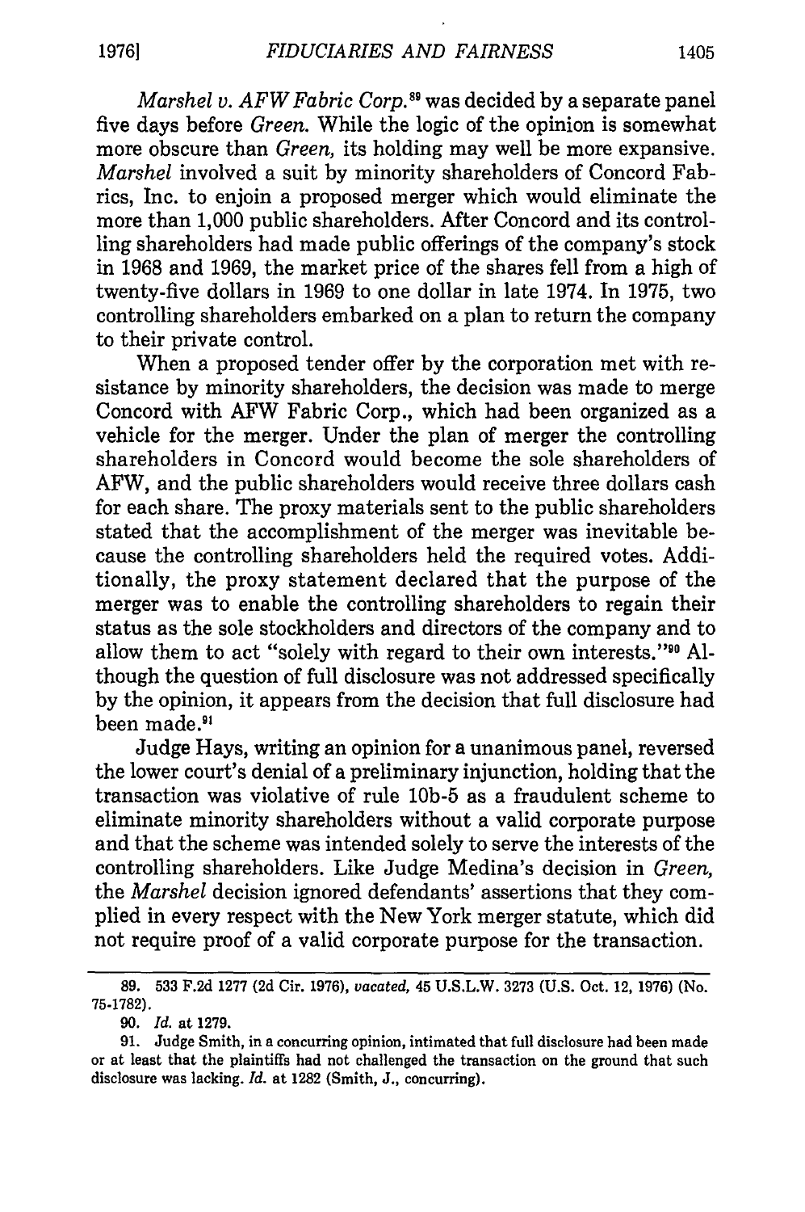*Marshel v. AFW Fabric Corp.*[89] was decided by a separate panel five days before *Green.* While the logic of the opinion is somewhat more obscure than *Green,* its holding may well be more expansive. *Marshel* involved a suit by minority shareholders of Concord Fabrics, Inc. to enjoin a proposed merger which would eliminate the more than 1,000 public shareholders. After Concord and its controlling shareholders had made public offerings of the company's stock in 1968 and 1969, the market price of the shares fell from a high of twenty-five dollars in 1969 to one dollar in late 1974. In 1975, two controlling shareholders embarked on a plan to return the company to their private control.

When a proposed tender offer by the corporation met with resistance by minority shareholders, the decision was made to merge Concord with AFW Fabric Corp., which had been organized as a vehicle for the merger. Under the plan of merger the controlling shareholders in Concord would become the sole shareholders of AFW, and the public shareholders would receive three dollars cash for each share. The proxy materials sent to the public shareholders stated that the accomplishment of the merger was inevitable because the controlling shareholders held the required votes. Additionally, the proxy statement declared that the purpose of the merger was to enable the controlling shareholders to regain their status as the sole stockholders and directors of the company and to allow them to act "solely with regard to their own interests."[90] Although the question of full disclosure was not addressed specifically by the opinion, it appears from the decision that full disclosure had been made.[91]

Judge Hays, writing an opinion for a unanimous panel, reversed the lower court's denial of a preliminary injunction, holding that the transaction was violative of rule 10b-5 as a fraudulent scheme to eliminate minority shareholders without a valid corporate purpose and that the scheme was intended solely to serve the interests of the controlling shareholders. Like Judge Medina's decision in *Green,* the *Marshel* decision ignored defendants' assertions that they complied in every respect with the New York merger statute, which did not require proof of a valid corporate purpose for the transaction.

---

89. 533 F.2d 1277 (2d Cir. 1976), *vacated,* 45 U.S.L.W. 3273 (U.S. Oct. 12, 1976) (No. 75-1782).

90. *Id.* at 1279.

91. Judge Smith, in a concurring opinion, intimated that full disclosure had been made or at least that the plaintiffs had not challenged the transaction on the ground that such disclosure was lacking. *Id.* at 1282 (Smith, J., concurring).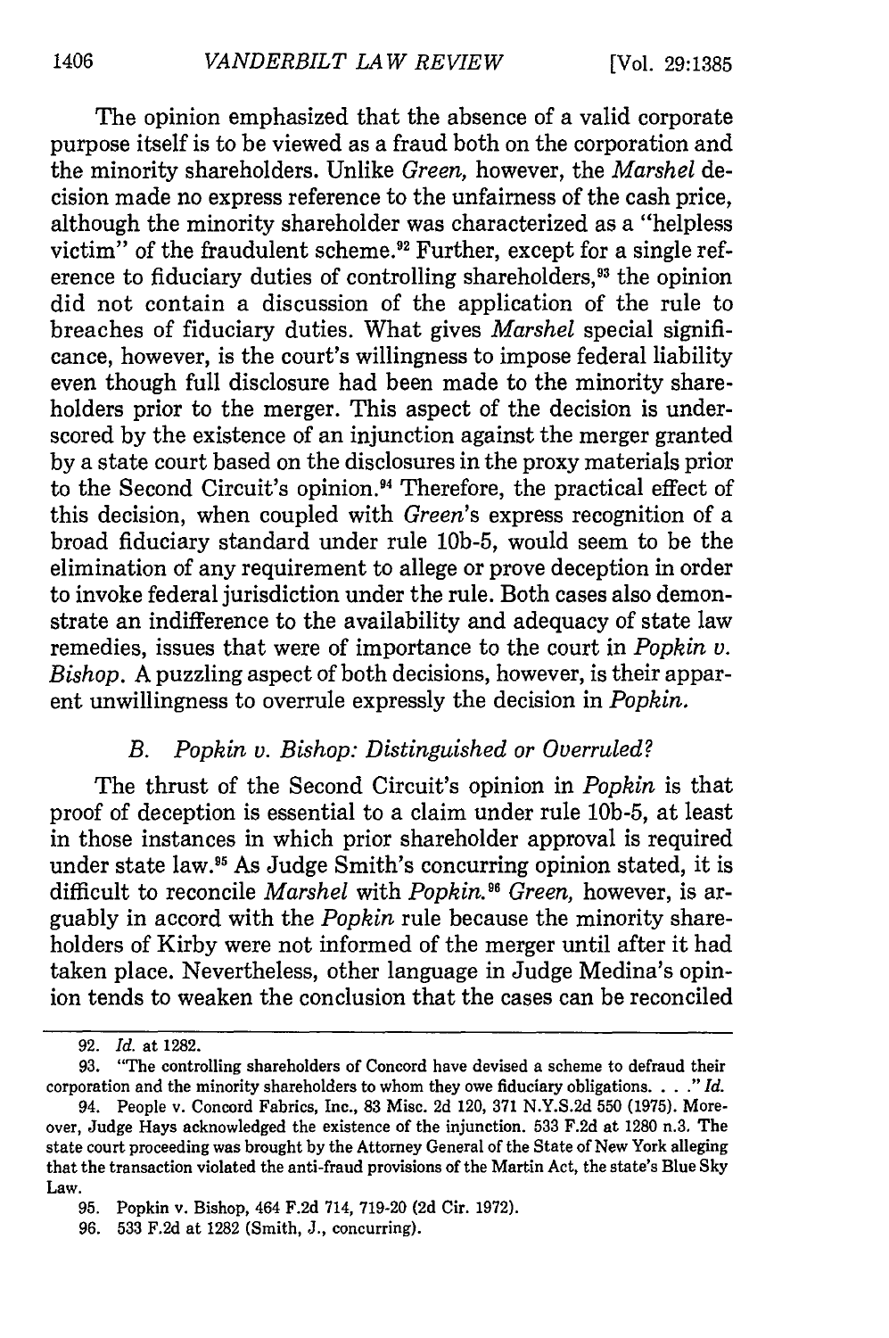The opinion emphasized that the absence of a valid corporate purpose itself is to be viewed as a fraud both on the corporation and the minority shareholders. Unlike *Green*, however, the *Marshel* decision made no express reference to the unfairness of the cash price, although the minority shareholder was characterized as a "helpless victim" of the fraudulent scheme.[92] Further, except for a single reference to fiduciary duties of controlling shareholders,[93] the opinion did not contain a discussion of the application of the rule to breaches of fiduciary duties. What gives *Marshel* special significance, however, is the court's willingness to impose federal liability even though full disclosure had been made to the minority shareholders prior to the merger. This aspect of the decision is underscored by the existence of an injunction against the merger granted by a state court based on the disclosures in the proxy materials prior to the Second Circuit's opinion.[94] Therefore, the practical effect of this decision, when coupled with *Green*'s express recognition of a broad fiduciary standard under rule 10b-5, would seem to be the elimination of any requirement to allege or prove deception in order to invoke federal jurisdiction under the rule. Both cases also demonstrate an indifference to the availability and adequacy of state law remedies, issues that were of importance to the court in *Popkin v. Bishop*. A puzzling aspect of both decisions, however, is their apparent unwillingness to overrule expressly the decision in *Popkin*.

### B. *Popkin v. Bishop: Distinguished or Overruled?*

The thrust of the Second Circuit's opinion in *Popkin* is that proof of deception is essential to a claim under rule 10b-5, at least in those instances in which prior shareholder approval is required under state law.[95] As Judge Smith's concurring opinion stated, it is difficult to reconcile *Marshel* with *Popkin*.[96] *Green*, however, is arguably in accord with the *Popkin* rule because the minority shareholders of Kirby were not informed of the merger until after it had taken place. Nevertheless, other language in Judge Medina's opinion tends to weaken the conclusion that the cases can be reconciled

---

92. *Id.* at 1282.

93. "The controlling shareholders of Concord have devised a scheme to defraud their corporation and the minority shareholders to whom they owe fiduciary obligations. . . ." *Id.*

94. People v. Concord Fabrics, Inc., 83 Misc. 2d 120, 371 N.Y.S.2d 550 (1975). Moreover, Judge Hays acknowledged the existence of the injunction. 533 F.2d at 1280 n.3. The state court proceeding was brought by the Attorney General of the State of New York alleging that the transaction violated the anti-fraud provisions of the Martin Act, the state's Blue Sky Law.

95. Popkin v. Bishop, 464 F.2d 714, 719-20 (2d Cir. 1972).

96. 533 F.2d at 1282 (Smith, J., concurring).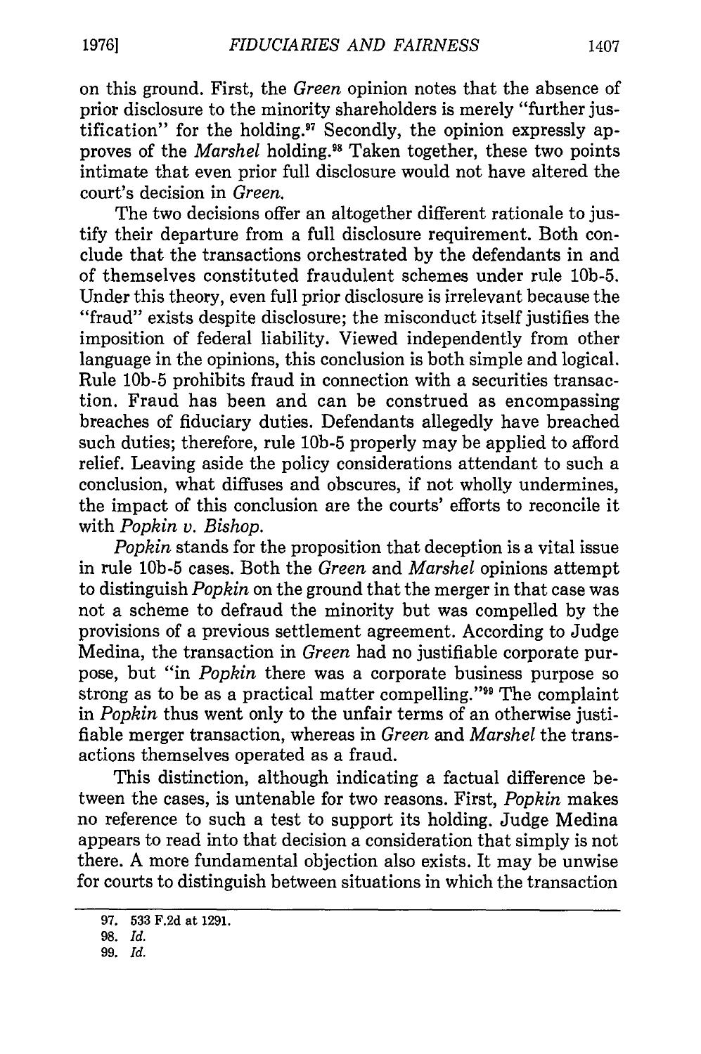on this ground. First, the *Green* opinion notes that the absence of prior disclosure to the minority shareholders is merely "further justification" for the holding.[97] Secondly, the opinion expressly approves of the *Marshel* holding.[98] Taken together, these two points intimate that even prior full disclosure would not have altered the court's decision in *Green*.

The two decisions offer an altogether different rationale to justify their departure from a full disclosure requirement. Both conclude that the transactions orchestrated by the defendants in and of themselves constituted fraudulent schemes under rule 10b-5. Under this theory, even full prior disclosure is irrelevant because the "fraud" exists despite disclosure; the misconduct itself justifies the imposition of federal liability. Viewed independently from other language in the opinions, this conclusion is both simple and logical. Rule 10b-5 prohibits fraud in connection with a securities transaction. Fraud has been and can be construed as encompassing breaches of fiduciary duties. Defendants allegedly have breached such duties; therefore, rule 10b-5 properly may be applied to afford relief. Leaving aside the policy considerations attendant to such a conclusion, what diffuses and obscures, if not wholly undermines, the impact of this conclusion are the courts' efforts to reconcile it with *Popkin v. Bishop*.

*Popkin* stands for the proposition that deception is a vital issue in rule 10b-5 cases. Both the *Green* and *Marshel* opinions attempt to distinguish *Popkin* on the ground that the merger in that case was not a scheme to defraud the minority but was compelled by the provisions of a previous settlement agreement. According to Judge Medina, the transaction in *Green* had no justifiable corporate purpose, but "in *Popkin* there was a corporate business purpose so strong as to be as a practical matter compelling."[99] The complaint in *Popkin* thus went only to the unfair terms of an otherwise justifiable merger transaction, whereas in *Green* and *Marshel* the transactions themselves operated as a fraud.

This distinction, although indicating a factual difference between the cases, is untenable for two reasons. First, *Popkin* makes no reference to such a test to support its holding. Judge Medina appears to read into that decision a consideration that simply is not there. A more fundamental objection also exists. It may be unwise for courts to distinguish between situations in which the transaction

---

97. 533 F.2d at 1291.

98. *Id.*

99. *Id.*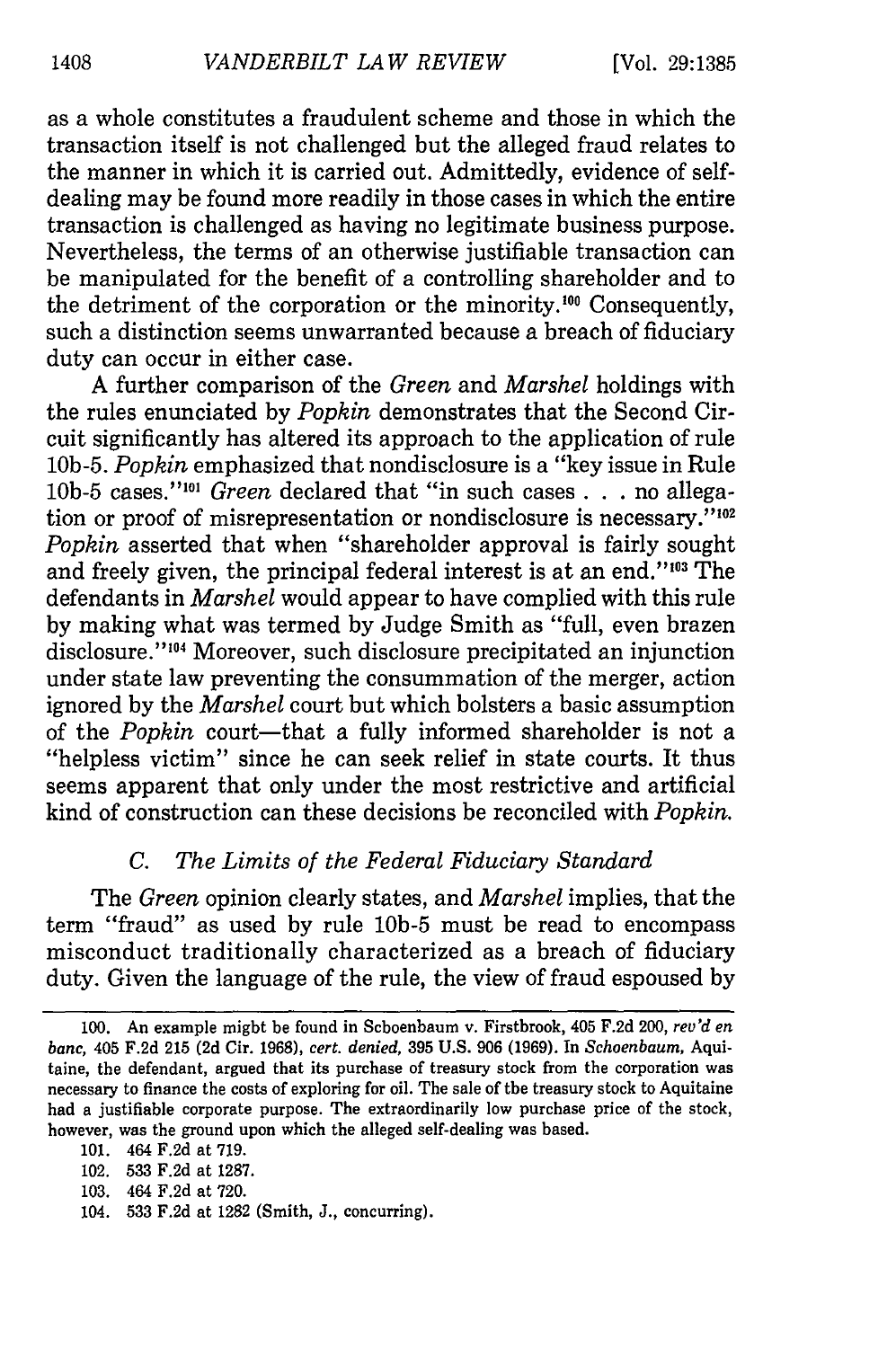as a whole constitutes a fraudulent scheme and those in which the transaction itself is not challenged but the alleged fraud relates to the manner in which it is carried out. Admittedly, evidence of self-dealing may be found more readily in those cases in which the entire transaction is challenged as having no legitimate business purpose. Nevertheless, the terms of an otherwise justifiable transaction can be manipulated for the benefit of a controlling shareholder and to the detriment of the corporation or the minority.[100] Consequently, such a distinction seems unwarranted because a breach of fiduciary duty can occur in either case.

A further comparison of the *Green* and *Marshel* holdings with the rules enunciated by *Popkin* demonstrates that the Second Circuit significantly has altered its approach to the application of rule 10b-5. *Popkin* emphasized that nondisclosure is a "key issue in Rule 10b-5 cases."[101] *Green* declared that "in such cases . . . no allegation or proof of misrepresentation or nondisclosure is necessary."[102] *Popkin* asserted that when "shareholder approval is fairly sought and freely given, the principal federal interest is at an end."[103] The defendants in *Marshel* would appear to have complied with this rule by making what was termed by Judge Smith as "full, even brazen disclosure."[104] Moreover, such disclosure precipitated an injunction under state law preventing the consummation of the merger, action ignored by the *Marshel* court but which bolsters a basic assumption of the *Popkin* court—that a fully informed shareholder is not a "helpless victim" since he can seek relief in state courts. It thus seems apparent that only under the most restrictive and artificial kind of construction can these decisions be reconciled with *Popkin*.

### C. *The Limits of the Federal Fiduciary Standard*

The *Green* opinion clearly states, and *Marshel* implies, that the term "fraud" as used by rule 10b-5 must be read to encompass misconduct traditionally characterized as a breach of fiduciary duty. Given the language of the rule, the view of fraud espoused by

---

100. An example might be found in Schoenbaum v. Firstbrook, 405 F.2d 200, *rev'd en banc*, 405 F.2d 215 (2d Cir. 1968), *cert. denied*, 395 U.S. 906 (1969). In *Schoenbaum*, Aquitaine, the defendant, argued that its purchase of treasury stock from the corporation was necessary to finance the costs of exploring for oil. The sale of the treasury stock to Aquitaine had a justifiable corporate purpose. The extraordinarily low purchase price of the stock, however, was the ground upon which the alleged self-dealing was based.

101. 464 F.2d at 719.

102. 533 F.2d at 1287.

103. 464 F.2d at 720.

104. 533 F.2d at 1282 (Smith, J., concurring).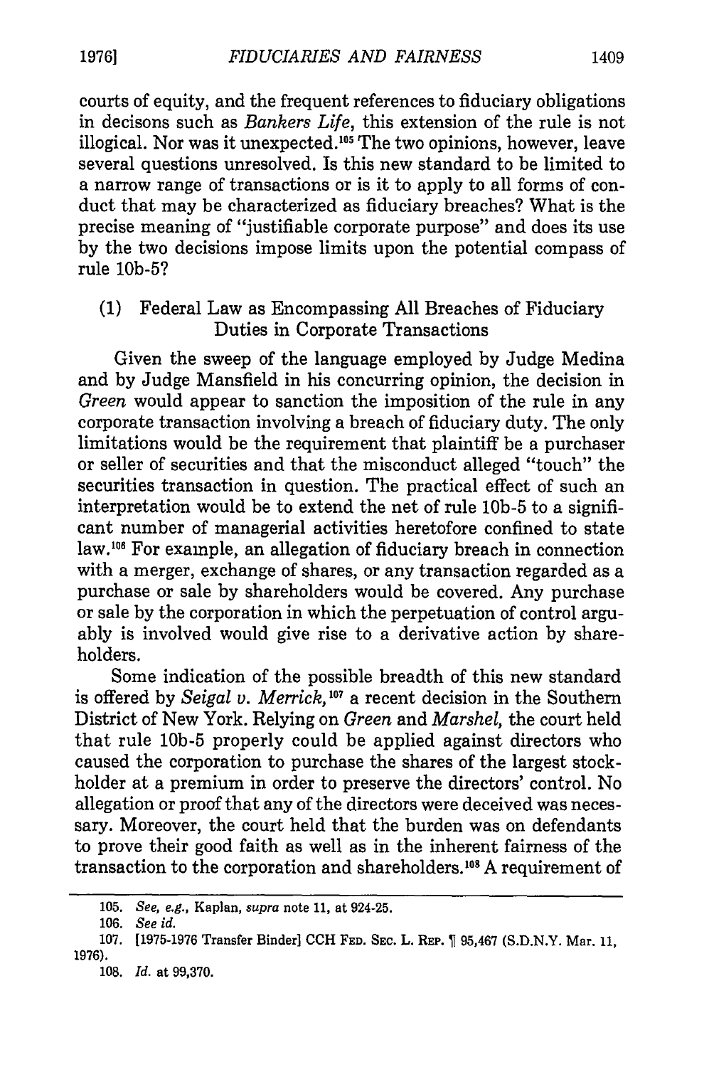courts of equity, and the frequent references to fiduciary obligations in decisons such as *Bankers Life*, this extension of the rule is not illogical. Nor was it unexpected.[105] The two opinions, however, leave several questions unresolved. Is this new standard to be limited to a narrow range of transactions or is it to apply to all forms of conduct that may be characterized as fiduciary breaches? What is the precise meaning of "justifiable corporate purpose" and does its use by the two decisions impose limits upon the potential compass of rule 10b-5?

(1) Federal Law as Encompassing All Breaches of Fiduciary Duties in Corporate Transactions

Given the sweep of the language employed by Judge Medina and by Judge Mansfield in his concurring opinion, the decision in *Green* would appear to sanction the imposition of the rule in any corporate transaction involving a breach of fiduciary duty. The only limitations would be the requirement that plaintiff be a purchaser or seller of securities and that the misconduct alleged "touch" the securities transaction in question. The practical effect of such an interpretation would be to extend the net of rule 10b-5 to a significant number of managerial activities heretofore confined to state law.[106] For example, an allegation of fiduciary breach in connection with a merger, exchange of shares, or any transaction regarded as a purchase or sale by shareholders would be covered. Any purchase or sale by the corporation in which the perpetuation of control arguably is involved would give rise to a derivative action by shareholders.

Some indication of the possible breadth of this new standard is offered by *Seigal v. Merrick*,[107] a recent decision in the Southern District of New York. Relying on *Green* and *Marshel*, the court held that rule 10b-5 properly could be applied against directors who caused the corporation to purchase the shares of the largest stockholder at a premium in order to preserve the directors' control. No allegation or proof that any of the directors were deceived was necessary. Moreover, the court held that the burden was on defendants to prove their good faith as well as in the inherent fairness of the transaction to the corporation and shareholders.[108] A requirement of

---

105. *See, e.g.*, Kaplan, *supra* note 11, at 924-25.

106. *See id.*

107. [1975-1976 Transfer Binder] CCH FED. SEC. L. REP. ¶ 95,467 (S.D.N.Y. Mar. 11, 1976).

108. *Id.* at 99,370.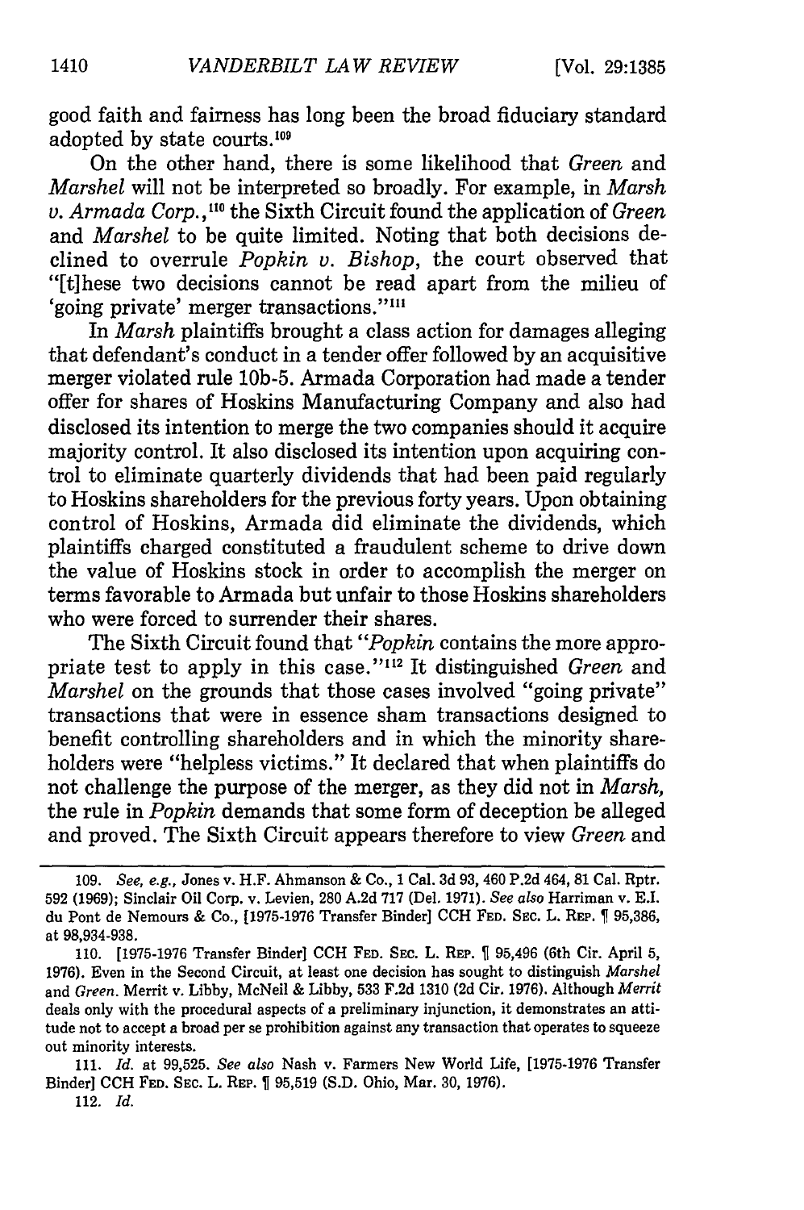good faith and fairness has long been the broad fiduciary standard adopted by state courts.[109]

On the other hand, there is some likelihood that *Green* and *Marshel* will not be interpreted so broadly. For example, in *Marsh v. Armada Corp.*,[110] the Sixth Circuit found the application of *Green* and *Marshel* to be quite limited. Noting that both decisions declined to overrule *Popkin v. Bishop*, the court observed that "[t]hese two decisions cannot be read apart from the milieu of 'going private' merger transactions."[111]

In *Marsh* plaintiffs brought a class action for damages alleging that defendant's conduct in a tender offer followed by an acquisitive merger violated rule 10b-5. Armada Corporation had made a tender offer for shares of Hoskins Manufacturing Company and also had disclosed its intention to merge the two companies should it acquire majority control. It also disclosed its intention upon acquiring control to eliminate quarterly dividends that had been paid regularly to Hoskins shareholders for the previous forty years. Upon obtaining control of Hoskins, Armada did eliminate the dividends, which plaintiffs charged constituted a fraudulent scheme to drive down the value of Hoskins stock in order to accomplish the merger on terms favorable to Armada but unfair to those Hoskins shareholders who were forced to surrender their shares.

The Sixth Circuit found that "*Popkin* contains the more appropriate test to apply in this case."[112] It distinguished *Green* and *Marshel* on the grounds that those cases involved "going private" transactions that were in essence sham transactions designed to benefit controlling shareholders and in which the minority shareholders were "helpless victims." It declared that when plaintiffs do not challenge the purpose of the merger, as they did not in *Marsh*, the rule in *Popkin* demands that some form of deception be alleged and proved. The Sixth Circuit appears therefore to view *Green* and

---

109. *See, e.g.*, Jones v. H.F. Ahmanson & Co., 1 Cal. 3d 93, 460 P.2d 464, 81 Cal. Rptr. 592 (1969); Sinclair Oil Corp. v. Levien, 280 A.2d 717 (Del. 1971). *See also* Harriman v. E.I. du Pont de Nemours & Co., [1975-1976 Transfer Binder] CCH FED. SEC. L. REP. ¶ 95,386, at 98,934-938.

110. [1975-1976 Transfer Binder] CCH FED. SEC. L. REP. ¶ 95,496 (6th Cir. April 5, 1976). Even in the Second Circuit, at least one decision has sought to distinguish *Marshel* and *Green*. Merrit v. Libby, McNeil & Libby, 533 F.2d 1310 (2d Cir. 1976). Although *Merrit* deals only with the procedural aspects of a preliminary injunction, it demonstrates an attitude not to accept a broad per se prohibition against any transaction that operates to squeeze out minority interests.

111. *Id.* at 99,525. *See also* Nash v. Farmers New World Life, [1975-1976 Transfer Binder] CCH FED. SEC. L. REP. ¶ 95,519 (S.D. Ohio, Mar. 30, 1976).

112. *Id.*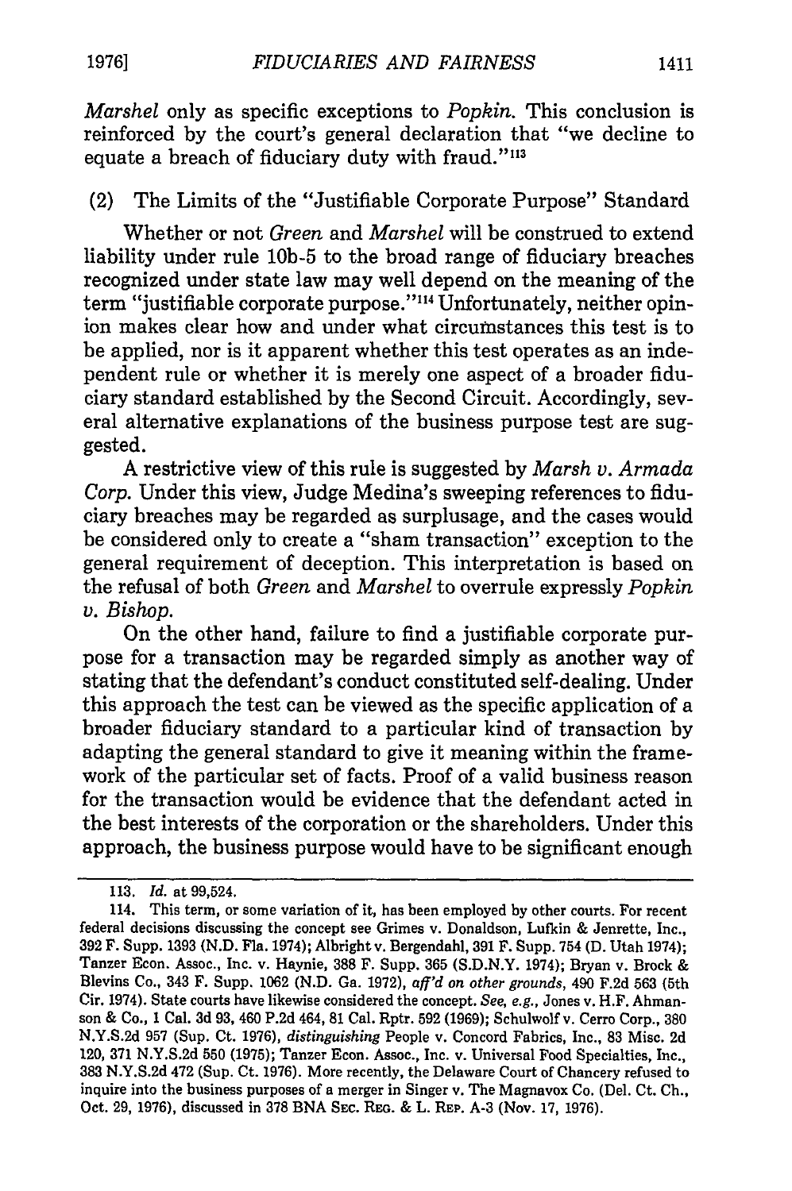*Marshel* only as specific exceptions to *Popkin*. This conclusion is reinforced by the court's general declaration that "we decline to equate a breach of fiduciary duty with fraud."[113]

(2) The Limits of the "Justifiable Corporate Purpose" Standard

Whether or not *Green* and *Marshel* will be construed to extend liability under rule 10b-5 to the broad range of fiduciary breaches recognized under state law may well depend on the meaning of the term "justifiable corporate purpose."[114] Unfortunately, neither opinion makes clear how and under what circumstances this test is to be applied, nor is it apparent whether this test operates as an independent rule or whether it is merely one aspect of a broader fiduciary standard established by the Second Circuit. Accordingly, several alternative explanations of the business purpose test are suggested.

A restrictive view of this rule is suggested by *Marsh v. Armada Corp.* Under this view, Judge Medina's sweeping references to fiduciary breaches may be regarded as surplusage, and the cases would be considered only to create a "sham transaction" exception to the general requirement of deception. This interpretation is based on the refusal of both *Green* and *Marshel* to overrule expressly *Popkin v. Bishop*.

On the other hand, failure to find a justifiable corporate purpose for a transaction may be regarded simply as another way of stating that the defendant's conduct constituted self-dealing. Under this approach the test can be viewed as the specific application of a broader fiduciary standard to a particular kind of transaction by adapting the general standard to give it meaning within the framework of the particular set of facts. Proof of a valid business reason for the transaction would be evidence that the defendant acted in the best interests of the corporation or the shareholders. Under this approach, the business purpose would have to be significant enough

---

113. *Id.* at 99,524.

114. This term, or some variation of it, has been employed by other courts. For recent federal decisions discussing the concept see Grimes v. Donaldson, Lufkin & Jenrette, Inc., 392 F. Supp. 1393 (N.D. Fla. 1974); Albright v. Bergendahl, 391 F. Supp. 754 (D. Utah 1974); Tanzer Econ. Assoc., Inc. v. Haynie, 388 F. Supp. 365 (S.D.N.Y. 1974); Bryan v. Brock & Blevins Co., 343 F. Supp. 1062 (N.D. Ga. 1972), *aff'd on other grounds*, 490 F.2d 563 (5th Cir. 1974). State courts have likewise considered the concept. *See, e.g.*, Jones v. H.F. Ahmanson & Co., 1 Cal. 3d 93, 460 P.2d 464, 81 Cal. Rptr. 592 (1969); Schulwolf v. Cerro Corp., 380 N.Y.S.2d 957 (Sup. Ct. 1976), *distinguishing* People v. Concord Fabrics, Inc., 83 Misc. 2d 120, 371 N.Y.S.2d 550 (1975); Tanzer Econ. Assoc., Inc. v. Universal Food Specialties, Inc., 383 N.Y.S.2d 472 (Sup. Ct. 1976). More recently, the Delaware Court of Chancery refused to inquire into the business purposes of a merger in Singer v. The Magnavox Co. (Del. Ct. Ch., Oct. 29, 1976), discussed in 378 BNA SEC. REG. & L. REP. A-3 (Nov. 17, 1976).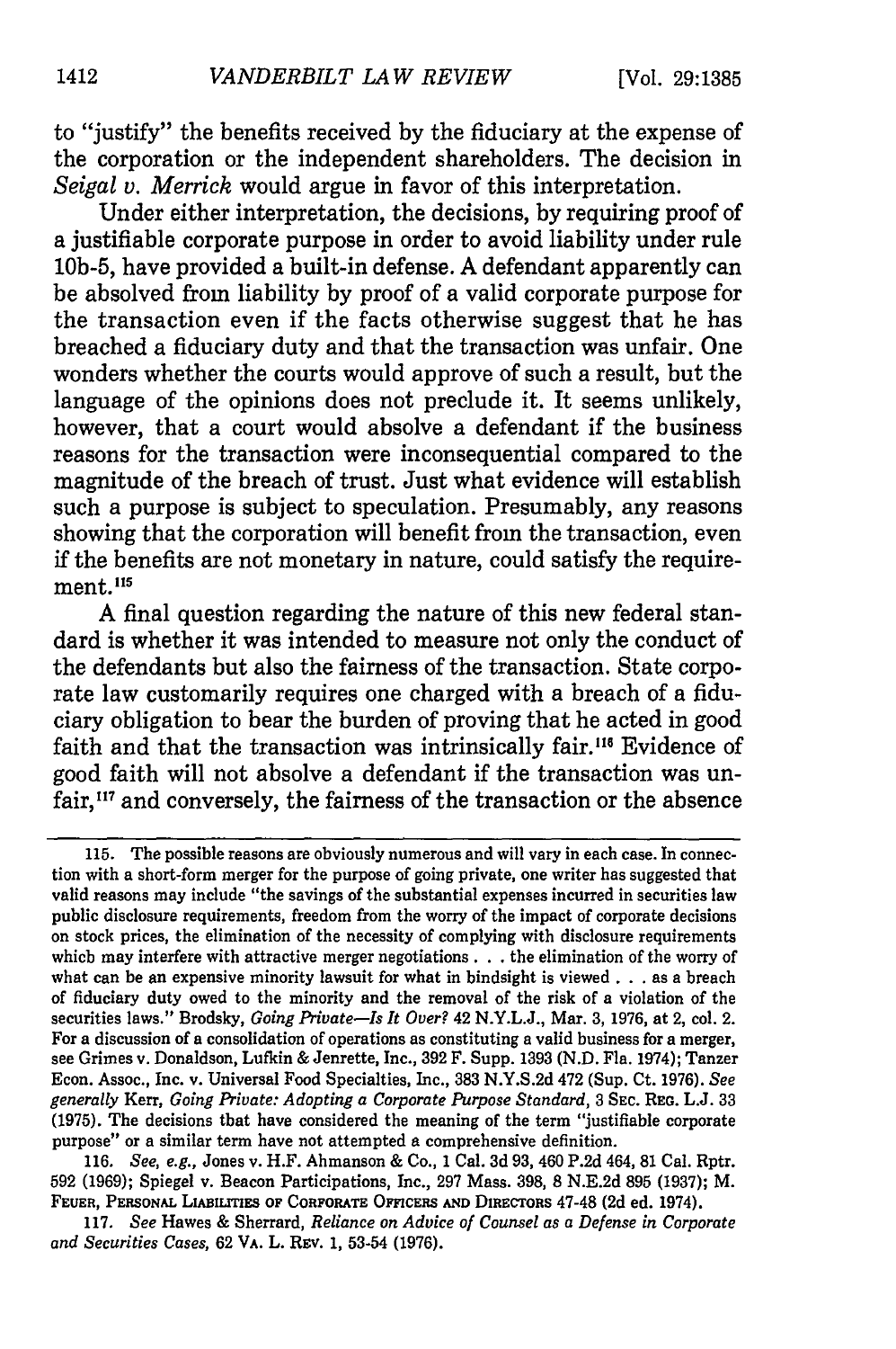to "justify" the benefits received by the fiduciary at the expense of the corporation or the independent shareholders. The decision in *Seigal v. Merrick* would argue in favor of this interpretation.

Under either interpretation, the decisions, by requiring proof of a justifiable corporate purpose in order to avoid liability under rule 10b-5, have provided a built-in defense. A defendant apparently can be absolved from liability by proof of a valid corporate purpose for the transaction even if the facts otherwise suggest that he has breached a fiduciary duty and that the transaction was unfair. One wonders whether the courts would approve of such a result, but the language of the opinions does not preclude it. It seems unlikely, however, that a court would absolve a defendant if the business reasons for the transaction were inconsequential compared to the magnitude of the breach of trust. Just what evidence will establish such a purpose is subject to speculation. Presumably, any reasons showing that the corporation will benefit from the transaction, even if the benefits are not monetary in nature, could satisfy the requirement.[115]

A final question regarding the nature of this new federal standard is whether it was intended to measure not only the conduct of the defendants but also the fairness of the transaction. State corporate law customarily requires one charged with a breach of a fiduciary obligation to bear the burden of proving that he acted in good faith and that the transaction was intrinsically fair.[116] Evidence of good faith will not absolve a defendant if the transaction was unfair,[117] and conversely, the fairness of the transaction or the absence

---

115. The possible reasons are obviously numerous and will vary in each case. In connection with a short-form merger for the purpose of going private, one writer has suggested that valid reasons may include "the savings of the substantial expenses incurred in securities law public disclosure requirements, freedom from the worry of the impact of corporate decisions on stock prices, the elimination of the necessity of complying with disclosure requirements which may interfere with attractive merger negotiations . . . the elimination of the worry of what can be an expensive minority lawsuit for what in bindsight is viewed . . . as a breach of fiduciary duty owed to the minority and the removal of the risk of a violation of the securities laws." Brodsky, *Going Private—Is It Over?* 42 N.Y.L.J., Mar. 3, 1976, at 2, col. 2. For a discussion of a consolidation of operations as constituting a valid business for a merger, see Grimes v. Donaldson, Lufkin & Jenrette, Inc., 392 F. Supp. 1393 (N.D. Fla. 1974); Tanzer Econ. Assoc., Inc. v. Universal Food Specialties, Inc., 383 N.Y.S.2d 472 (Sup. Ct. 1976). *See generally* Kerr, *Going Private: Adopting a Corporate Purpose Standard*, 3 SEC. REG. L.J. 33 (1975). The decisions that have considered the meaning of the term "justifiable corporate purpose" or a similar term have not attempted a comprehensive definition.

116. *See, e.g.*, Jones v. H.F. Ahmanson & Co., 1 Cal. 3d 93, 460 P.2d 464, 81 Cal. Rptr. 592 (1969); Spiegel v. Beacon Participations, Inc., 297 Mass. 398, 8 N.E.2d 895 (1937); M. FEUER, PERSONAL LIABILITIES OF CORPORATE OFFICERS AND DIRECTORS 47-48 (2d ed. 1974).

117. *See* Hawes & Sherrard, *Reliance on Advice of Counsel as a Defense in Corporate and Securities Cases*, 62 VA. L. REV. 1, 53-54 (1976).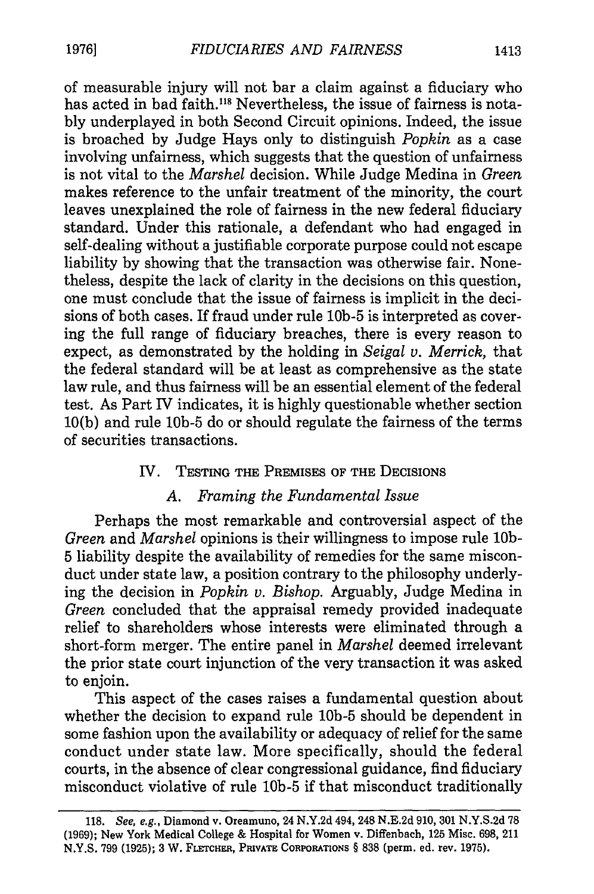of measurable injury will not bar a claim against a fiduciary who has acted in bad faith.[118] Nevertheless, the issue of fairness is notably underplayed in both Second Circuit opinions. Indeed, the issue is broached by Judge Hays only to distinguish *Popkin* as a case involving unfairness, which suggests that the question of unfairness is not vital to the *Marshel* decision. While Judge Medina in *Green* makes reference to the unfair treatment of the minority, the court leaves unexplained the role of fairness in the new federal fiduciary standard. Under this rationale, a defendant who had engaged in self-dealing without a justifiable corporate purpose could not escape liability by showing that the transaction was otherwise fair. Nonetheless, despite the lack of clarity in the decisions on this question, one must conclude that the issue of fairness is implicit in the decisions of both cases. If fraud under rule 10b-5 is interpreted as covering the full range of fiduciary breaches, there is every reason to expect, as demonstrated by the holding in *Seigal v. Merrick*, that the federal standard will be at least as comprehensive as the state law rule, and thus fairness will be an essential element of the federal test. As Part IV indicates, it is highly questionable whether section 10(b) and rule 10b-5 do or should regulate the fairness of the terms of securities transactions.

## IV. Testing the Premises of the Decisions

### A. *Framing the Fundamental Issue*

Perhaps the most remarkable and controversial aspect of the *Green* and *Marshel* opinions is their willingness to impose rule 10b-5 liability despite the availability of remedies for the same misconduct under state law, a position contrary to the philosophy underlying the decision in *Popkin v. Bishop*. Arguably, Judge Medina in *Green* concluded that the appraisal remedy provided inadequate relief to shareholders whose interests were eliminated through a short-form merger. The entire panel in *Marshel* deemed irrelevant the prior state court injunction of the very transaction it was asked to enjoin.

This aspect of the cases raises a fundamental question about whether the decision to expand rule 10b-5 should be dependent in some fashion upon the availability or adequacy of relief for the same conduct under state law. More specifically, should the federal courts, in the absence of clear congressional guidance, find fiduciary misconduct violative of rule 10b-5 if that misconduct traditionally

---

118. *See, e.g.*, Diamond v. Oreamuno, 24 N.Y.2d 494, 248 N.E.2d 910, 301 N.Y.S.2d 78 (1969); New York Medical College & Hospital for Women v. Diffenbach, 125 Misc. 698, 211 N.Y.S. 799 (1925); 3 W. Fletcher, Private Corporations § 838 (perm. ed. rev. 1975).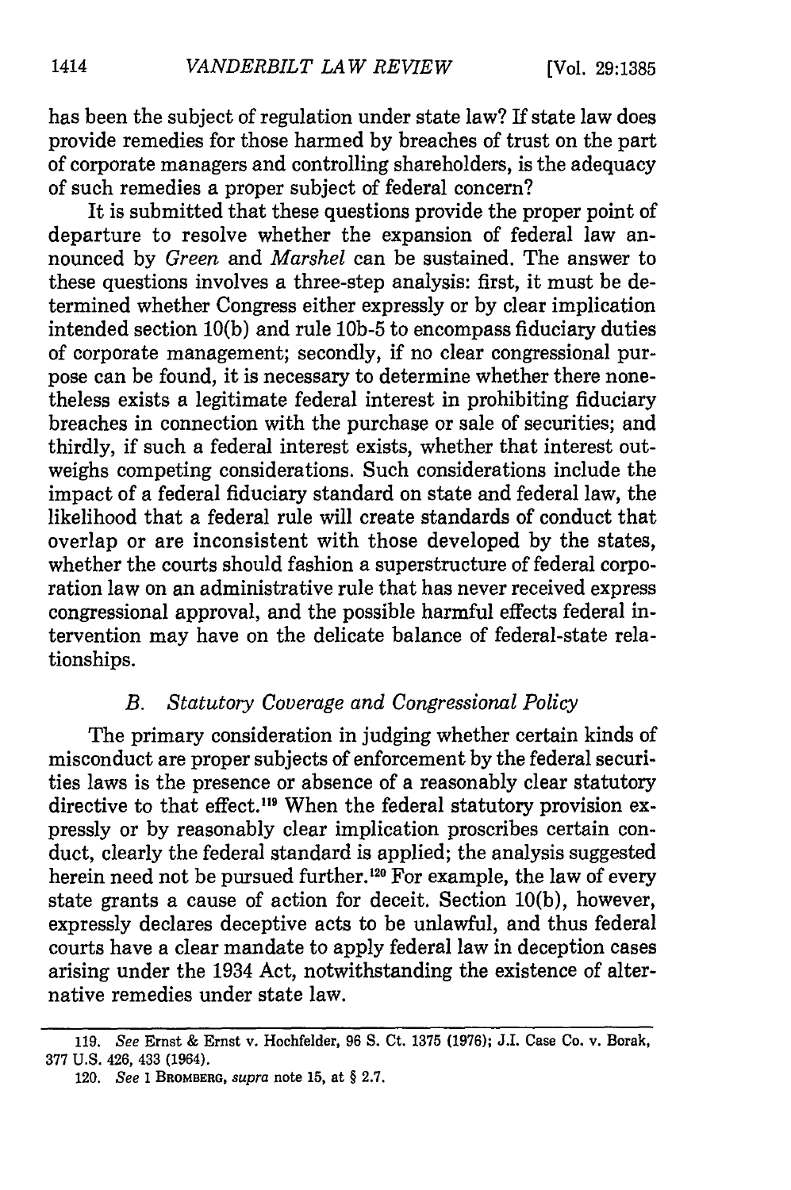has been the subject of regulation under state law? If state law does provide remedies for those harmed by breaches of trust on the part of corporate managers and controlling shareholders, is the adequacy of such remedies a proper subject of federal concern?

It is submitted that these questions provide the proper point of departure to resolve whether the expansion of federal law announced by *Green* and *Marshel* can be sustained. The answer to these questions involves a three-step analysis: first, it must be determined whether Congress either expressly or by clear implication intended section 10(b) and rule 10b-5 to encompass fiduciary duties of corporate management; secondly, if no clear congressional purpose can be found, it is necessary to determine whether there nonetheless exists a legitimate federal interest in prohibiting fiduciary breaches in connection with the purchase or sale of securities; and thirdly, if such a federal interest exists, whether that interest outweighs competing considerations. Such considerations include the impact of a federal fiduciary standard on state and federal law, the likelihood that a federal rule will create standards of conduct that overlap or are inconsistent with those developed by the states, whether the courts should fashion a superstructure of federal corporation law on an administrative rule that has never received express congressional approval, and the possible harmful effects federal intervention may have on the delicate balance of federal-state relationships.

### *B. Statutory Coverage and Congressional Policy*

The primary consideration in judging whether certain kinds of misconduct are proper subjects of enforcement by the federal securities laws is the presence or absence of a reasonably clear statutory directive to that effect.[119] When the federal statutory provision expressly or by reasonably clear implication proscribes certain conduct, clearly the federal standard is applied; the analysis suggested herein need not be pursued further.[120] For example, the law of every state grants a cause of action for deceit. Section 10(b), however, expressly declares deceptive acts to be unlawful, and thus federal courts have a clear mandate to apply federal law in deception cases arising under the 1934 Act, notwithstanding the existence of alternative remedies under state law.

---

119. *See* Ernst & Ernst v. Hochfelder, 96 S. Ct. 1375 (1976); J.I. Case Co. v. Borak, 377 U.S. 426, 433 (1964).

120. *See* 1 BROMBERG, *supra* note 15, at § 2.7.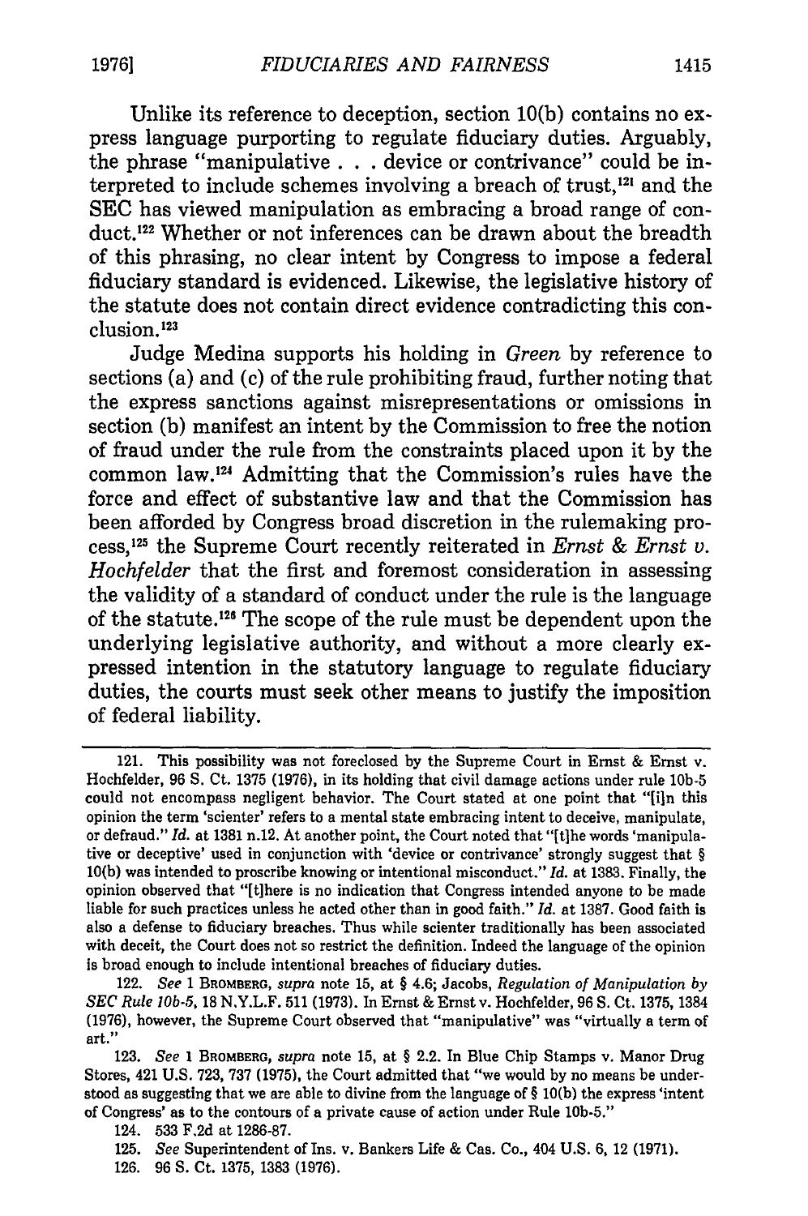Unlike its reference to deception, section 10(b) contains no express language purporting to regulate fiduciary duties. Arguably, the phrase "manipulative . . . device or contrivance" could be interpreted to include schemes involving a breach of trust,[121] and the SEC has viewed manipulation as embracing a broad range of conduct.[122] Whether or not inferences can be drawn about the breadth of this phrasing, no clear intent by Congress to impose a federal fiduciary standard is evidenced. Likewise, the legislative history of the statute does not contain direct evidence contradicting this conclusion.[123]

Judge Medina supports his holding in *Green* by reference to sections (a) and (c) of the rule prohibiting fraud, further noting that the express sanctions against misrepresentations or omissions in section (b) manifest an intent by the Commission to free the notion of fraud under the rule from the constraints placed upon it by the common law.[124] Admitting that the Commission's rules have the force and effect of substantive law and that the Commission has been afforded by Congress broad discretion in the rulemaking process,[125] the Supreme Court recently reiterated in *Ernst & Ernst v. Hochfelder* that the first and foremost consideration in assessing the validity of a standard of conduct under the rule is the language of the statute.[126] The scope of the rule must be dependent upon the underlying legislative authority, and without a more clearly expressed intention in the statutory language to regulate fiduciary duties, the courts must seek other means to justify the imposition of federal liability.

---

121. This possibility was not foreclosed by the Supreme Court in Ernst & Ernst v. Hochfelder, 96 S. Ct. 1375 (1976), in its holding that civil damage actions under rule 10b-5 could not encompass negligent behavior. The Court stated at one point that "[i]n this opinion the term 'scienter' refers to a mental state embracing intent to deceive, manipulate, or defraud." *Id.* at 1381 n.12. At another point, the Court noted that "[t]he words 'manipulative or deceptive' used in conjunction with 'device or contrivance' strongly suggest that § 10(b) was intended to proscribe knowing or intentional misconduct." *Id.* at 1383. Finally, the opinion observed that "[t]here is no indication that Congress intended anyone to be made liable for such practices unless he acted other than in good faith." *Id.* at 1387. Good faith is also a defense to fiduciary breaches. Thus while scienter traditionally has been associated with deceit, the Court does not so restrict the definition. Indeed the language of the opinion is broad enough to include intentional breaches of fiduciary duties.

122. *See* 1 BROMBERG, *supra* note 15, at § 4.6; Jacobs, *Regulation of Manipulation by SEC Rule 10b-5*, 18 N.Y.L.F. 511 (1973). In Ernst & Ernst v. Hochfelder, 96 S. Ct. 1375, 1384 (1976), however, the Supreme Court observed that "manipulative" was "virtually a term of art."

123. *See* 1 BROMBERG, *supra* note 15, at § 2.2. In Blue Chip Stamps v. Manor Drug Stores, 421 U.S. 723, 737 (1975), the Court admitted that "we would by no means be understood as suggesting that we are able to divine from the language of § 10(b) the express 'intent of Congress' as to the contours of a private cause of action under Rule 10b-5."

124. 533 F.2d at 1286-87.

125. *See* Superintendent of Ins. v. Bankers Life & Cas. Co., 404 U.S. 6, 12 (1971).

126. 96 S. Ct. 1375, 1383 (1976).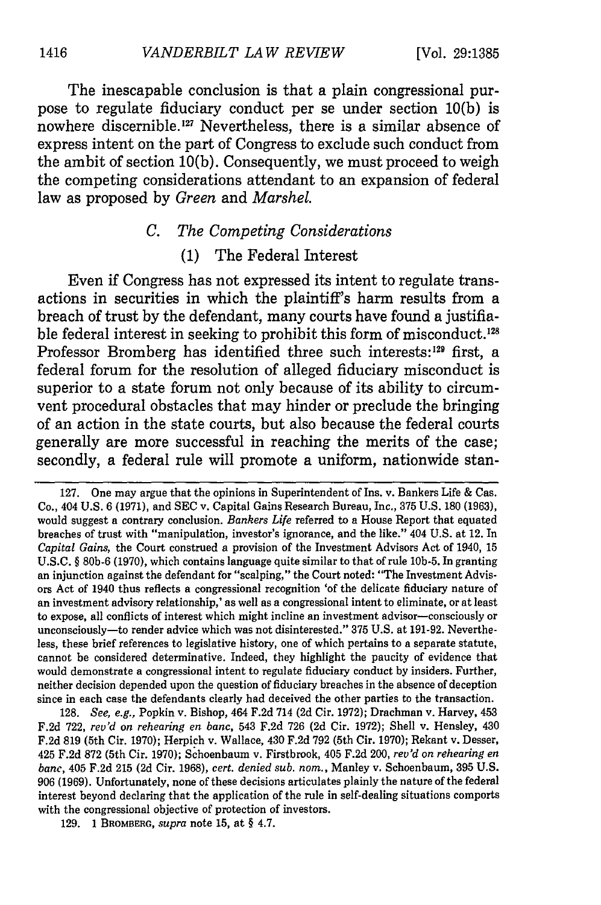The inescapable conclusion is that a plain congressional purpose to regulate fiduciary conduct per se under section 10(b) is nowhere discernible.[127] Nevertheless, there is a similar absence of express intent on the part of Congress to exclude such conduct from the ambit of section 10(b). Consequently, we must proceed to weigh the competing considerations attendant to an expansion of federal law as proposed by *Green* and *Marshel*.

### C. The Competing Considerations

#### (1) The Federal Interest

Even if Congress has not expressed its intent to regulate transactions in securities in which the plaintiff's harm results from a breach of trust by the defendant, many courts have found a justifiable federal interest in seeking to prohibit this form of misconduct.[128] Professor Bromberg has identified three such interests:[129] first, a federal forum for the resolution of alleged fiduciary misconduct is superior to a state forum not only because of its ability to circumvent procedural obstacles that may hinder or preclude the bringing of an action in the state courts, but also because the federal courts generally are more successful in reaching the merits of the case; secondly, a federal rule will promote a uniform, nationwide stan-

---

127. One may argue that the opinions in Superintendent of Ins. v. Bankers Life & Cas. Co., 404 U.S. 6 (1971), and SEC v. Capital Gains Research Bureau, Inc., 375 U.S. 180 (1963), would suggest a contrary conclusion. *Bankers Life* referred to a House Report that equated breaches of trust with "manipulation, investor's ignorance, and the like." 404 U.S. at 12. In *Capital Gains*, the Court construed a provision of the Investment Advisors Act of 1940, 15 U.S.C. § 80b-6 (1970), which contains language quite similar to that of rule 10b-5. In granting an injunction against the defendant for "scalping," the Court noted: "The Investment Advisors Act of 1940 thus reflects a congressional recognition 'of the delicate fiduciary nature of an investment advisory relationship,' as well as a congressional intent to eliminate, or at least to expose, all conflicts of interest which might incline an investment advisor—consciously or unconsciously—to render advice which was not disinterested." 375 U.S. at 191-92. Nevertheless, these brief references to legislative history, one of which pertains to a separate statute, cannot be considered determinative. Indeed, they highlight the paucity of evidence that would demonstrate a congressional intent to regulate fiduciary conduct by insiders. Further, neither decision depended upon the question of fiduciary breaches in the absence of deception since in each case the defendants clearly had deceived the other parties to the transaction.

128. *See, e.g.*, Popkin v. Bishop, 464 F.2d 714 (2d Cir. 1972); Drachman v. Harvey, 453 F.2d 722, *rev'd on rehearing en banc*, 543 F.2d 726 (2d Cir. 1972); Shell v. Hensley, 430 F.2d 819 (5th Cir. 1970); Herpich v. Wallace, 430 F.2d 792 (5th Cir. 1970); Rekant v. Desser, 425 F.2d 872 (5th Cir. 1970); Schoenbaum v. Firstbrook, 405 F.2d 200, *rev'd on rehearing en banc*, 405 F.2d 215 (2d Cir. 1968), *cert. denied sub. nom.*, Manley v. Schoenbaum, 395 U.S. 906 (1969). Unfortunately, none of these decisions articulates plainly the nature of the federal interest beyond declaring that the application of the rule in self-dealing situations comports with the congressional objective of protection of investors.

129. 1 BROMBERG, *supra* note 15, at § 4.7.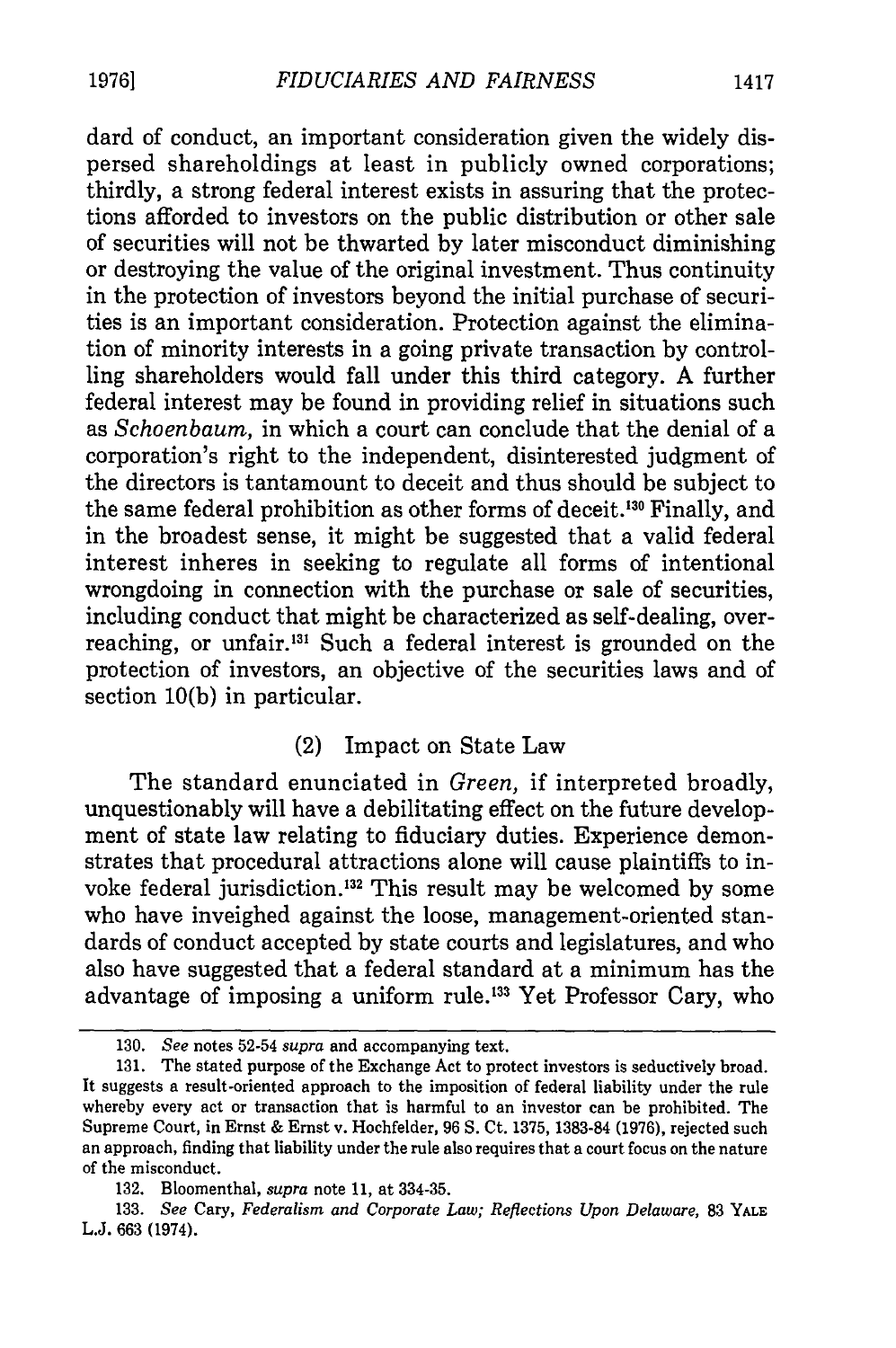dard of conduct, an important consideration given the widely dispersed shareholdings at least in publicly owned corporations; thirdly, a strong federal interest exists in assuring that the protections afforded to investors on the public distribution or other sale of securities will not be thwarted by later misconduct diminishing or destroying the value of the original investment. Thus continuity in the protection of investors beyond the initial purchase of securities is an important consideration. Protection against the elimination of minority interests in a going private transaction by controlling shareholders would fall under this third category. A further federal interest may be found in providing relief in situations such as *Schoenbaum*, in which a court can conclude that the denial of a corporation's right to the independent, disinterested judgment of the directors is tantamount to deceit and thus should be subject to the same federal prohibition as other forms of deceit.[130] Finally, and in the broadest sense, it might be suggested that a valid federal interest inheres in seeking to regulate all forms of intentional wrongdoing in connection with the purchase or sale of securities, including conduct that might be characterized as self-dealing, overreaching, or unfair.[131] Such a federal interest is grounded on the protection of investors, an objective of the securities laws and of section 10(b) in particular.

(2) Impact on State Law

The standard enunciated in *Green*, if interpreted broadly, unquestionably will have a debilitating effect on the future development of state law relating to fiduciary duties. Experience demonstrates that procedural attractions alone will cause plaintiffs to invoke federal jurisdiction.[132] This result may be welcomed by some who have inveighed against the loose, management-oriented standards of conduct accepted by state courts and legislatures, and who also have suggested that a federal standard at a minimum has the advantage of imposing a uniform rule.[133] Yet Professor Cary, who

---

130. *See* notes 52-54 *supra* and accompanying text.

131. The stated purpose of the Exchange Act to protect investors is seductively broad. It suggests a result-oriented approach to the imposition of federal liability under the rule whereby every act or transaction that is harmful to an investor can be prohibited. The Supreme Court, in Ernst & Ernst v. Hochfelder, 96 S. Ct. 1375, 1383-84 (1976), rejected such an approach, finding that liability under the rule also requires that a court focus on the nature of the misconduct.

132. Bloomenthal, *supra* note 11, at 334-35.

133. *See* Cary, *Federalism and Corporate Law; Reflections Upon Delaware*, 83 YALE L.J. 663 (1974).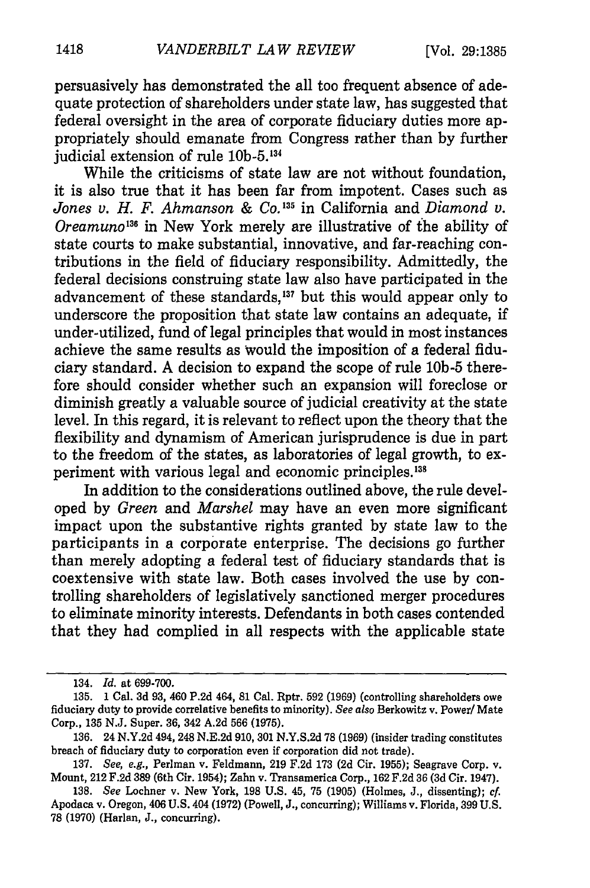persuasively has demonstrated the all too frequent absence of adequate protection of shareholders under state law, has suggested that federal oversight in the area of corporate fiduciary duties more appropriately should emanate from Congress rather than by further judicial extension of rule 10b-5.[134]

While the criticisms of state law are not without foundation, it is also true that it has been far from impotent. Cases such as *Jones v. H. F. Ahmanson & Co.*[135] in California and *Diamond v. Oreamuno*[136] in New York merely are illustrative of the ability of state courts to make substantial, innovative, and far-reaching contributions in the field of fiduciary responsibility. Admittedly, the federal decisions construing state law also have participated in the advancement of these standards,[137] but this would appear only to underscore the proposition that state law contains an adequate, if under-utilized, fund of legal principles that would in most instances achieve the same results as would the imposition of a federal fiduciary standard. A decision to expand the scope of rule 10b-5 therefore should consider whether such an expansion will foreclose or diminish greatly a valuable source of judicial creativity at the state level. In this regard, it is relevant to reflect upon the theory that the flexibility and dynamism of American jurisprudence is due in part to the freedom of the states, as laboratories of legal growth, to experiment with various legal and economic principles.[138]

In addition to the considerations outlined above, the rule developed by *Green* and *Marshel* may have an even more significant impact upon the substantive rights granted by state law to the participants in a corporate enterprise. The decisions go further than merely adopting a federal test of fiduciary standards that is coextensive with state law. Both cases involved the use by controlling shareholders of legislatively sanctioned merger procedures to eliminate minority interests. Defendants in both cases contended that they had complied in all respects with the applicable state

---

134. *Id.* at 699-700.

135. 1 Cal. 3d 93, 460 P.2d 464, 81 Cal. Rptr. 592 (1969) (controlling shareholders owe fiduciary duty to provide correlative benefits to minority). *See also* Berkowitz v. Power/Mate Corp., 135 N.J. Super. 36, 342 A.2d 566 (1975).

136. 24 N.Y.2d 494, 248 N.E.2d 910, 301 N.Y.S.2d 78 (1969) (insider trading constitutes breach of fiduciary duty to corporation even if corporation did not trade).

137. *See, e.g.*, Perlman v. Feldmann, 219 F.2d 173 (2d Cir. 1955); Seagrave Corp. v. Mount, 212 F.2d 389 (6th Cir. 1954); Zahn v. Transamerica Corp., 162 F.2d 36 (3d Cir. 1947).

138. *See* Lochner v. New York, 198 U.S. 45, 75 (1905) (Holmes, J., dissenting); *cf.* Apodaca v. Oregon, 406 U.S. 404 (1972) (Powell, J., concurring); Williams v. Florida, 399 U.S. 78 (1970) (Harlan, J., concurring).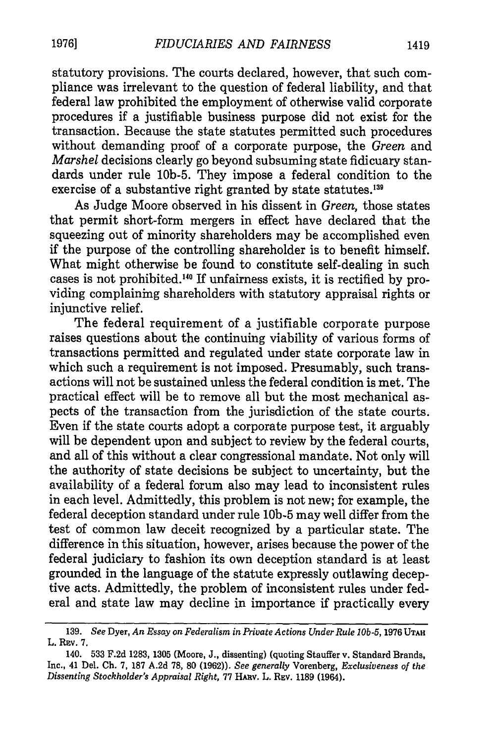statutory provisions. The courts declared, however, that such compliance was irrelevant to the question of federal liability, and that federal law prohibited the employment of otherwise valid corporate procedures if a justifiable business purpose did not exist for the transaction. Because the state statutes permitted such procedures without demanding proof of a corporate purpose, the *Green* and *Marshel* decisions clearly go beyond subsuming state fiduciary standards under rule 10b-5. They impose a federal condition to the exercise of a substantive right granted by state statutes.[139]

As Judge Moore observed in his dissent in *Green*, those states that permit short-form mergers in effect have declared that the squeezing out of minority shareholders may be accomplished even if the purpose of the controlling shareholder is to benefit himself. What might otherwise be found to constitute self-dealing in such cases is not prohibited.[140] If unfairness exists, it is rectified by providing complaining shareholders with statutory appraisal rights or injunctive relief.

The federal requirement of a justifiable corporate purpose raises questions about the continuing viability of various forms of transactions permitted and regulated under state corporate law in which such a requirement is not imposed. Presumably, such transactions will not be sustained unless the federal condition is met. The practical effect will be to remove all but the most mechanical aspects of the transaction from the jurisdiction of the state courts. Even if the state courts adopt a corporate purpose test, it arguably will be dependent upon and subject to review by the federal courts, and all of this without a clear congressional mandate. Not only will the authority of state decisions be subject to uncertainty, but the availability of a federal forum also may lead to inconsistent rules in each level. Admittedly, this problem is not new; for example, the federal deception standard under rule 10b-5 may well differ from the test of common law deceit recognized by a particular state. The difference in this situation, however, arises because the power of the federal judiciary to fashion its own deception standard is at least grounded in the language of the statute expressly outlawing deceptive acts. Admittedly, the problem of inconsistent rules under federal and state law may decline in importance if practically every

---

139. *See* Dyer, *An Essay on Federalism in Private Actions Under Rule 10b-5*, 1976 UTAH L. REV. 7.

140. 533 F.2d 1283, 1305 (Moore, J., dissenting) (quoting Stauffer v. Standard Brands, Inc., 41 Del. Ch. 7, 187 A.2d 78, 80 (1962)). *See generally* Vorenberg, *Exclusiveness of the Dissenting Stockholder's Appraisal Right*, 77 HARV. L. REV. 1189 (1964).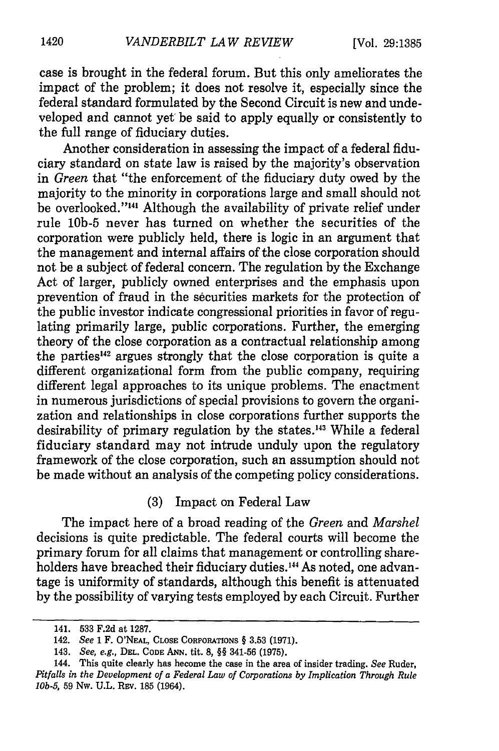case is brought in the federal forum. But this only ameliorates the impact of the problem; it does not resolve it, especially since the federal standard formulated by the Second Circuit is new and undeveloped and cannot yet be said to apply equally or consistently to the full range of fiduciary duties.

Another consideration in assessing the impact of a federal fiduciary standard on state law is raised by the majority's observation in *Green* that "the enforcement of the fiduciary duty owed by the majority to the minority in corporations large and small should not be overlooked."[141] Although the availability of private relief under rule 10b-5 never has turned on whether the securities of the corporation were publicly held, there is logic in an argument that the management and internal affairs of the close corporation should not be a subject of federal concern. The regulation by the Exchange Act of larger, publicly owned enterprises and the emphasis upon prevention of fraud in the securities markets for the protection of the public investor indicate congressional priorities in favor of regulating primarily large, public corporations. Further, the emerging theory of the close corporation as a contractual relationship among the parties[142] argues strongly that the close corporation is quite a different organizational form from the public company, requiring different legal approaches to its unique problems. The enactment in numerous jurisdictions of special provisions to govern the organization and relationships in close corporations further supports the desirability of primary regulation by the states.[143] While a federal fiduciary standard may not intrude unduly upon the regulatory framework of the close corporation, such an assumption should not be made without an analysis of the competing policy considerations.

(3) Impact on Federal Law

The impact here of a broad reading of the *Green* and *Marshel* decisions is quite predictable. The federal courts will become the primary forum for all claims that management or controlling shareholders have breached their fiduciary duties.[144] As noted, one advantage is uniformity of standards, although this benefit is attenuated by the possibility of varying tests employed by each Circuit. Further

---

141. 533 F.2d at 1287.

142. *See* 1 F. O'NEAL, CLOSE CORPORATIONS § 3.53 (1971).

143. *See, e.g.*, DEL. CODE ANN. tit. 8, §§ 341-56 (1975).

144. This quite clearly has become the case in the area of insider trading. *See* Ruder, *Pitfalls in the Development of a Federal Law of Corporations by Implication Through Rule 10b-5*, 59 NW. U.L. REV. 185 (1964).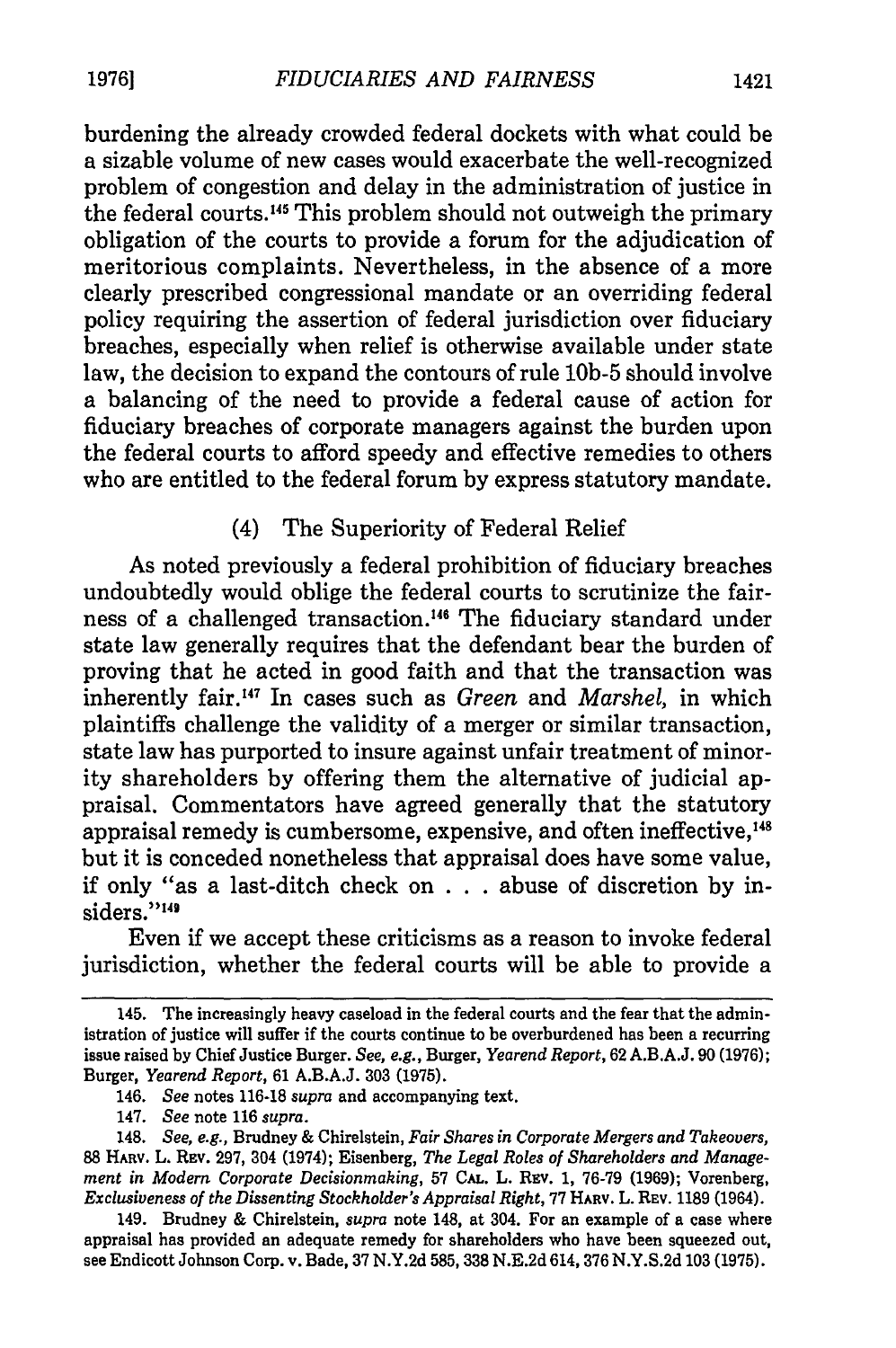burdening the already crowded federal dockets with what could be a sizable volume of new cases would exacerbate the well-recognized problem of congestion and delay in the administration of justice in the federal courts.[145] This problem should not outweigh the primary obligation of the courts to provide a forum for the adjudication of meritorious complaints. Nevertheless, in the absence of a more clearly prescribed congressional mandate or an overriding federal policy requiring the assertion of federal jurisdiction over fiduciary breaches, especially when relief is otherwise available under state law, the decision to expand the contours of rule 10b-5 should involve a balancing of the need to provide a federal cause of action for fiduciary breaches of corporate managers against the burden upon the federal courts to afford speedy and effective remedies to others who are entitled to the federal forum by express statutory mandate.

### (4) The Superiority of Federal Relief

As noted previously a federal prohibition of fiduciary breaches undoubtedly would oblige the federal courts to scrutinize the fairness of a challenged transaction.[146] The fiduciary standard under state law generally requires that the defendant bear the burden of proving that he acted in good faith and that the transaction was inherently fair.[147] In cases such as *Green* and *Marshel*, in which plaintiffs challenge the validity of a merger or similar transaction, state law has purported to insure against unfair treatment of minority shareholders by offering them the alternative of judicial appraisal. Commentators have agreed generally that the statutory appraisal remedy is cumbersome, expensive, and often ineffective,[148] but it is conceded nonetheless that appraisal does have some value, if only "as a last-ditch check on . . . abuse of discretion by insiders."[149]

Even if we accept these criticisms as a reason to invoke federal jurisdiction, whether the federal courts will be able to provide a

---

145. The increasingly heavy caseload in the federal courts and the fear that the administration of justice will suffer if the courts continue to be overburdened has been a recurring issue raised by Chief Justice Burger. *See, e.g.*, Burger, *Yearend Report*, 62 A.B.A.J. 90 (1976); Burger, *Yearend Report*, 61 A.B.A.J. 303 (1975).

146. *See* notes 116-18 *supra* and accompanying text.

147. *See* note 116 *supra*.

148. *See, e.g.*, Brudney & Chirelstein, *Fair Shares in Corporate Mergers and Takeovers*, 88 HARV. L. REV. 297, 304 (1974); Eisenberg, *The Legal Roles of Shareholders and Management in Modern Corporate Decisionmaking*, 57 CAL. L. REV. 1, 76-79 (1969); Vorenberg, *Exclusiveness of the Dissenting Stockholder's Appraisal Right*, 77 HARV. L. REV. 1189 (1964).

149. Brudney & Chirelstein, *supra* note 148, at 304. For an example of a case where appraisal has provided an adequate remedy for shareholders who have been squeezed out, see Endicott Johnson Corp. v. Bade, 37 N.Y.2d 585, 338 N.E.2d 614, 376 N.Y.S.2d 103 (1975).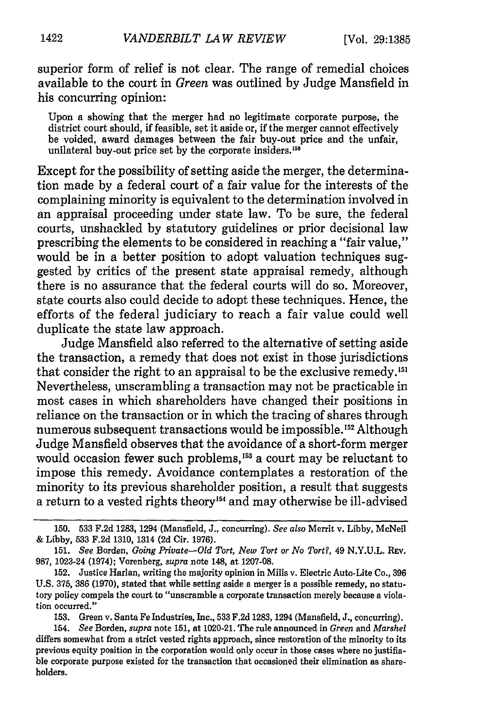superior form of relief is not clear. The range of remedial choices available to the court in *Green* was outlined by Judge Mansfield in his concurring opinion:

> Upon a showing that the merger had no legitimate corporate purpose, the district court should, if feasible, set it aside or, if the merger cannot effectively be voided, award damages between the fair buy-out price and the unfair, unilateral buy-out price set by the corporate insiders.[150]

Except for the possibility of setting aside the merger, the determination made by a federal court of a fair value for the interests of the complaining minority is equivalent to the determination involved in an appraisal proceeding under state law. To be sure, the federal courts, unshackled by statutory guidelines or prior decisional law prescribing the elements to be considered in reaching a "fair value," would be in a better position to adopt valuation techniques suggested by critics of the present state appraisal remedy, although there is no assurance that the federal courts will do so. Moreover, state courts also could decide to adopt these techniques. Hence, the efforts of the federal judiciary to reach a fair value could well duplicate the state law approach.

Judge Mansfield also referred to the alternative of setting aside the transaction, a remedy that does not exist in those jurisdictions that consider the right to an appraisal to be the exclusive remedy.[151] Nevertheless, unscrambling a transaction may not be practicable in most cases in which shareholders have changed their positions in reliance on the transaction or in which the tracing of shares through numerous subsequent transactions would be impossible.[152] Although Judge Mansfield observes that the avoidance of a short-form merger would occasion fewer such problems,[153] a court may be reluctant to impose this remedy. Avoidance contemplates a restoration of the minority to its previous shareholder position, a result that suggests a return to a vested rights theory[154] and may otherwise be ill-advised

---

150. 533 F.2d 1283, 1294 (Mansfield, J., concurring). *See also* Merrit v. Libby, McNeil & Libby, 533 F.2d 1310, 1314 (2d Cir. 1976).

151. *See* Borden, *Going Private—Old Tort, New Tort or No Tort?*, 49 N.Y.U.L. Rev. 987, 1023-24 (1974); Vorenberg, *supra* note 148, at 1207-08.

152. Justice Harlan, writing the majority opinion in Mills v. Electric Auto-Lite Co., 396 U.S. 375, 386 (1970), stated that while setting aside a merger is a possible remedy, no statutory policy compels the court to "unscramble a corporate transaction merely because a violation occurred."

153. Green v. Santa Fe Industries, Inc., 533 F.2d 1283, 1294 (Mansfield, J., concurring).

154. *See* Borden, *supra* note 151, at 1020-21. The rule announced in *Green* and *Marshel* differs somewhat from a strict vested rights approach, since restoration of the minority to its previous equity position in the corporation would only occur in those cases where no justifiable corporate purpose existed for the transaction that occasioned their elimination as shareholders.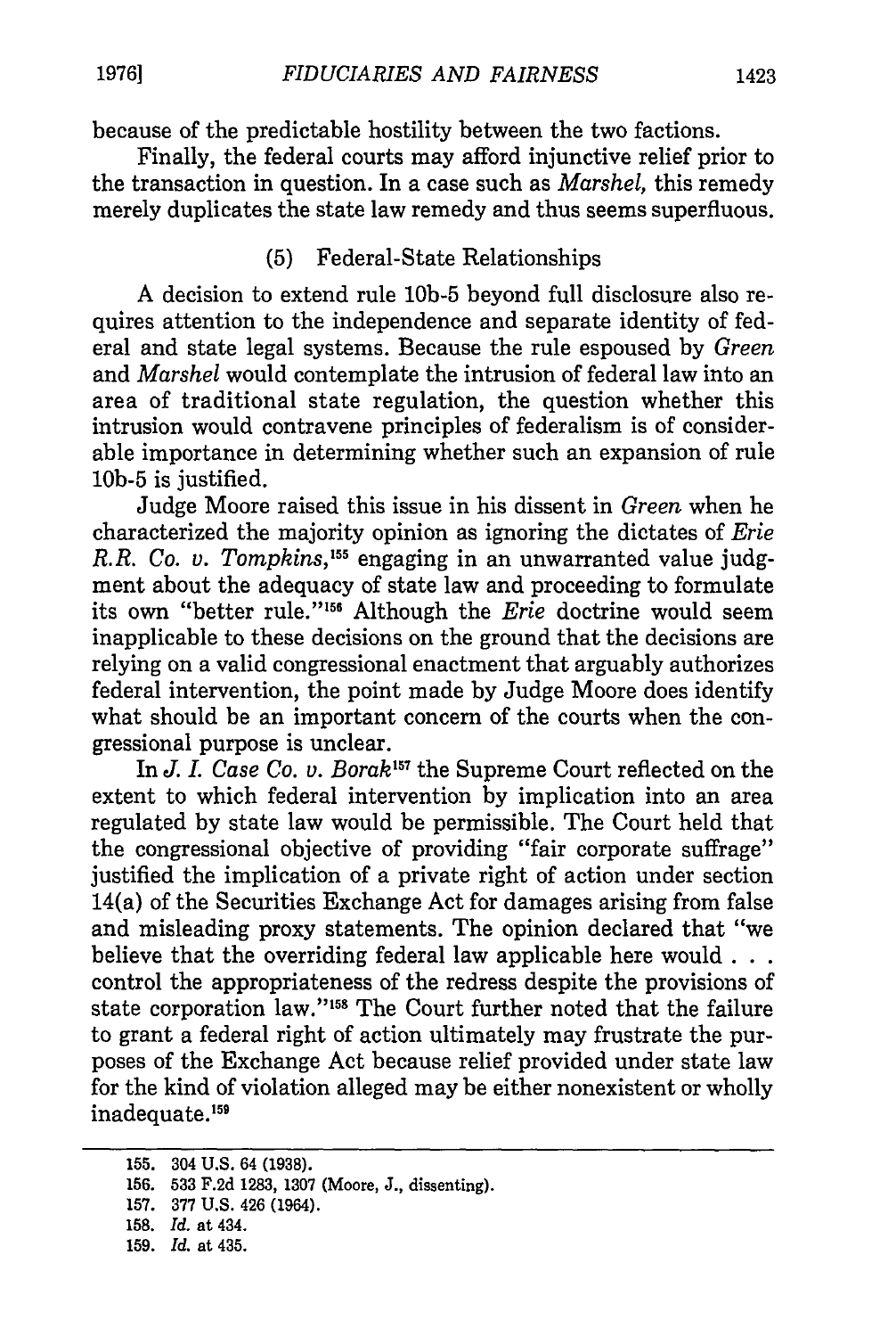because of the predictable hostility between the two factions.

Finally, the federal courts may afford injunctive relief prior to the transaction in question. In a case such as *Marshel*, this remedy merely duplicates the state law remedy and thus seems superfluous.

### (5) Federal-State Relationships

A decision to extend rule 10b-5 beyond full disclosure also requires attention to the independence and separate identity of federal and state legal systems. Because the rule espoused by *Green* and *Marshel* would contemplate the intrusion of federal law into an area of traditional state regulation, the question whether this intrusion would contravene principles of federalism is of considerable importance in determining whether such an expansion of rule 10b-5 is justified.

Judge Moore raised this issue in his dissent in *Green* when he characterized the majority opinion as ignoring the dictates of *Erie R.R. Co. v. Tompkins*,[155] engaging in an unwarranted value judgment about the adequacy of state law and proceeding to formulate its own "better rule."[156] Although the *Erie* doctrine would seem inapplicable to these decisions on the ground that the decisions are relying on a valid congressional enactment that arguably authorizes federal intervention, the point made by Judge Moore does identify what should be an important concern of the courts when the congressional purpose is unclear.

In *J. I. Case Co. v. Borak*[157] the Supreme Court reflected on the extent to which federal intervention by implication into an area regulated by state law would be permissible. The Court held that the congressional objective of providing "fair corporate suffrage" justified the implication of a private right of action under section 14(a) of the Securities Exchange Act for damages arising from false and misleading proxy statements. The opinion declared that "we believe that the overriding federal law applicable here would . . . control the appropriateness of the redress despite the provisions of state corporation law."[158] The Court further noted that the failure to grant a federal right of action ultimately may frustrate the purposes of the Exchange Act because relief provided under state law for the kind of violation alleged may be either nonexistent or wholly inadequate.[159]

---

155. 304 U.S. 64 (1938).
156. 533 F.2d 1283, 1307 (Moore, J., dissenting).
157. 377 U.S. 426 (1964).
158. *Id.* at 434.
159. *Id.* at 435.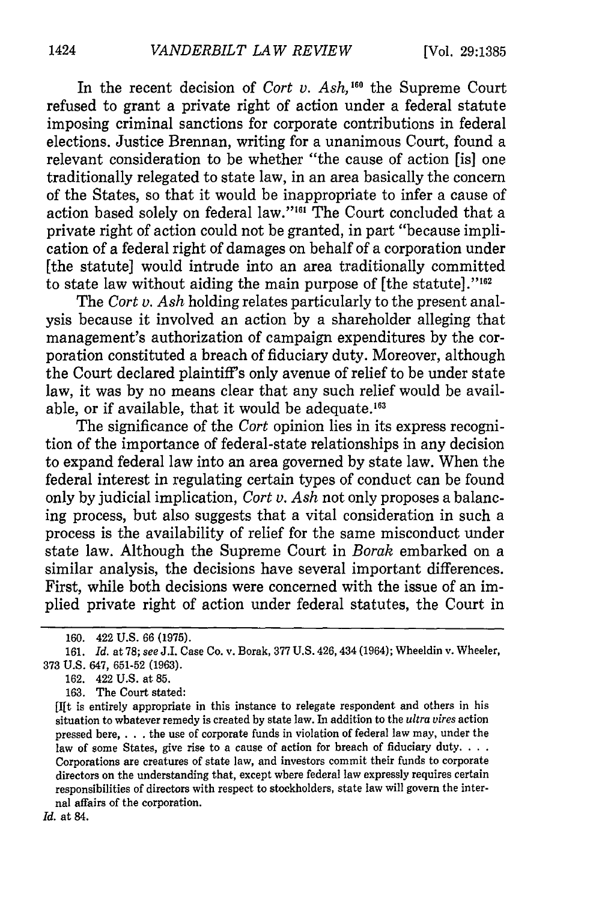In the recent decision of *Cort v. Ash*,[160] the Supreme Court refused to grant a private right of action under a federal statute imposing criminal sanctions for corporate contributions in federal elections. Justice Brennan, writing for a unanimous Court, found a relevant consideration to be whether "the cause of action [is] one traditionally relegated to state law, in an area basically the concern of the States, so that it would be inappropriate to infer a cause of action based solely on federal law."[161] The Court concluded that a private right of action could not be granted, in part "because implication of a federal right of damages on behalf of a corporation under [the statute] would intrude into an area traditionally committed to state law without aiding the main purpose of [the statute]."[162]

The *Cort v. Ash* holding relates particularly to the present analysis because it involved an action by a shareholder alleging that management's authorization of campaign expenditures by the corporation constituted a breach of fiduciary duty. Moreover, although the Court declared plaintiff's only avenue of relief to be under state law, it was by no means clear that any such relief would be available, or if available, that it would be adequate.[163]

The significance of the *Cort* opinion lies in its express recognition of the importance of federal-state relationships in any decision to expand federal law into an area governed by state law. When the federal interest in regulating certain types of conduct can be found only by judicial implication, *Cort v. Ash* not only proposes a balancing process, but also suggests that a vital consideration in such a process is the availability of relief for the same misconduct under state law. Although the Supreme Court in *Borak* embarked on a similar analysis, the decisions have several important differences. First, while both decisions were concerned with the issue of an implied private right of action under federal statutes, the Court in

---

160. 422 U.S. 66 (1975).

161. *Id.* at 78; *see* J.I. Case Co. v. Borak, 377 U.S. 426, 434 (1964); Wheeldin v. Wheeler, 373 U.S. 647, 651-52 (1963).

162. 422 U.S. at 85.

163. The Court stated:

> [I]t is entirely appropriate in this instance to relegate respondent and others in his situation to whatever remedy is created by state law. In addition to the *ultra vires* action pressed here, . . . the use of corporate funds in violation of federal law may, under the law of some States, give rise to a cause of action for breach of fiduciary duty. . . . Corporations are creatures of state law, and investors commit their funds to corporate directors on the understanding that, except where federal law expressly requires certain responsibilities of directors with respect to stockholders, state law will govern the internal affairs of the corporation.

*Id.* at 84.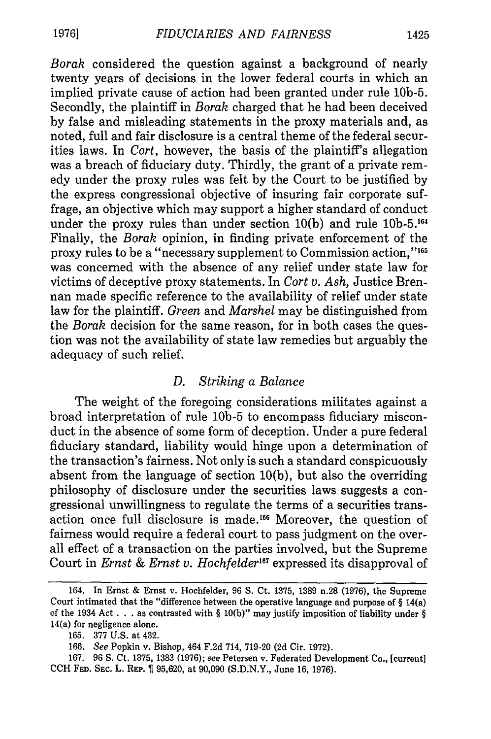*Borak* considered the question against a background of nearly twenty years of decisions in the lower federal courts in which an implied private cause of action had been granted under rule 10b-5. Secondly, the plaintiff in *Borak* charged that he had been deceived by false and misleading statements in the proxy materials and, as noted, full and fair disclosure is a central theme of the federal securities laws. In *Cort*, however, the basis of the plaintiff's allegation was a breach of fiduciary duty. Thirdly, the grant of a private remedy under the proxy rules was felt by the Court to be justified by the express congressional objective of insuring fair corporate suffrage, an objective which may support a higher standard of conduct under the proxy rules than under section 10(b) and rule 10b-5.[164] Finally, the *Borak* opinion, in finding private enforcement of the proxy rules to be a "necessary supplement to Commission action,"[165] was concerned with the absence of any relief under state law for victims of deceptive proxy statements. In *Cort v. Ash*, Justice Brennan made specific reference to the availability of relief under state law for the plaintiff. *Green* and *Marshel* may be distinguished from the *Borak* decision for the same reason, for in both cases the question was not the availability of state law remedies but arguably the adequacy of such relief.

### D. *Striking a Balance*

The weight of the foregoing considerations militates against a broad interpretation of rule 10b-5 to encompass fiduciary misconduct in the absence of some form of deception. Under a pure federal fiduciary standard, liability would hinge upon a determination of the transaction's fairness. Not only is such a standard conspicuously absent from the language of section 10(b), but also the overriding philosophy of disclosure under the securities laws suggests a congressional unwillingness to regulate the terms of a securities transaction once full disclosure is made.[166] Moreover, the question of fairness would require a federal court to pass judgment on the overall effect of a transaction on the parties involved, but the Supreme Court in *Ernst & Ernst v. Hochfelder*[167] expressed its disapproval of

---

164. In Ernst & Ernst v. Hochfelder, 96 S. Ct. 1375, 1389 n.28 (1976), the Supreme Court intimated that the "difference between the operative language and purpose of § 14(a) of the 1934 Act . . . as contrasted with § 10(b)" may justify imposition of liability under § 14(a) for negligence alone.

165. 377 U.S. at 432.

166. *See* Popkin v. Bishop, 464 F.2d 714, 719-20 (2d Cir. 1972).

167. 96 S. Ct. 1375, 1383 (1976); *see* Petersen v. Federated Development Co., [current] CCH FED. SEC. L. REP. ¶ 95,620, at 90,090 (S.D.N.Y., June 16, 1976).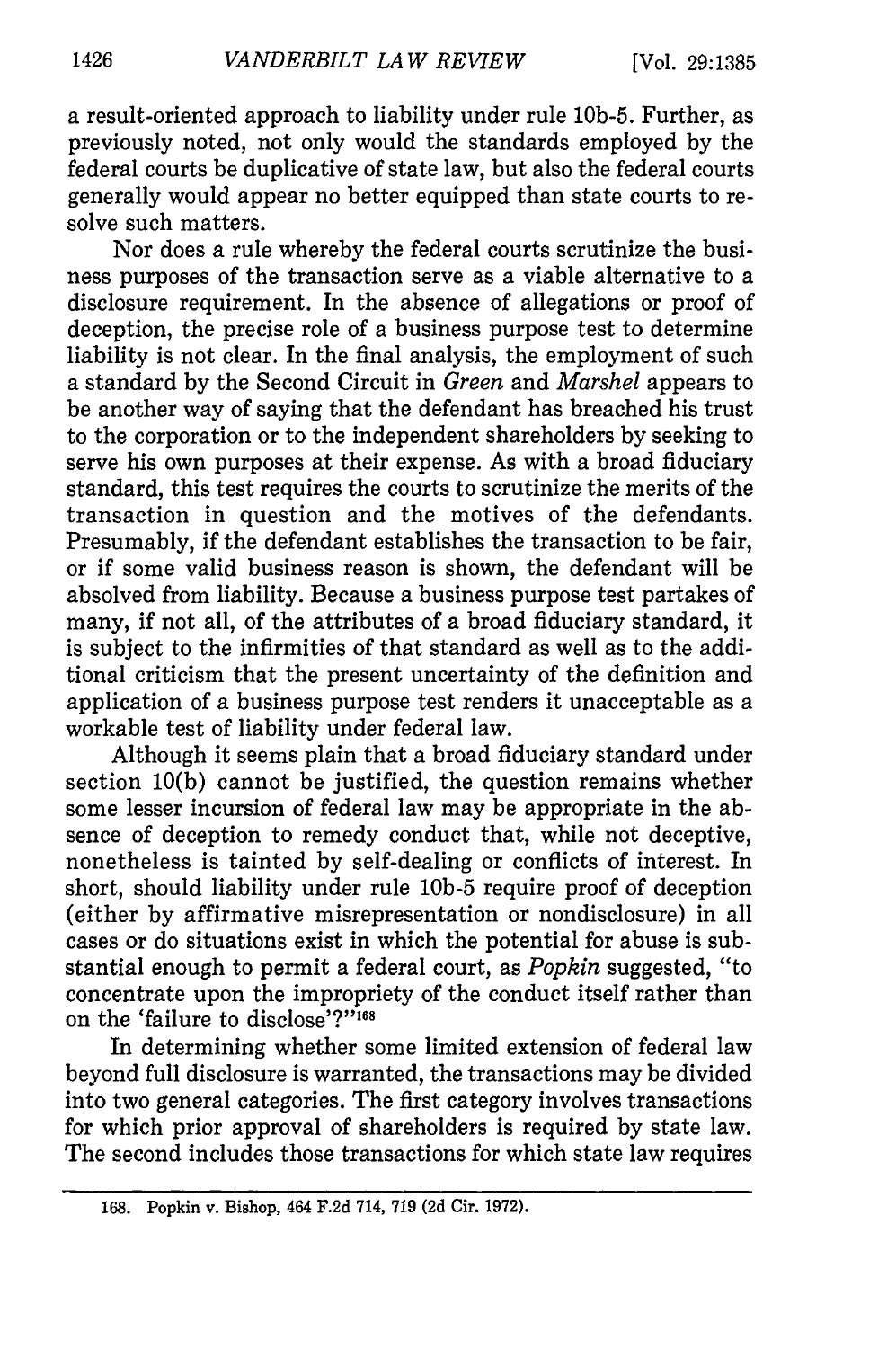a result-oriented approach to liability under rule 10b-5. Further, as previously noted, not only would the standards employed by the federal courts be duplicative of state law, but also the federal courts generally would appear no better equipped than state courts to resolve such matters.

Nor does a rule whereby the federal courts scrutinize the business purposes of the transaction serve as a viable alternative to a disclosure requirement. In the absence of allegations or proof of deception, the precise role of a business purpose test to determine liability is not clear. In the final analysis, the employment of such a standard by the Second Circuit in *Green* and *Marshel* appears to be another way of saying that the defendant has breached his trust to the corporation or to the independent shareholders by seeking to serve his own purposes at their expense. As with a broad fiduciary standard, this test requires the courts to scrutinize the merits of the transaction in question and the motives of the defendants. Presumably, if the defendant establishes the transaction to be fair, or if some valid business reason is shown, the defendant will be absolved from liability. Because a business purpose test partakes of many, if not all, of the attributes of a broad fiduciary standard, it is subject to the infirmities of that standard as well as to the additional criticism that the present uncertainty of the definition and application of a business purpose test renders it unacceptable as a workable test of liability under federal law.

Although it seems plain that a broad fiduciary standard under section 10(b) cannot be justified, the question remains whether some lesser incursion of federal law may be appropriate in the absence of deception to remedy conduct that, while not deceptive, nonetheless is tainted by self-dealing or conflicts of interest. In short, should liability under rule 10b-5 require proof of deception (either by affirmative misrepresentation or nondisclosure) in all cases or do situations exist in which the potential for abuse is substantial enough to permit a federal court, as *Popkin* suggested, "to concentrate upon the impropriety of the conduct itself rather than on the 'failure to disclose'?"[168]

In determining whether some limited extension of federal law beyond full disclosure is warranted, the transactions may be divided into two general categories. The first category involves transactions for which prior approval of shareholders is required by state law. The second includes those transactions for which state law requires

---

168. Popkin v. Bishop, 464 F.2d 714, 719 (2d Cir. 1972).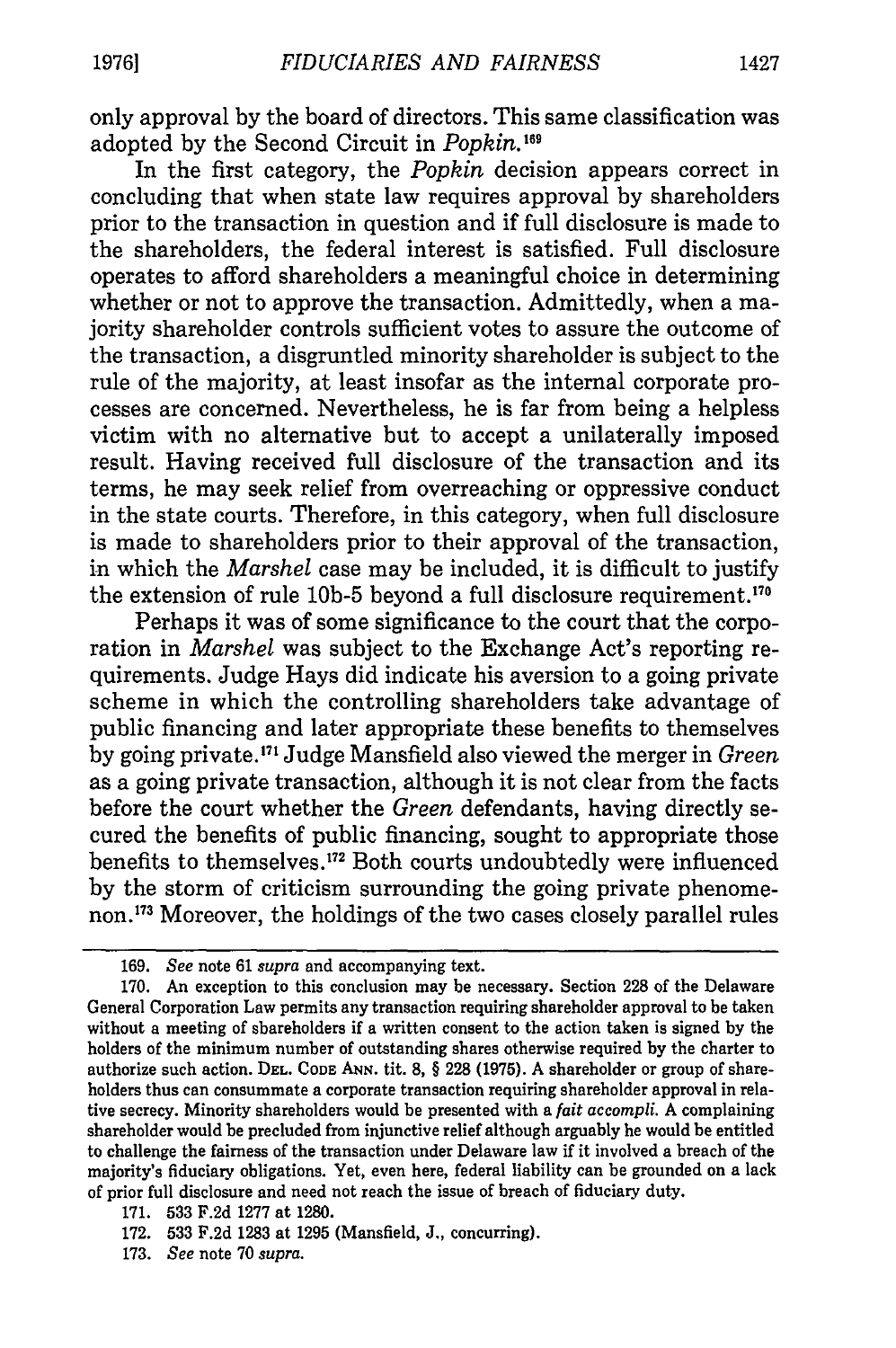only approval by the board of directors. This same classification was adopted by the Second Circuit in *Popkin*.[169]

In the first category, the *Popkin* decision appears correct in concluding that when state law requires approval by shareholders prior to the transaction in question and if full disclosure is made to the shareholders, the federal interest is satisfied. Full disclosure operates to afford shareholders a meaningful choice in determining whether or not to approve the transaction. Admittedly, when a majority shareholder controls sufficient votes to assure the outcome of the transaction, a disgruntled minority shareholder is subject to the rule of the majority, at least insofar as the internal corporate processes are concerned. Nevertheless, he is far from being a helpless victim with no alternative but to accept a unilaterally imposed result. Having received full disclosure of the transaction and its terms, he may seek relief from overreaching or oppressive conduct in the state courts. Therefore, in this category, when full disclosure is made to shareholders prior to their approval of the transaction, in which the *Marshel* case may be included, it is difficult to justify the extension of rule 10b-5 beyond a full disclosure requirement.[170]

Perhaps it was of some significance to the court that the corporation in *Marshel* was subject to the Exchange Act's reporting requirements. Judge Hays did indicate his aversion to a going private scheme in which the controlling shareholders take advantage of public financing and later appropriate these benefits to themselves by going private.[171] Judge Mansfield also viewed the merger in *Green* as a going private transaction, although it is not clear from the facts before the court whether the *Green* defendants, having directly secured the benefits of public financing, sought to appropriate those benefits to themselves.[172] Both courts undoubtedly were influenced by the storm of criticism surrounding the going private phenomenon.[173] Moreover, the holdings of the two cases closely parallel rules

---

169. *See* note 61 *supra* and accompanying text.

170. An exception to this conclusion may be necessary. Section 228 of the Delaware General Corporation Law permits any transaction requiring shareholder approval to be taken without a meeting of shareholders if a written consent to the action taken is signed by the holders of the minimum number of outstanding shares otherwise required by the charter to authorize such action. DEL. CODE ANN. tit. 8, § 228 (1975). A shareholder or group of shareholders thus can consummate a corporate transaction requiring shareholder approval in relative secrecy. Minority shareholders would be presented with a *fait accompli*. A complaining shareholder would be precluded from injunctive relief although arguably he would be entitled to challenge the fairness of the transaction under Delaware law if it involved a breach of the majority's fiduciary obligations. Yet, even here, federal liability can be grounded on a lack of prior full disclosure and need not reach the issue of breach of fiduciary duty.

171. 533 F.2d 1277 at 1280.

172. 533 F.2d 1283 at 1295 (Mansfield, J., concurring).

173. *See* note 70 *supra*.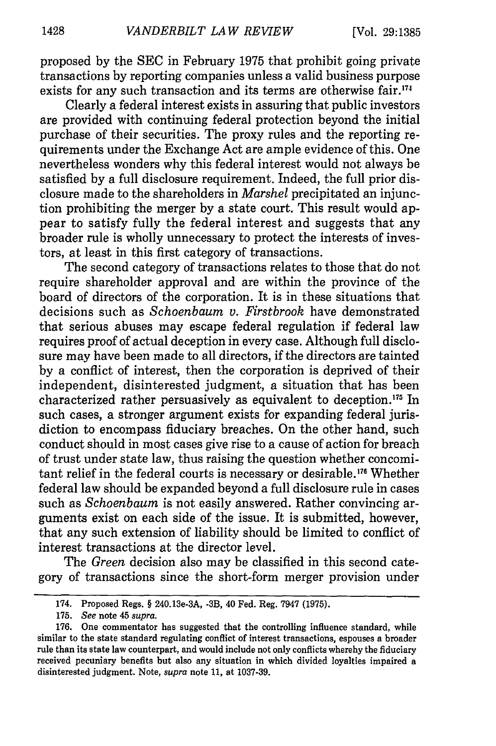proposed by the SEC in February 1975 that prohibit going private transactions by reporting companies unless a valid business purpose exists for any such transaction and its terms are otherwise fair.[174]

Clearly a federal interest exists in assuring that public investors are provided with continuing federal protection beyond the initial purchase of their securities. The proxy rules and the reporting requirements under the Exchange Act are ample evidence of this. One nevertheless wonders why this federal interest would not always be satisfied by a full disclosure requirement. Indeed, the full prior disclosure made to the shareholders in *Marshel* precipitated an injunction prohibiting the merger by a state court. This result would appear to satisfy fully the federal interest and suggests that any broader rule is wholly unnecessary to protect the interests of investors, at least in this first category of transactions.

The second category of transactions relates to those that do not require shareholder approval and are within the province of the board of directors of the corporation. It is in these situations that decisions such as *Schoenbaum v. Firstbrook* have demonstrated that serious abuses may escape federal regulation if federal law requires proof of actual deception in every case. Although full disclosure may have been made to all directors, if the directors are tainted by a conflict of interest, then the corporation is deprived of their independent, disinterested judgment, a situation that has been characterized rather persuasively as equivalent to deception.[175] In such cases, a stronger argument exists for expanding federal jurisdiction to encompass fiduciary breaches. On the other hand, such conduct should in most cases give rise to a cause of action for breach of trust under state law, thus raising the question whether concomitant relief in the federal courts is necessary or desirable.[176] Whether federal law should be expanded beyond a full disclosure rule in cases such as *Schoenbaum* is not easily answered. Rather convincing arguments exist on each side of the issue. It is submitted, however, that any such extension of liability should be limited to conflict of interest transactions at the director level.

The *Green* decision also may be classified in this second category of transactions since the short-form merger provision under

---

174. Proposed Regs. § 240.13e-3A, -3B, 40 Fed. Reg. 7947 (1975).

175. *See* note 45 *supra*.

176. One commentator has suggested that the controlling influence standard, while similar to the state standard regulating conflict of interest transactions, espouses a broader rule than its state law counterpart, and would include not only conflicts wherehy the fiduciary received pecuniary benefits but also any situation in which divided loyalties impaired a disinterested judgment. Note, *supra* note 11, at 1037-39.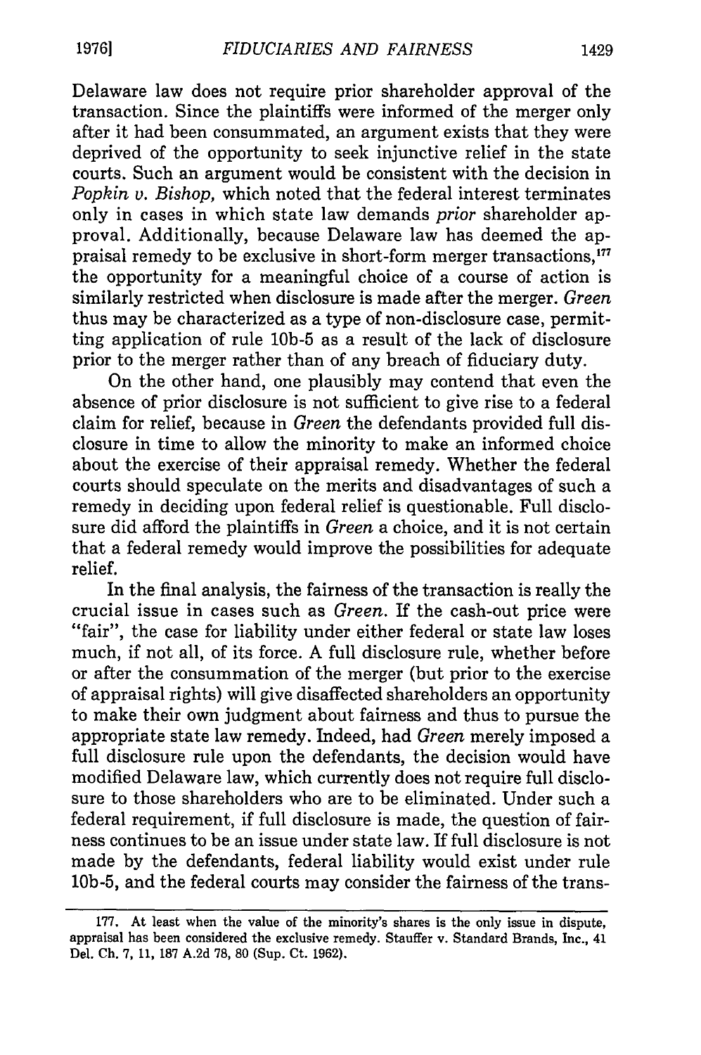Delaware law does not require prior shareholder approval of the transaction. Since the plaintiffs were informed of the merger only after it had been consummated, an argument exists that they were deprived of the opportunity to seek injunctive relief in the state courts. Such an argument would be consistent with the decision in *Popkin v. Bishop,* which noted that the federal interest terminates only in cases in which state law demands *prior* shareholder approval. Additionally, because Delaware law has deemed the appraisal remedy to be exclusive in short-form merger transactions,[177] the opportunity for a meaningful choice of a course of action is similarly restricted when disclosure is made after the merger. *Green* thus may be characterized as a type of non-disclosure case, permitting application of rule 10b-5 as a result of the lack of disclosure prior to the merger rather than of any breach of fiduciary duty.

On the other hand, one plausibly may contend that even the absence of prior disclosure is not sufficient to give rise to a federal claim for relief, because in *Green* the defendants provided full disclosure in time to allow the minority to make an informed choice about the exercise of their appraisal remedy. Whether the federal courts should speculate on the merits and disadvantages of such a remedy in deciding upon federal relief is questionable. Full disclosure did afford the plaintiffs in *Green* a choice, and it is not certain that a federal remedy would improve the possibilities for adequate relief.

In the final analysis, the fairness of the transaction is really the crucial issue in cases such as *Green.* If the cash-out price were "fair", the case for liability under either federal or state law loses much, if not all, of its force. A full disclosure rule, whether before or after the consummation of the merger (but prior to the exercise of appraisal rights) will give disaffected shareholders an opportunity to make their own judgment about fairness and thus to pursue the appropriate state law remedy. Indeed, had *Green* merely imposed a full disclosure rule upon the defendants, the decision would have modified Delaware law, which currently does not require full disclosure to those shareholders who are to be eliminated. Under such a federal requirement, if full disclosure is made, the question of fairness continues to be an issue under state law. If full disclosure is not made by the defendants, federal liability would exist under rule 10b-5, and the federal courts may consider the fairness of the trans-

---

177. At least when the value of the minority's shares is the only issue in dispute, appraisal has been considered the exclusive remedy. Stauffer v. Standard Brands, Inc., 41 Del. Ch. 7, 11, 187 A.2d 78, 80 (Sup. Ct. 1962).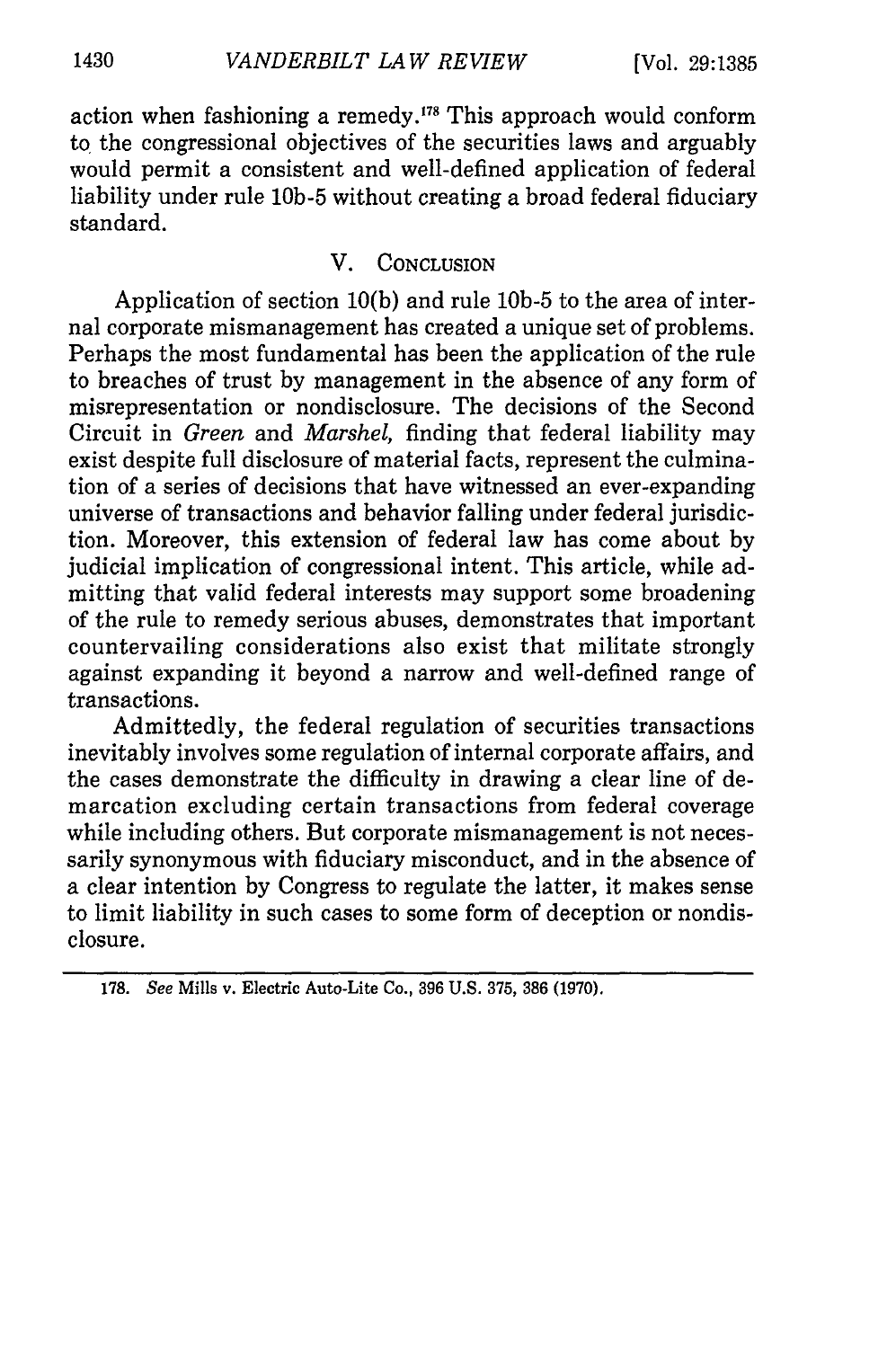action when fashioning a remedy.[178] This approach would conform to the congressional objectives of the securities laws and arguably would permit a consistent and well-defined application of federal liability under rule 10b-5 without creating a broad federal fiduciary standard.

## V. Conclusion

Application of section 10(b) and rule 10b-5 to the area of internal corporate mismanagement has created a unique set of problems. Perhaps the most fundamental has been the application of the rule to breaches of trust by management in the absence of any form of misrepresentation or nondisclosure. The decisions of the Second Circuit in *Green* and *Marshel*, finding that federal liability may exist despite full disclosure of material facts, represent the culmination of a series of decisions that have witnessed an ever-expanding universe of transactions and behavior falling under federal jurisdiction. Moreover, this extension of federal law has come about by judicial implication of congressional intent. This article, while admitting that valid federal interests may support some broadening of the rule to remedy serious abuses, demonstrates that important countervailing considerations also exist that militate strongly against expanding it beyond a narrow and well-defined range of transactions.

Admittedly, the federal regulation of securities transactions inevitably involves some regulation of internal corporate affairs, and the cases demonstrate the difficulty in drawing a clear line of demarcation excluding certain transactions from federal coverage while including others. But corporate mismanagement is not necessarily synonymous with fiduciary misconduct, and in the absence of a clear intention by Congress to regulate the latter, it makes sense to limit liability in such cases to some form of deception or nondisclosure.

---

178. *See* Mills v. Electric Auto-Lite Co., 396 U.S. 375, 386 (1970).